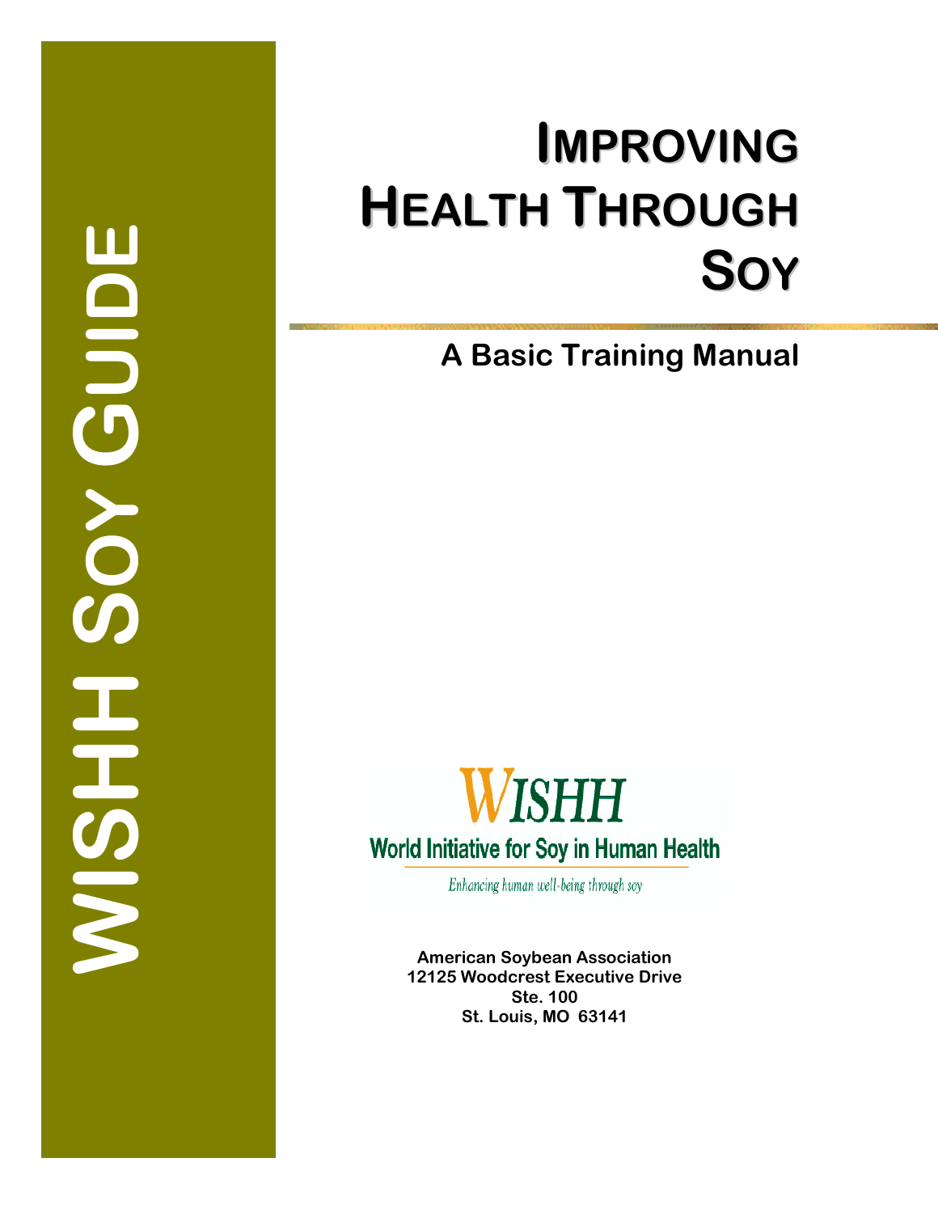WISHH SOY GUIDE

# IMPROVING HEALTH THROUGH SOY

## A Basic Training Manual

WISHH

World Initiative for Soy in Human Health

*Enhancing human well-being through soy*

**American Soybean Association**
**12125 Woodcrest Executive Drive**
**Ste. 100**
**St. Louis, MO 63141**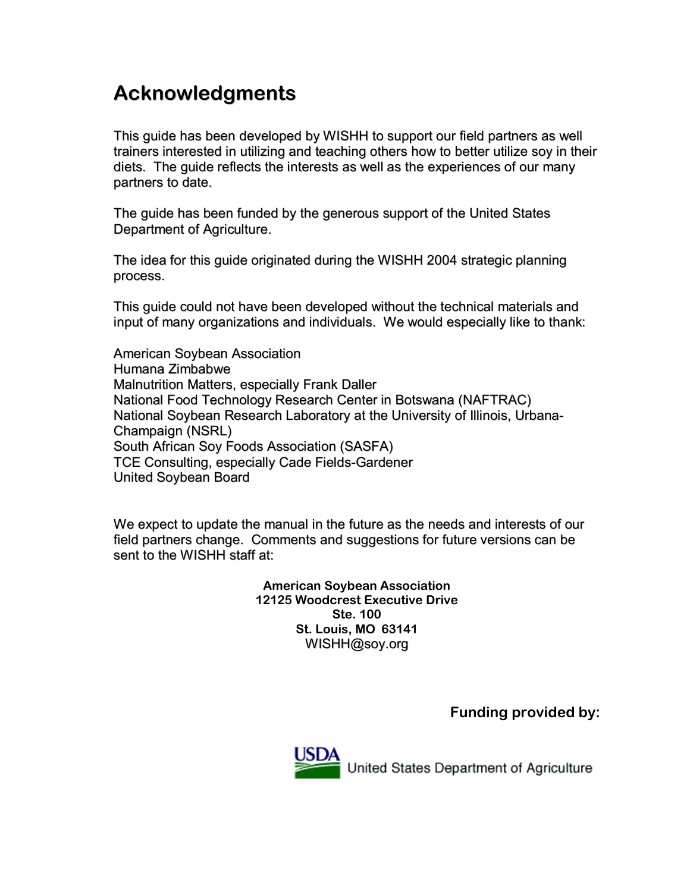# Acknowledgments

This guide has been developed by WISHH to support our field partners as well trainers interested in utilizing and teaching others how to better utilize soy in their diets. The guide reflects the interests as well as the experiences of our many partners to date.

The guide has been funded by the generous support of the United States Department of Agriculture.

The idea for this guide originated during the WISHH 2004 strategic planning process.

This guide could not have been developed without the technical materials and input of many organizations and individuals. We would especially like to thank:

American Soybean Association
Humana Zimbabwe
Malnutrition Matters, especially Frank Daller
National Food Technology Research Center in Botswana (NAFTRAC)
National Soybean Research Laboratory at the University of Illinois, Urbana-Champaign (NSRL)
South African Soy Foods Association (SASFA)
TCE Consulting, especially Cade Fields-Gardener
United Soybean Board

We expect to update the manual in the future as the needs and interests of our field partners change. Comments and suggestions for future versions can be sent to the WISHH staff at:

**American Soybean Association**
**12125 Woodcrest Executive Drive**
**Ste. 100**
**St. Louis, MO 63141**
WISHH@soy.org

**Funding provided by:**

USDA United States Department of Agriculture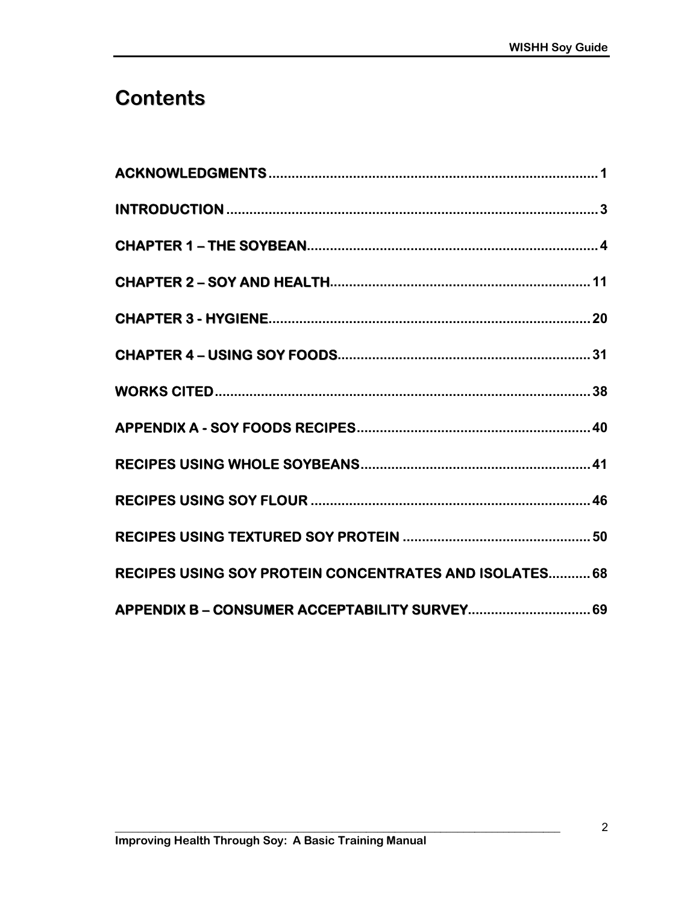# Contents

ACKNOWLEDGMENTS ....................................................................................... 1

INTRODUCTION ................................................................................................ 3

CHAPTER 1 – THE SOYBEAN........................................................................... 4

CHAPTER 2 – SOY AND HEALTH................................................................... 11

CHAPTER 3 - HYGIENE................................................................................... 20

CHAPTER 4 – USING SOY FOODS................................................................. 31

WORKS CITED .................................................................................................. 38

APPENDIX A - SOY FOODS RECIPES............................................................ 40

RECIPES USING WHOLE SOYBEANS........................................................... 41

RECIPES USING SOY FLOUR ........................................................................ 46

RECIPES USING TEXTURED SOY PROTEIN ................................................ 50

RECIPES USING SOY PROTEIN CONCENTRATES AND ISOLATES........... 68

APPENDIX B – CONSUMER ACCEPTABILITY SURVEY................................ 69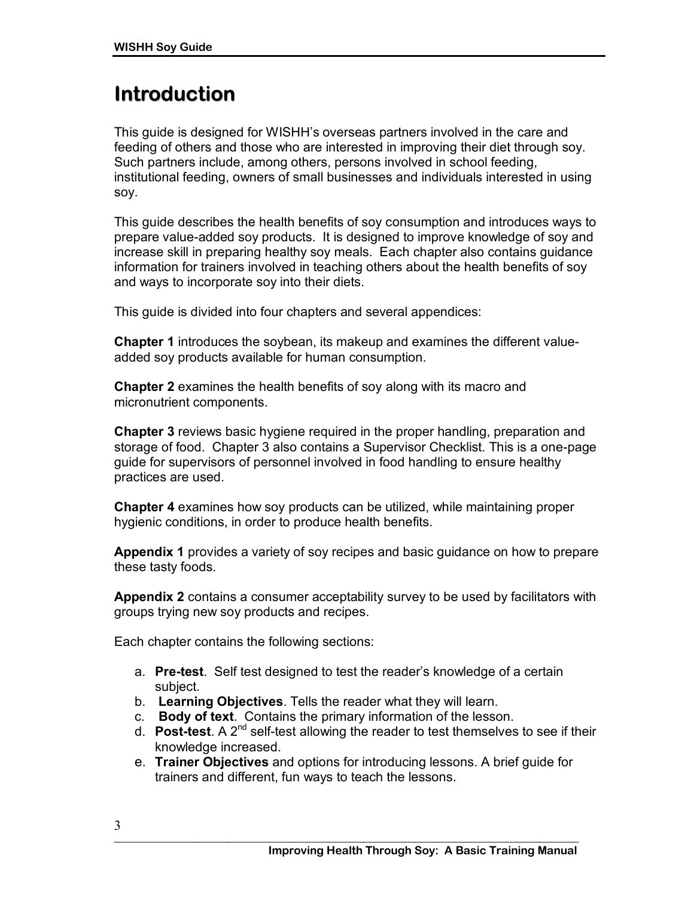# Introduction

This guide is designed for WISHH's overseas partners involved in the care and feeding of others and those who are interested in improving their diet through soy. Such partners include, among others, persons involved in school feeding, institutional feeding, owners of small businesses and individuals interested in using soy.

This guide describes the health benefits of soy consumption and introduces ways to prepare value-added soy products. It is designed to improve knowledge of soy and increase skill in preparing healthy soy meals. Each chapter also contains guidance information for trainers involved in teaching others about the health benefits of soy and ways to incorporate soy into their diets.

This guide is divided into four chapters and several appendices:

**Chapter 1** introduces the soybean, its makeup and examines the different value-added soy products available for human consumption.

**Chapter 2** examines the health benefits of soy along with its macro and micronutrient components.

**Chapter 3** reviews basic hygiene required in the proper handling, preparation and storage of food. Chapter 3 also contains a Supervisor Checklist. This is a one-page guide for supervisors of personnel involved in food handling to ensure healthy practices are used.

**Chapter 4** examines how soy products can be utilized, while maintaining proper hygienic conditions, in order to produce health benefits.

**Appendix 1** provides a variety of soy recipes and basic guidance on how to prepare these tasty foods.

**Appendix 2** contains a consumer acceptability survey to be used by facilitators with groups trying new soy products and recipes.

Each chapter contains the following sections:

a. **Pre-test**. Self test designed to test the reader's knowledge of a certain subject.
b. **Learning Objectives**. Tells the reader what they will learn.
c. **Body of text**. Contains the primary information of the lesson.
d. **Post-test**. A 2nd self-test allowing the reader to test themselves to see if their knowledge increased.
e. **Trainer Objectives** and options for introducing lessons. A brief guide for trainers and different, fun ways to teach the lessons.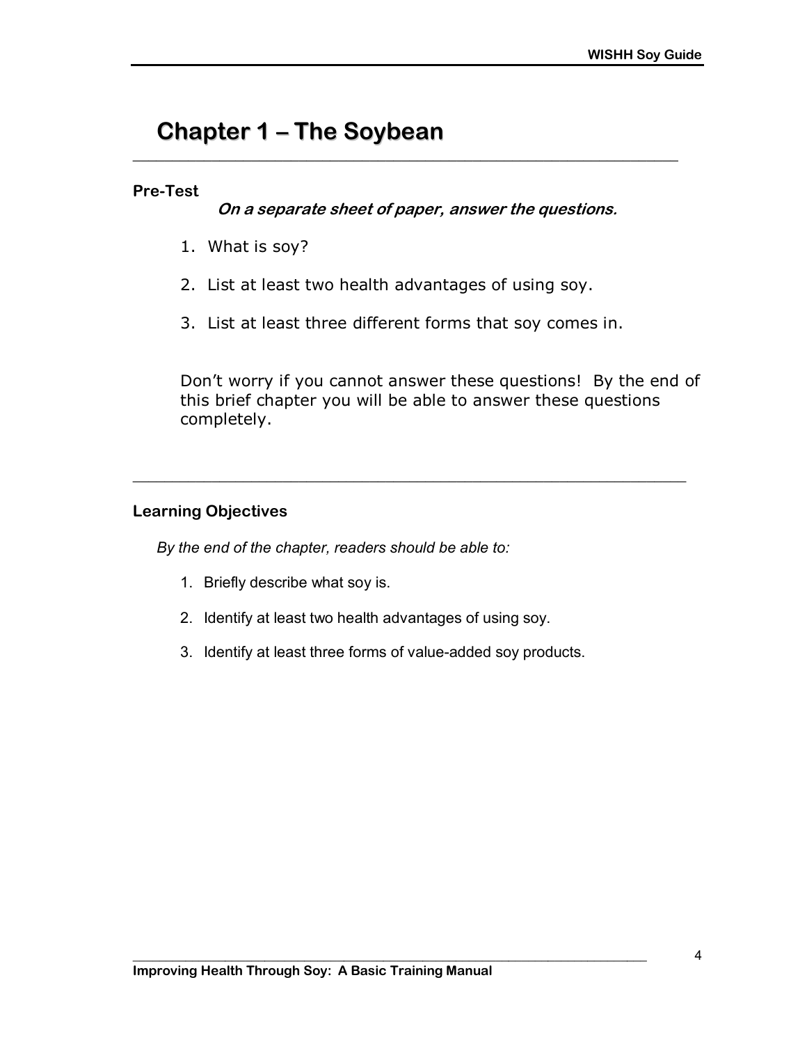# Chapter 1 – The Soybean

## Pre-Test

***On a separate sheet of paper, answer the questions.***

1. What is soy?
2. List at least two health advantages of using soy.
3. List at least three different forms that soy comes in.

Don't worry if you cannot answer these questions! By the end of this brief chapter you will be able to answer these questions completely.

## Learning Objectives

*By the end of the chapter, readers should be able to:*

1. Briefly describe what soy is.
2. Identify at least two health advantages of using soy.
3. Identify at least three forms of value-added soy products.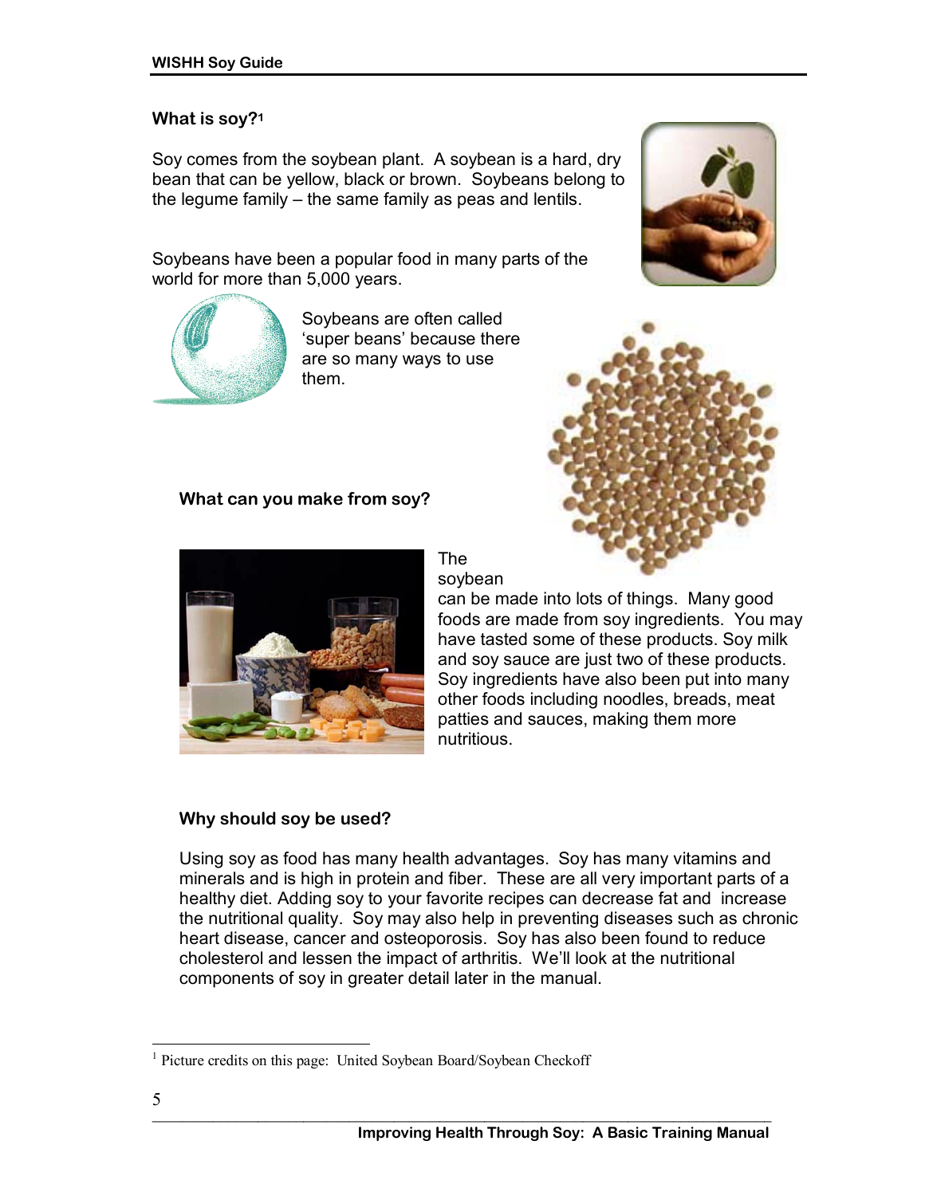## What is soy?[1]

Soy comes from the soybean plant. A soybean is a hard, dry bean that can be yellow, black or brown. Soybeans belong to the legume family – the same family as peas and lentils.

Soybeans have been a popular food in many parts of the world for more than 5,000 years.

Soybeans are often called 'super beans' because there are so many ways to use them.

### What can you make from soy?

The soybean can be made into lots of things. Many good foods are made from soy ingredients. You may have tasted some of these products. Soy milk and soy sauce are just two of these products. Soy ingredients have also been put into many other foods including noodles, breads, meat patties and sauces, making them more nutritious.

### Why should soy be used?

Using soy as food has many health advantages. Soy has many vitamins and minerals and is high in protein and fiber. These are all very important parts of a healthy diet. Adding soy to your favorite recipes can decrease fat and increase the nutritional quality. Soy may also help in preventing diseases such as chronic heart disease, cancer and osteoporosis. Soy has also been found to reduce cholesterol and lessen the impact of arthritis. We'll look at the nutritional components of soy in greater detail later in the manual.

---

[1] Picture credits on this page: United Soybean Board/Soybean Checkoff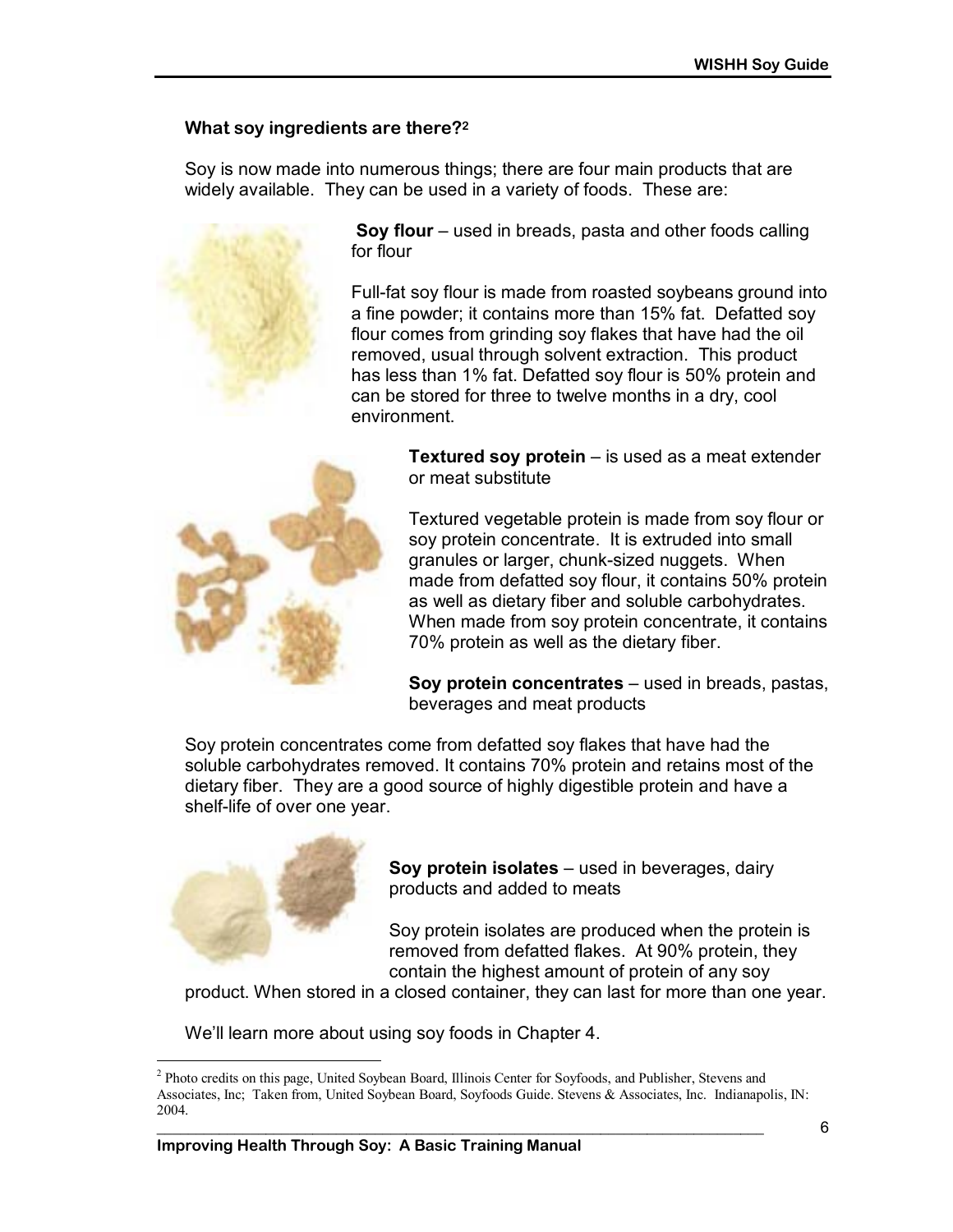### What soy ingredients are there?[2]

Soy is now made into numerous things; there are four main products that are widely available. They can be used in a variety of foods. These are:

**Soy flour** – used in breads, pasta and other foods calling for flour

Full-fat soy flour is made from roasted soybeans ground into a fine powder; it contains more than 15% fat. Defatted soy flour comes from grinding soy flakes that have had the oil removed, usual through solvent extraction. This product has less than 1% fat. Defatted soy flour is 50% protein and can be stored for three to twelve months in a dry, cool environment.

**Textured soy protein** – is used as a meat extender or meat substitute

Textured vegetable protein is made from soy flour or soy protein concentrate. It is extruded into small granules or larger, chunk-sized nuggets. When made from defatted soy flour, it contains 50% protein as well as dietary fiber and soluble carbohydrates. When made from soy protein concentrate, it contains 70% protein as well as the dietary fiber.

**Soy protein concentrates** – used in breads, pastas, beverages and meat products

Soy protein concentrates come from defatted soy flakes that have had the soluble carbohydrates removed. It contains 70% protein and retains most of the dietary fiber. They are a good source of highly digestible protein and have a shelf-life of over one year.

**Soy protein isolates** – used in beverages, dairy products and added to meats

Soy protein isolates are produced when the protein is removed from defatted flakes. At 90% protein, they contain the highest amount of protein of any soy product. When stored in a closed container, they can last for more than one year.

We'll learn more about using soy foods in Chapter 4.

---

[2] Photo credits on this page, United Soybean Board, Illinois Center for Soyfoods, and Publisher, Stevens and Associates, Inc; Taken from, United Soybean Board, Soyfoods Guide. Stevens & Associates, Inc. Indianapolis, IN: 2004.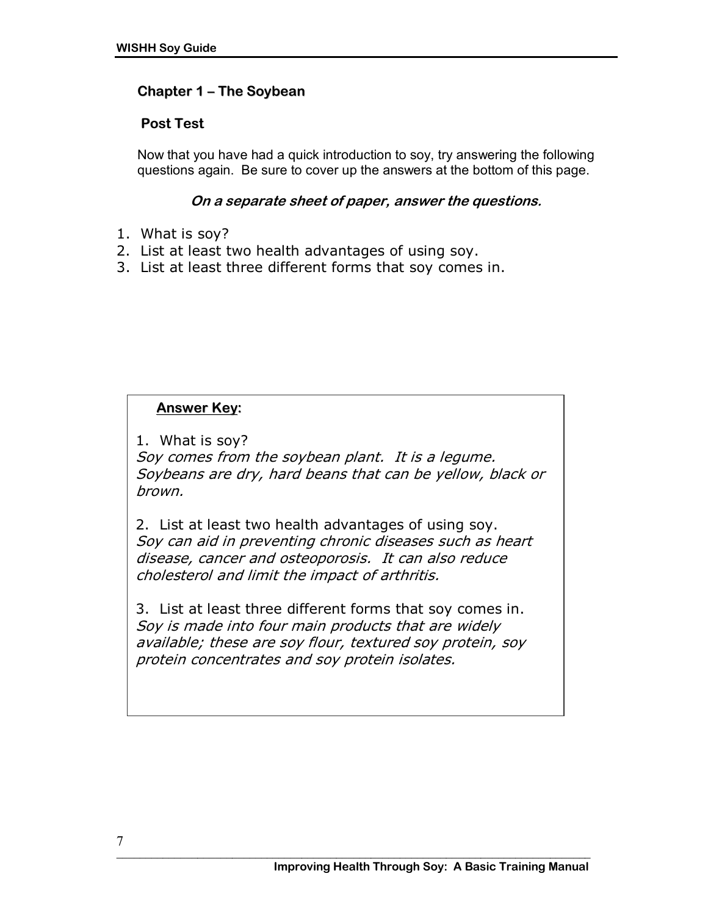## Chapter 1 – The Soybean

### Post Test

Now that you have had a quick introduction to soy, try answering the following questions again. Be sure to cover up the answers at the bottom of this page.

***On a separate sheet of paper, answer the questions.***

1. What is soy?
2. List at least two health advantages of using soy.
3. List at least three different forms that soy comes in.

**Answer Key:**

1. What is soy?
*Soy comes from the soybean plant. It is a legume. Soybeans are dry, hard beans that can be yellow, black or brown.*

2. List at least two health advantages of using soy.
*Soy can aid in preventing chronic diseases such as heart disease, cancer and osteoporosis. It can also reduce cholesterol and limit the impact of arthritis.*

3. List at least three different forms that soy comes in.
*Soy is made into four main products that are widely available; these are soy flour, textured soy protein, soy protein concentrates and soy protein isolates.*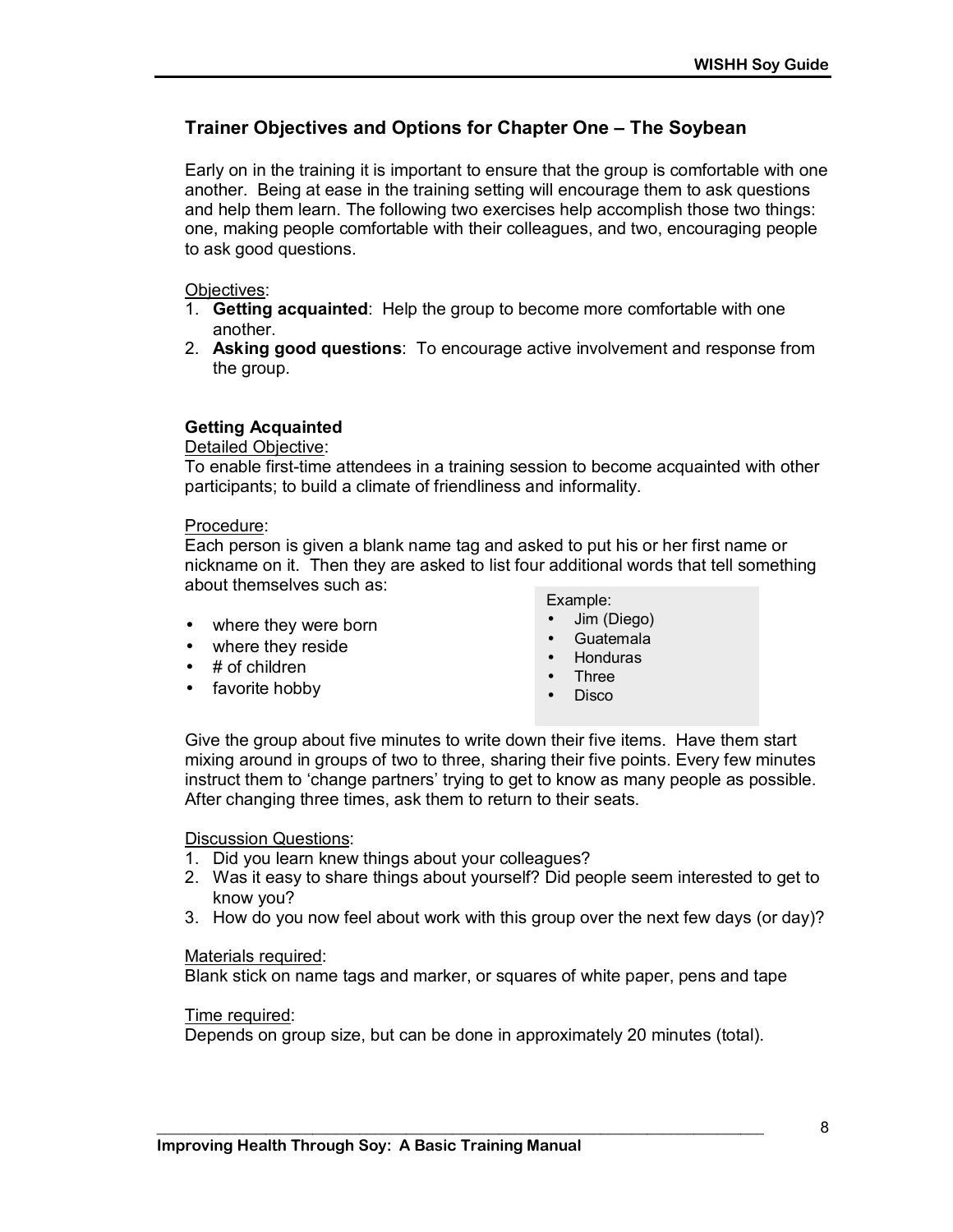## Trainer Objectives and Options for Chapter One – The Soybean

Early on in the training it is important to ensure that the group is comfortable with one another. Being at ease in the training setting will encourage them to ask questions and help them learn. The following two exercises help accomplish those two things: one, making people comfortable with their colleagues, and two, encouraging people to ask good questions.

Objectives:

1. **Getting acquainted**: Help the group to become more comfortable with one another.
2. **Asking good questions**: To encourage active involvement and response from the group.

### Getting Acquainted

Detailed Objective:
To enable first-time attendees in a training session to become acquainted with other participants; to build a climate of friendliness and informality.

Procedure:
Each person is given a blank name tag and asked to put his or her first name or nickname on it. Then they are asked to list four additional words that tell something about themselves such as:

- where they were born
- where they reside
- # of children
- favorite hobby

Example:
- Jim (Diego)
- Guatemala
- Honduras
- Three
- Disco

Give the group about five minutes to write down their five items. Have them start mixing around in groups of two to three, sharing their five points. Every few minutes instruct them to 'change partners' trying to get to know as many people as possible. After changing three times, ask them to return to their seats.

Discussion Questions:

1. Did you learn knew things about your colleagues?
2. Was it easy to share things about yourself? Did people seem interested to get to know you?
3. How do you now feel about work with this group over the next few days (or day)?

Materials required:
Blank stick on name tags and marker, or squares of white paper, pens and tape

Time required:
Depends on group size, but can be done in approximately 20 minutes (total).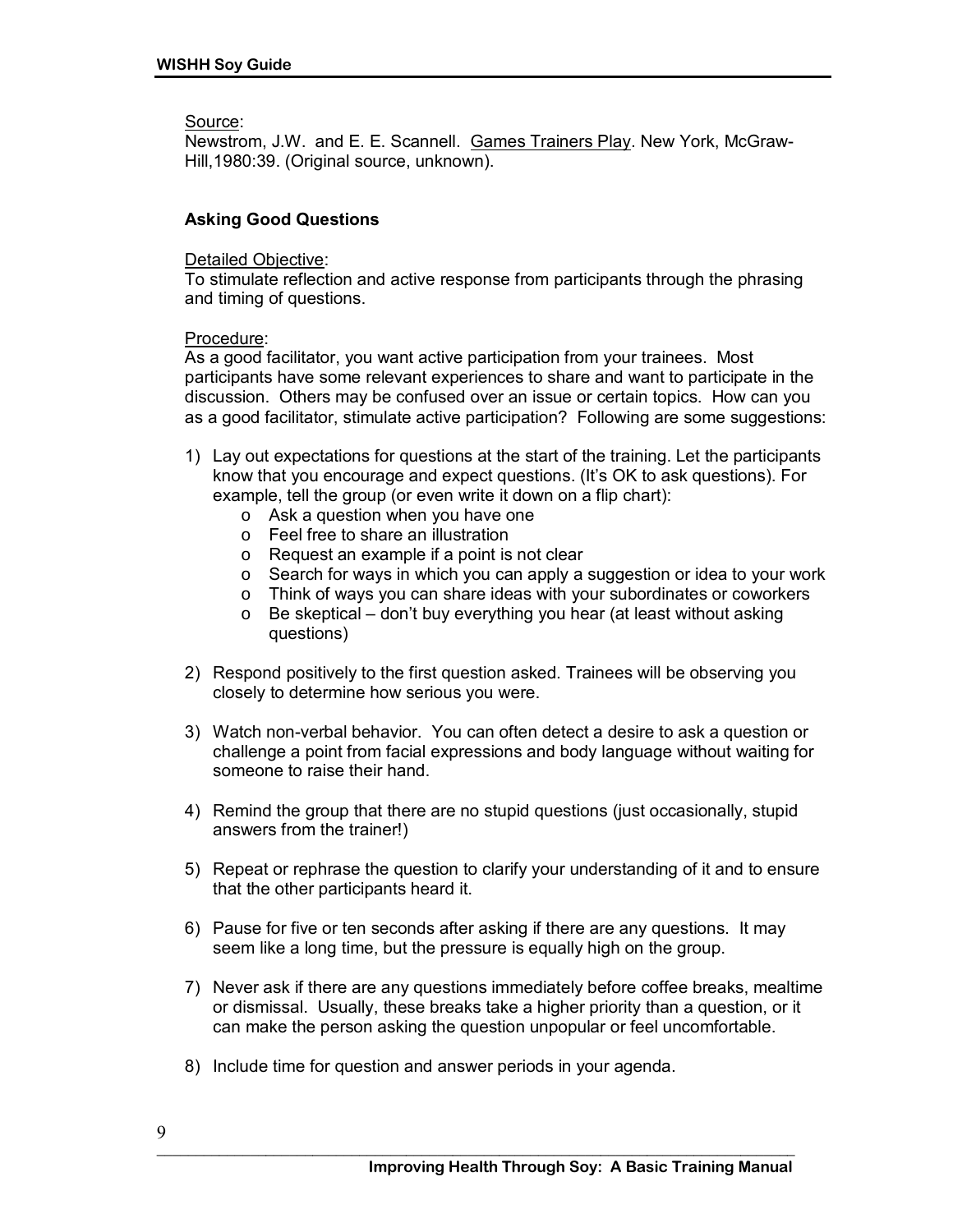Source:
Newstrom, J.W. and E. E. Scannell. Games Trainers Play. New York, McGraw-Hill,1980:39. (Original source, unknown).

### Asking Good Questions

Detailed Objective:
To stimulate reflection and active response from participants through the phrasing and timing of questions.

Procedure:
As a good facilitator, you want active participation from your trainees. Most participants have some relevant experiences to share and want to participate in the discussion. Others may be confused over an issue or certain topics. How can you as a good facilitator, stimulate active participation? Following are some suggestions:

1) Lay out expectations for questions at the start of the training. Let the participants know that you encourage and expect questions. (It's OK to ask questions). For example, tell the group (or even write it down on a flip chart):
   - Ask a question when you have one
   - Feel free to share an illustration
   - Request an example if a point is not clear
   - Search for ways in which you can apply a suggestion or idea to your work
   - Think of ways you can share ideas with your subordinates or coworkers
   - Be skeptical – don't buy everything you hear (at least without asking questions)

2) Respond positively to the first question asked. Trainees will be observing you closely to determine how serious you were.

3) Watch non-verbal behavior. You can often detect a desire to ask a question or challenge a point from facial expressions and body language without waiting for someone to raise their hand.

4) Remind the group that there are no stupid questions (just occasionally, stupid answers from the trainer!)

5) Repeat or rephrase the question to clarify your understanding of it and to ensure that the other participants heard it.

6) Pause for five or ten seconds after asking if there are any questions. It may seem like a long time, but the pressure is equally high on the group.

7) Never ask if there are any questions immediately before coffee breaks, mealtime or dismissal. Usually, these breaks take a higher priority than a question, or it can make the person asking the question unpopular or feel uncomfortable.

8) Include time for question and answer periods in your agenda.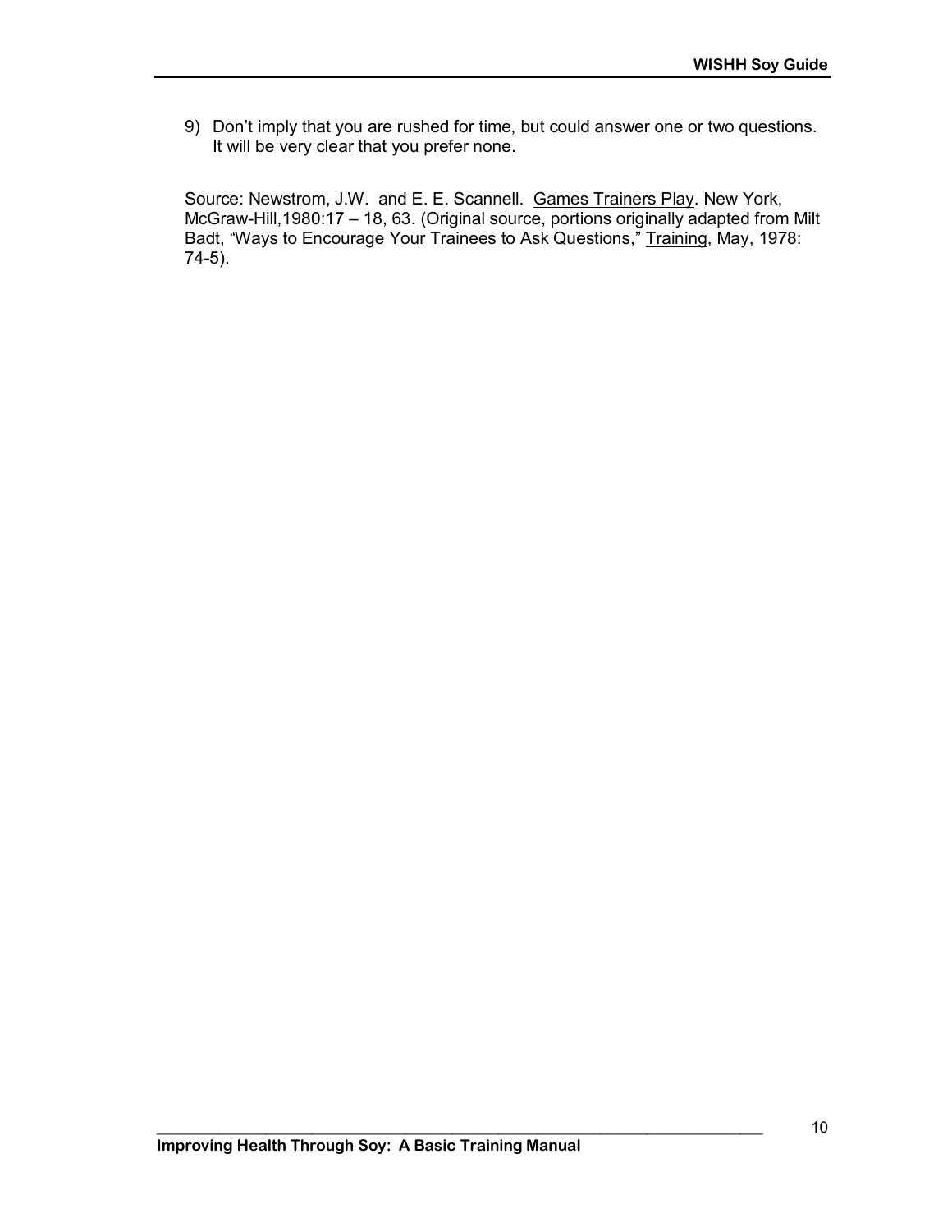9) Don't imply that you are rushed for time, but could answer one or two questions. It will be very clear that you prefer none.

Source: Newstrom, J.W. and E. E. Scannell. Games Trainers Play. New York, McGraw-Hill,1980:17 – 18, 63. (Original source, portions originally adapted from Milt Badt, "Ways to Encourage Your Trainees to Ask Questions," Training, May, 1978: 74-5).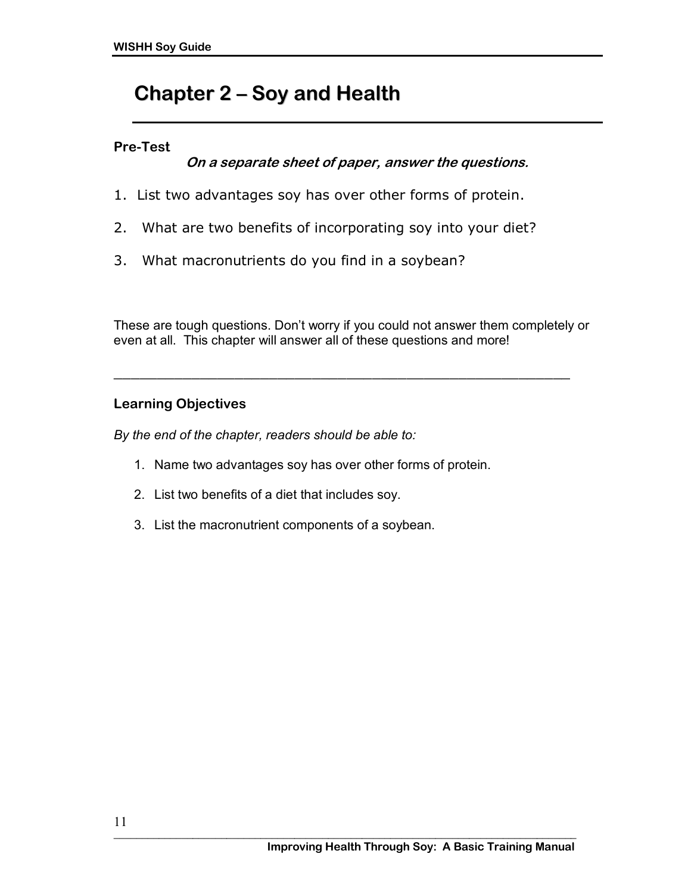# Chapter 2 – Soy and Health

**Pre-Test**

***On a separate sheet of paper, answer the questions.***

1. List two advantages soy has over other forms of protein.
2. What are two benefits of incorporating soy into your diet?
3. What macronutrients do you find in a soybean?

These are tough questions. Don't worry if you could not answer them completely or even at all. This chapter will answer all of these questions and more!

---

**Learning Objectives**

*By the end of the chapter, readers should be able to:*

1. Name two advantages soy has over other forms of protein.
2. List two benefits of a diet that includes soy.
3. List the macronutrient components of a soybean.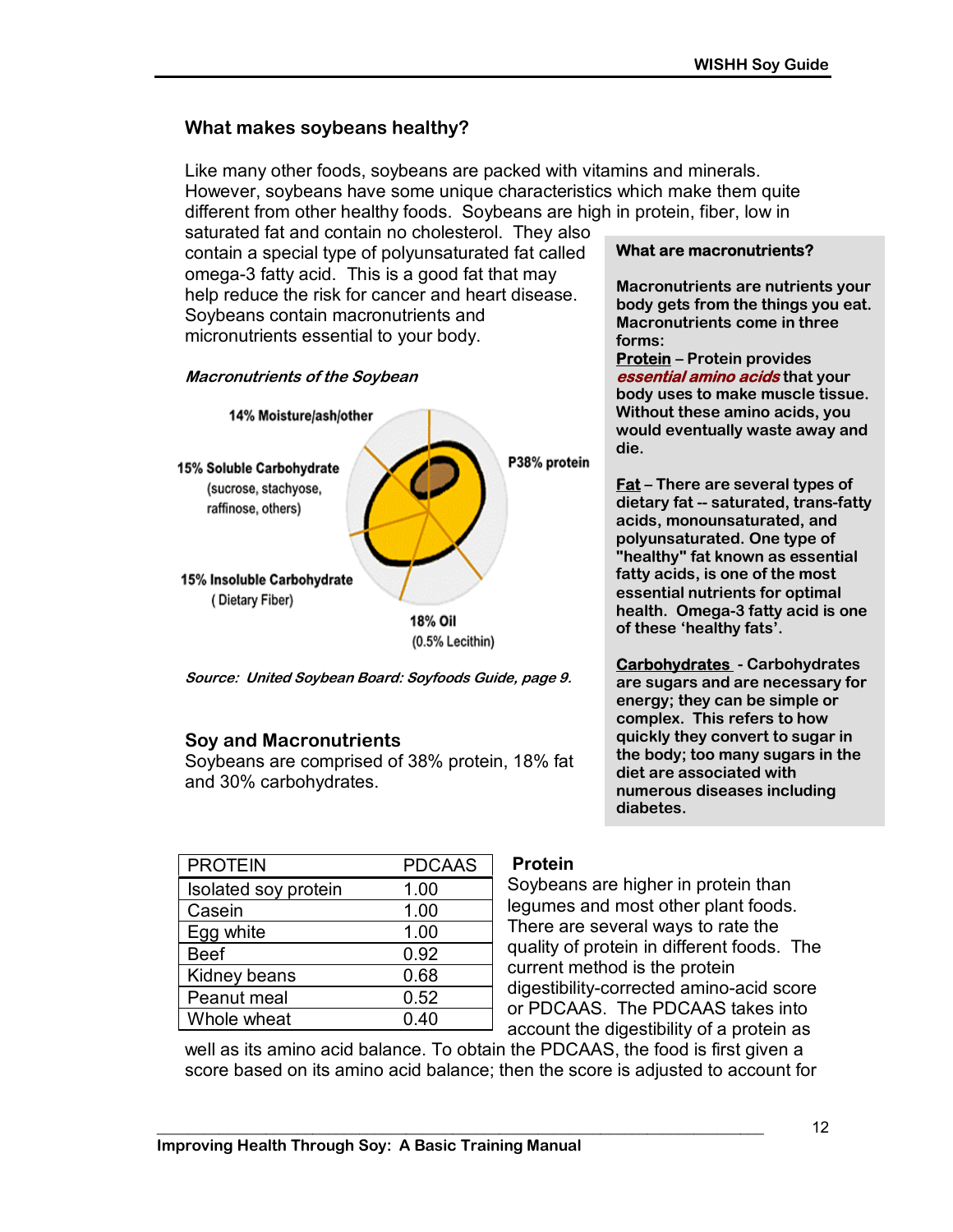## What makes soybeans healthy?

Like many other foods, soybeans are packed with vitamins and minerals. However, soybeans have some unique characteristics which make them quite different from other healthy foods. Soybeans are high in protein, fiber, low in saturated fat and contain no cholesterol. They also contain a special type of polyunsaturated fat called omega-3 fatty acid. This is a good fat that may help reduce the risk for cancer and heart disease. Soybeans contain macronutrients and micronutrients essential to your body.

***Macronutrients of the Soybean***

14% Moisture/ash/other

15% Soluble Carbohydrate (sucrose, stachyose, raffinose, others)

P38% protein

15% Insoluble Carbohydrate ( Dietary Fiber)

18% Oil (0.5% Lecithin)

***Source: United Soybean Board: Soyfoods Guide, page 9.***

**What are macronutrients?**

**Macronutrients are nutrients your body gets from the things you eat. Macronutrients come in three forms:**

**Protein – Protein provides *essential amino acids* that your body uses to make muscle tissue. Without these amino acids, you would eventually waste away and die.**

**Fat – There are several types of dietary fat -- saturated, trans-fatty acids, monounsaturated, and polyunsaturated. One type of "healthy" fat known as essential fatty acids, is one of the most essential nutrients for optimal health. Omega-3 fatty acid is one of these 'healthy fats'.**

**Carbohydrates - Carbohydrates are sugars and are necessary for energy; they can be simple or complex. This refers to how quickly they convert to sugar in the body; too many sugars in the diet are associated with numerous diseases including diabetes.**

### Soy and Macronutrients

Soybeans are comprised of 38% protein, 18% fat and 30% carbohydrates.

| PROTEIN | PDCAAS |
|---|---|
| Isolated soy protein | 1.00 |
| Casein | 1.00 |
| Egg white | 1.00 |
| Beef | 0.92 |
| Kidney beans | 0.68 |
| Peanut meal | 0.52 |
| Whole wheat | 0.40 |

**Protein**

Soybeans are higher in protein than legumes and most other plant foods. There are several ways to rate the quality of protein in different foods. The current method is the protein digestibility-corrected amino-acid score or PDCAAS. The PDCAAS takes into account the digestibility of a protein as well as its amino acid balance. To obtain the PDCAAS, the food is first given a score based on its amino acid balance; then the score is adjusted to account for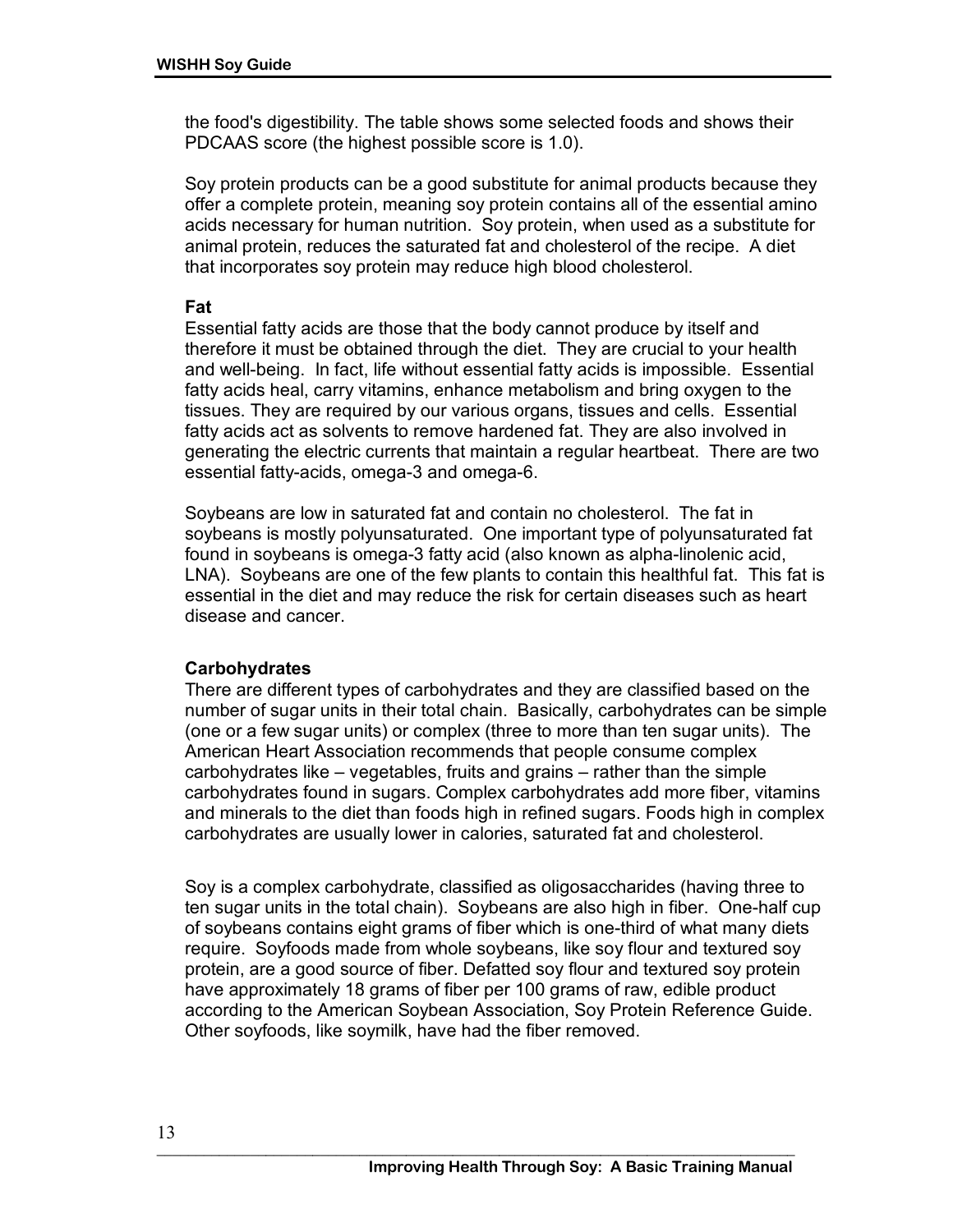the food's digestibility. The table shows some selected foods and shows their PDCAAS score (the highest possible score is 1.0).

Soy protein products can be a good substitute for animal products because they offer a complete protein, meaning soy protein contains all of the essential amino acids necessary for human nutrition. Soy protein, when used as a substitute for animal protein, reduces the saturated fat and cholesterol of the recipe. A diet that incorporates soy protein may reduce high blood cholesterol.

**Fat**

Essential fatty acids are those that the body cannot produce by itself and therefore it must be obtained through the diet. They are crucial to your health and well-being. In fact, life without essential fatty acids is impossible. Essential fatty acids heal, carry vitamins, enhance metabolism and bring oxygen to the tissues. They are required by our various organs, tissues and cells. Essential fatty acids act as solvents to remove hardened fat. They are also involved in generating the electric currents that maintain a regular heartbeat. There are two essential fatty-acids, omega-3 and omega-6.

Soybeans are low in saturated fat and contain no cholesterol. The fat in soybeans is mostly polyunsaturated. One important type of polyunsaturated fat found in soybeans is omega-3 fatty acid (also known as alpha-linolenic acid, LNA). Soybeans are one of the few plants to contain this healthful fat. This fat is essential in the diet and may reduce the risk for certain diseases such as heart disease and cancer.

**Carbohydrates**

There are different types of carbohydrates and they are classified based on the number of sugar units in their total chain. Basically, carbohydrates can be simple (one or a few sugar units) or complex (three to more than ten sugar units). The American Heart Association recommends that people consume complex carbohydrates like – vegetables, fruits and grains – rather than the simple carbohydrates found in sugars. Complex carbohydrates add more fiber, vitamins and minerals to the diet than foods high in refined sugars. Foods high in complex carbohydrates are usually lower in calories, saturated fat and cholesterol.

Soy is a complex carbohydrate, classified as oligosaccharides (having three to ten sugar units in the total chain). Soybeans are also high in fiber. One-half cup of soybeans contains eight grams of fiber which is one-third of what many diets require. Soyfoods made from whole soybeans, like soy flour and textured soy protein, are a good source of fiber. Defatted soy flour and textured soy protein have approximately 18 grams of fiber per 100 grams of raw, edible product according to the American Soybean Association, Soy Protein Reference Guide. Other soyfoods, like soymilk, have had the fiber removed.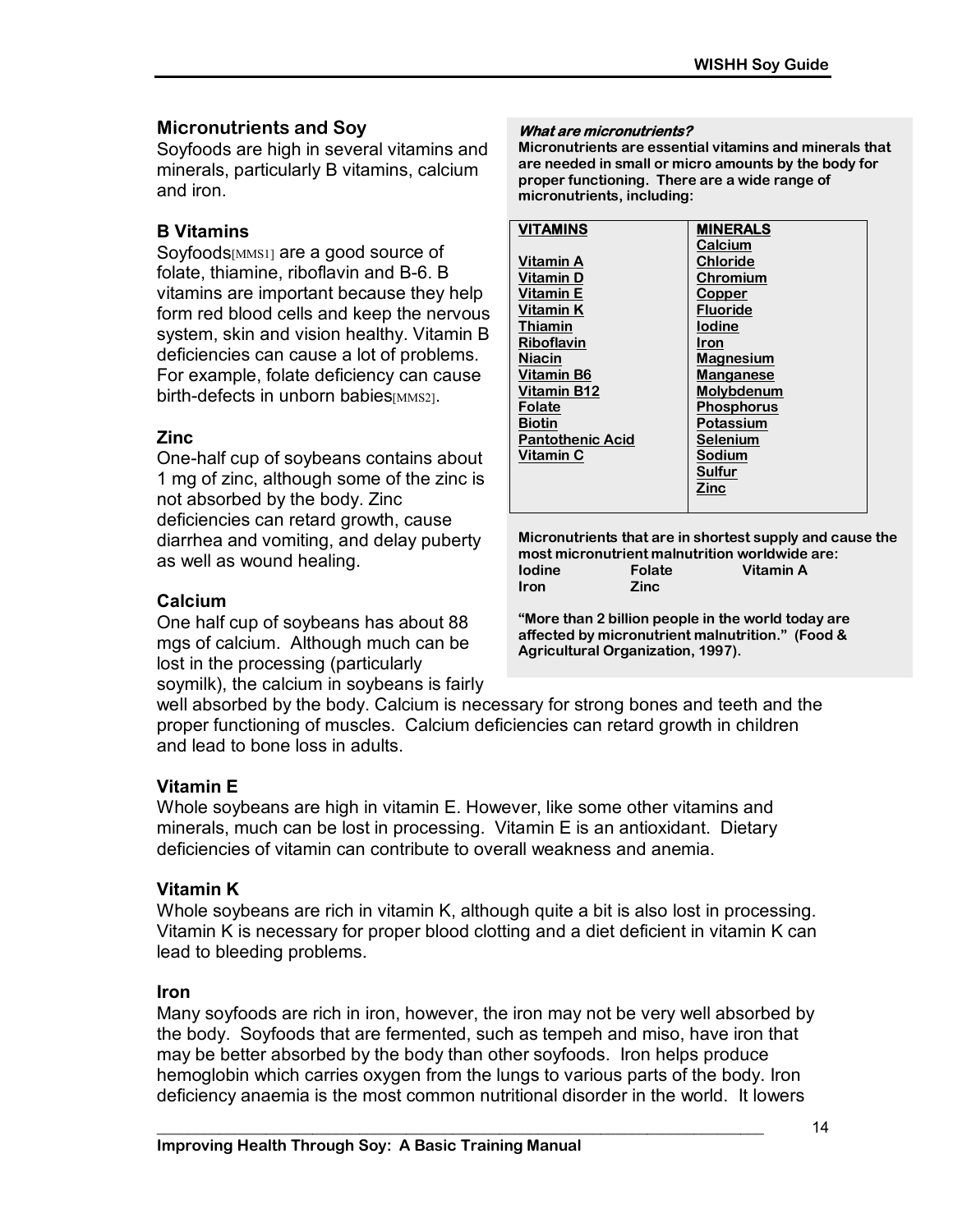## Micronutrients and Soy

Soyfoods are high in several vitamins and minerals, particularly B vitamins, calcium and iron.

> ***What are micronutrients?***
>
> **Micronutrients are essential vitamins and minerals that are needed in small or micro amounts by the body for proper functioning. There are a wide range of micronutrients, including:**
>
> | VITAMINS | MINERALS |
> |---|---|
> |  | Calcium |
> | Vitamin A | Chloride |
> | Vitamin D | Chromium |
> | Vitamin E | Copper |
> | Vitamin K | Fluoride |
> | Thiamin | Iodine |
> | Riboflavin | Iron |
> | Niacin | Magnesium |
> | Vitamin B6 | Manganese |
> | Vitamin B12 | Molybdenum |
> | Folate | Phosphorus |
> | Biotin | Potassium |
> | Pantothenic Acid | Selenium |
> | Vitamin C | Sodium |
> |  | Sulfur |
> |  | Zinc |
>
> **Micronutrients that are in shortest supply and cause the most micronutrient malnutrition worldwide are:**
>
> | | | |
> |---|---|---|
> | **Iodine** | **Folate** | **Vitamin A** |
> | **Iron** | **Zinc** | |
>
> **"More than 2 billion people in the world today are affected by micronutrient malnutrition." (Food & Agricultural Organization, 1997).**

### B Vitamins

Soyfoods[MMS1] are a good source of folate, thiamine, riboflavin and B-6. B vitamins are important because they help form red blood cells and keep the nervous system, skin and vision healthy. Vitamin B deficiencies can cause a lot of problems. For example, folate deficiency can cause birth-defects in unborn babies[MMS2].

### Zinc

One-half cup of soybeans contains about 1 mg of zinc, although some of the zinc is not absorbed by the body. Zinc deficiencies can retard growth, cause diarrhea and vomiting, and delay puberty as well as wound healing.

### Calcium

One half cup of soybeans has about 88 mgs of calcium. Although much can be lost in the processing (particularly soymilk), the calcium in soybeans is fairly well absorbed by the body. Calcium is necessary for strong bones and teeth and the proper functioning of muscles. Calcium deficiencies can retard growth in children and lead to bone loss in adults.

### Vitamin E

Whole soybeans are high in vitamin E. However, like some other vitamins and minerals, much can be lost in processing. Vitamin E is an antioxidant. Dietary deficiencies of vitamin can contribute to overall weakness and anemia.

### Vitamin K

Whole soybeans are rich in vitamin K, although quite a bit is also lost in processing. Vitamin K is necessary for proper blood clotting and a diet deficient in vitamin K can lead to bleeding problems.

### Iron

Many soyfoods are rich in iron, however, the iron may not be very well absorbed by the body. Soyfoods that are fermented, such as tempeh and miso, have iron that may be better absorbed by the body than other soyfoods. Iron helps produce hemoglobin which carries oxygen from the lungs to various parts of the body. Iron deficiency anaemia is the most common nutritional disorder in the world. It lowers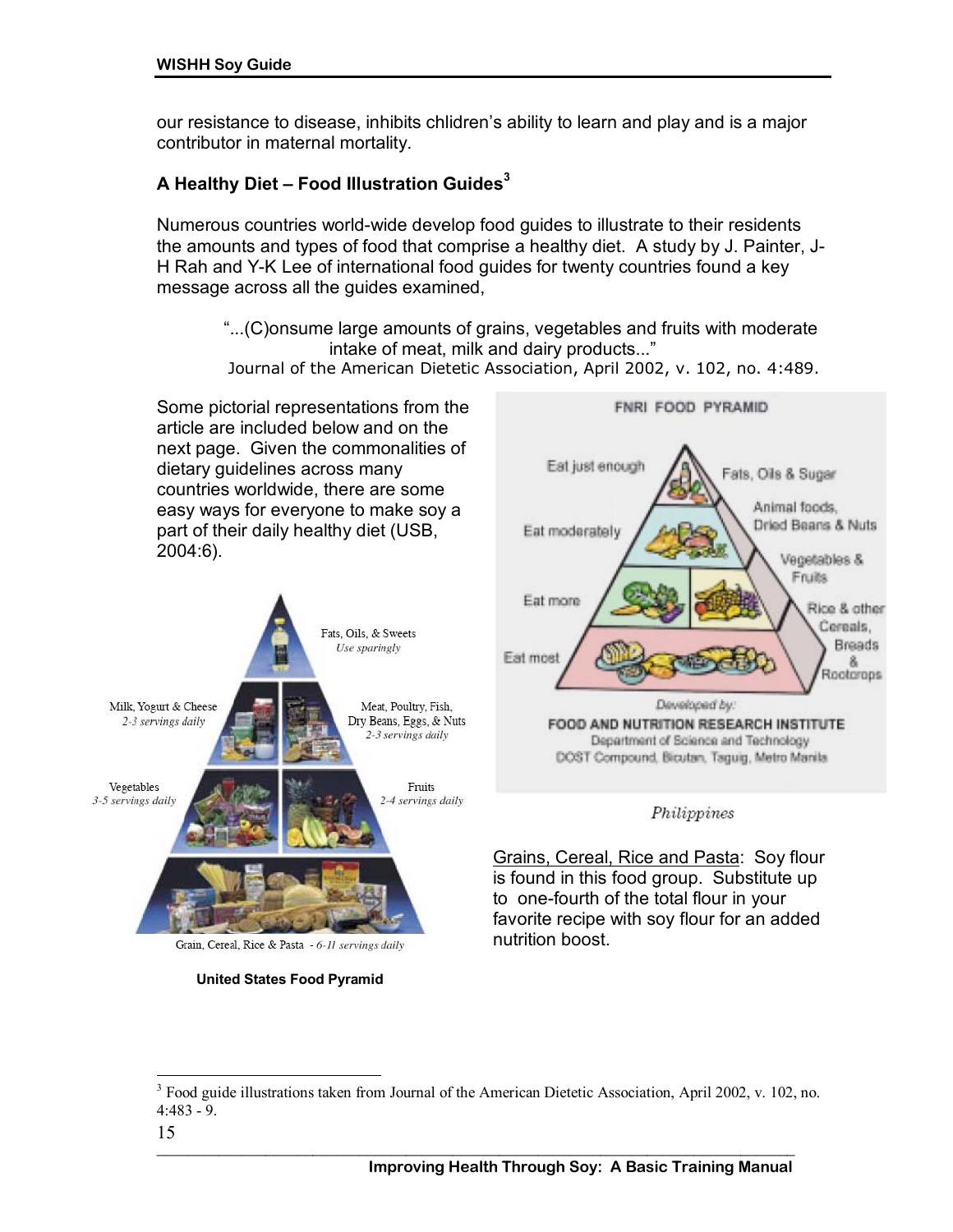our resistance to disease, inhibits chlidren's ability to learn and play and is a major contributor in maternal mortality.

### A Healthy Diet – Food Illustration Guides[3]

Numerous countries world-wide develop food guides to illustrate to their residents the amounts and types of food that comprise a healthy diet. A study by J. Painter, J-H Rah and Y-K Lee of international food guides for twenty countries found a key message across all the guides examined,

> "...(C)onsume large amounts of grains, vegetables and fruits with moderate intake of meat, milk and dairy products..."
> Journal of the American Dietetic Association, April 2002, v. 102, no. 4:489.

Some pictorial representations from the article are included below and on the next page. Given the commonalities of dietary guidelines across many countries worldwide, there are some easy ways for everyone to make soy a part of their daily healthy diet (USB, 2004:6).

Fats, Oils, & Sweets *Use sparingly*

Milk, Yogurt & Cheese *2-3 servings daily*

Meat, Poultry, Fish, Dry Beans, Eggs, & Nuts *2-3 servings daily*

Vegetables *3-5 servings daily*

Fruits *2-4 servings daily*

Grain, Cereal, Rice & Pasta - *6-11 servings daily*

**United States Food Pyramid**

FNRI FOOD PYRAMID

Eat just enough – Fats, Oils & Sugar

Eat moderately – Animal foods, Dried Beans & Nuts

Eat more – Vegetables & Fruits

Eat most – Rice & other Cereals, Breads & Rootcrops

Developed by:
FOOD AND NUTRITION RESEARCH INSTITUTE
Department of Science and Technology
DOST Compound, Bicutan, Taguig, Metro Manila

*Philippines*

Grains, Cereal, Rice and Pasta: Soy flour is found in this food group. Substitute up to one-fourth of the total flour in your favorite recipe with soy flour for an added nutrition boost.

---

[3] Food guide illustrations taken from Journal of the American Dietetic Association, April 2002, v. 102, no. 4:483 - 9.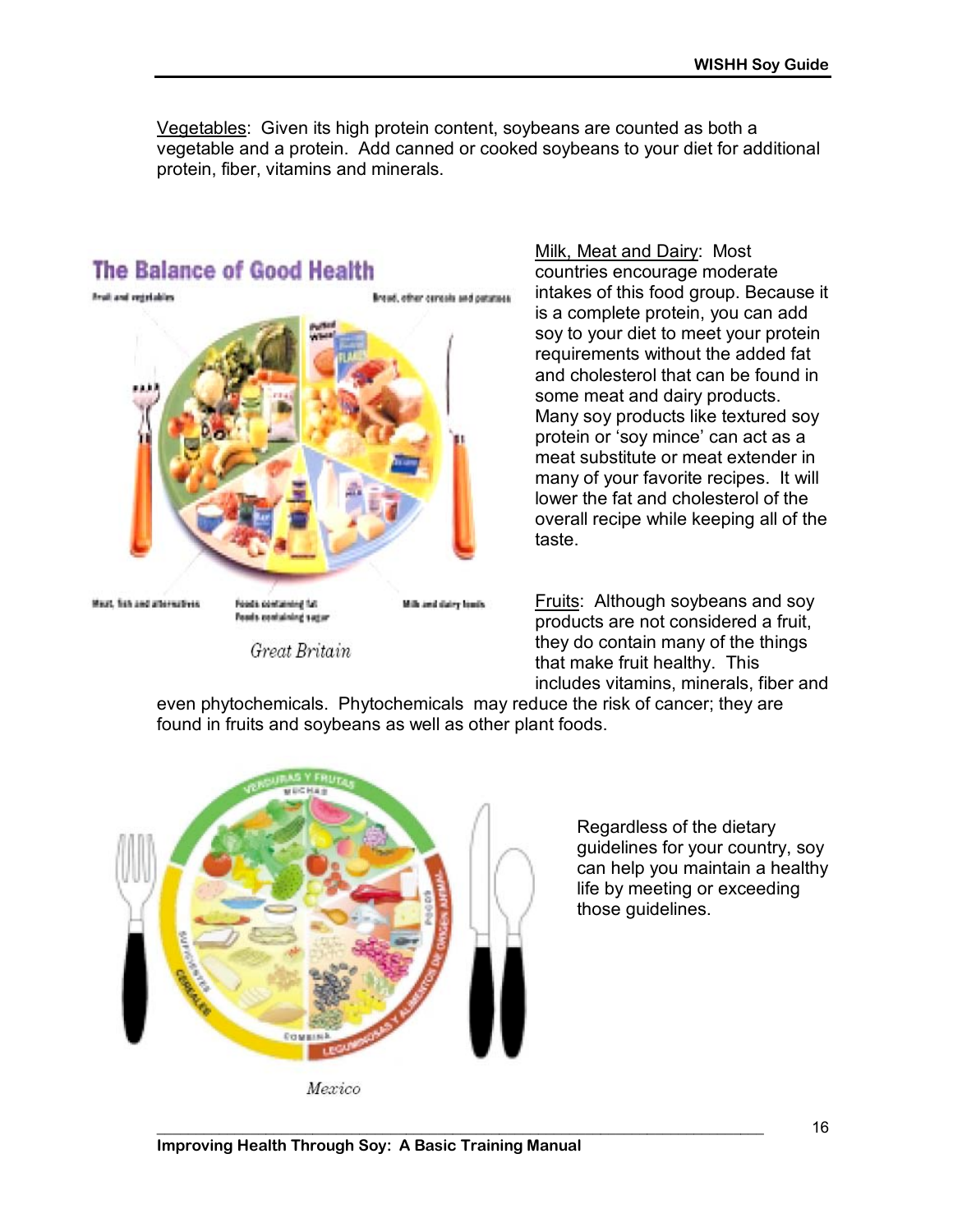Vegetables: Given its high protein content, soybeans are counted as both a vegetable and a protein. Add canned or cooked soybeans to your diet for additional protein, fiber, vitamins and minerals.

Milk, Meat and Dairy: Most countries encourage moderate intakes of this food group. Because it is a complete protein, you can add soy to your diet to meet your protein requirements without the added fat and cholesterol that can be found in some meat and dairy products. Many soy products like textured soy protein or 'soy mince' can act as a meat substitute or meat extender in many of your favorite recipes. It will lower the fat and cholesterol of the overall recipe while keeping all of the taste.

Great Britain

Fruits: Although soybeans and soy products are not considered a fruit, they do contain many of the things that make fruit healthy. This includes vitamins, minerals, fiber and even phytochemicals. Phytochemicals may reduce the risk of cancer; they are found in fruits and soybeans as well as other plant foods.

Regardless of the dietary guidelines for your country, soy can help you maintain a healthy life by meeting or exceeding those guidelines.

Mexico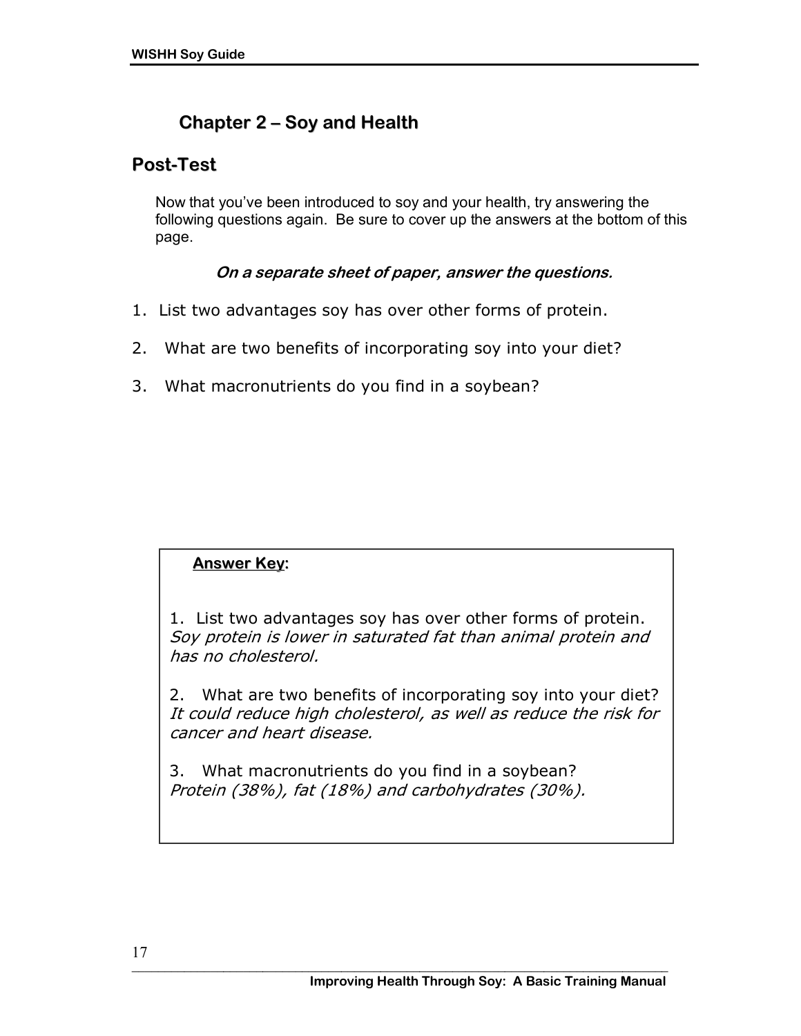## Chapter 2 – Soy and Health

## Post-Test

Now that you've been introduced to soy and your health, try answering the following questions again. Be sure to cover up the answers at the bottom of this page.

***On a separate sheet of paper, answer the questions.***

1. List two advantages soy has over other forms of protein.
2. What are two benefits of incorporating soy into your diet?
3. What macronutrients do you find in a soybean?

**Answer Key:**

1. List two advantages soy has over other forms of protein.
*Soy protein is lower in saturated fat than animal protein and has no cholesterol.*

2. What are two benefits of incorporating soy into your diet?
*It could reduce high cholesterol, as well as reduce the risk for cancer and heart disease.*

3. What macronutrients do you find in a soybean?
*Protein (38%), fat (18%) and carbohydrates (30%).*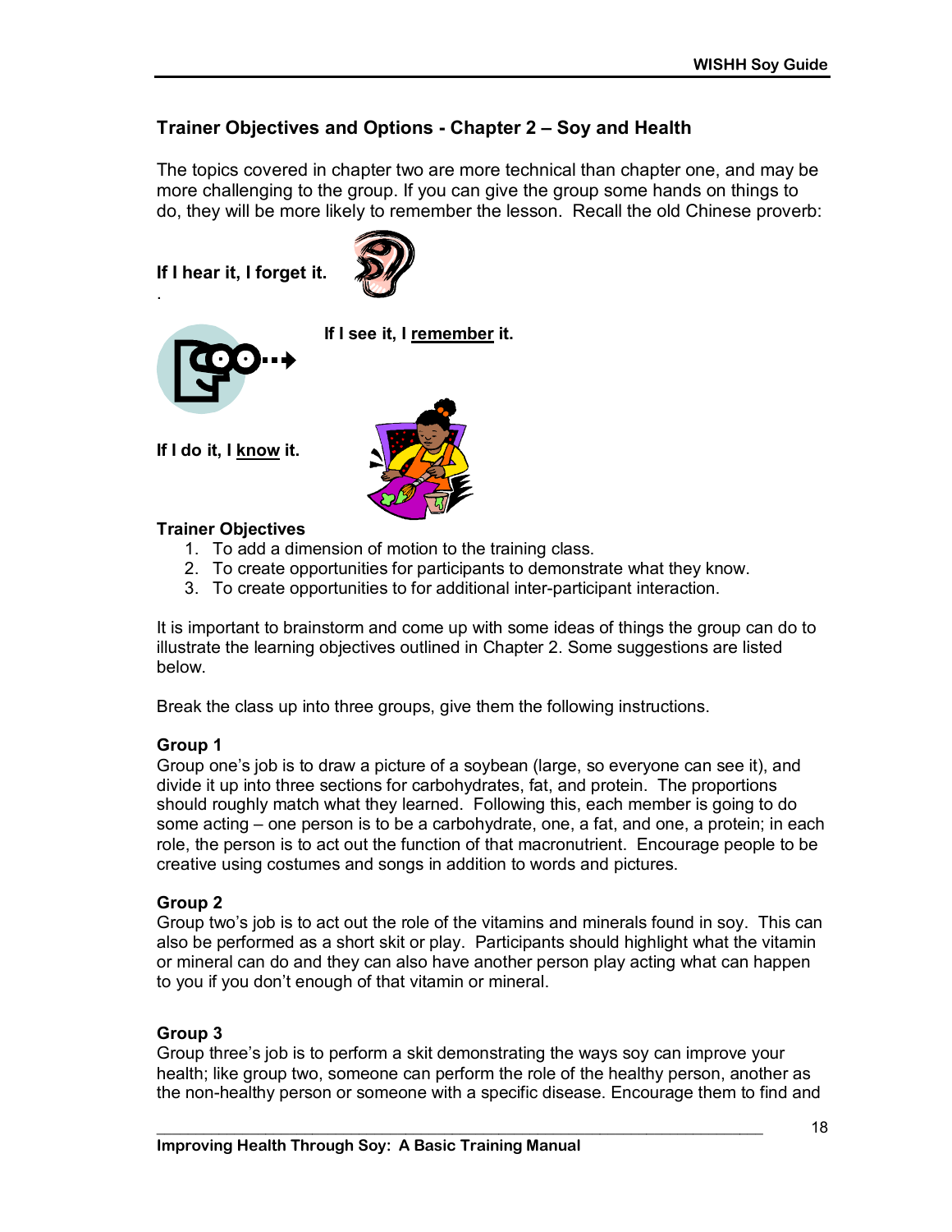## Trainer Objectives and Options - Chapter 2 – Soy and Health

The topics covered in chapter two are more technical than chapter one, and may be more challenging to the group. If you can give the group some hands on things to do, they will be more likely to remember the lesson. Recall the old Chinese proverb:

**If I hear it, I forget it.**

.

**If I see it, I <u>remember</u> it.**

**If I do it, I <u>know</u> it.**

### Trainer Objectives

1. To add a dimension of motion to the training class.
2. To create opportunities for participants to demonstrate what they know.
3. To create opportunities to for additional inter-participant interaction.

It is important to brainstorm and come up with some ideas of things the group can do to illustrate the learning objectives outlined in Chapter 2. Some suggestions are listed below.

Break the class up into three groups, give them the following instructions.

### Group 1

Group one's job is to draw a picture of a soybean (large, so everyone can see it), and divide it up into three sections for carbohydrates, fat, and protein. The proportions should roughly match what they learned. Following this, each member is going to do some acting – one person is to be a carbohydrate, one, a fat, and one, a protein; in each role, the person is to act out the function of that macronutrient. Encourage people to be creative using costumes and songs in addition to words and pictures.

### Group 2

Group two's job is to act out the role of the vitamins and minerals found in soy. This can also be performed as a short skit or play. Participants should highlight what the vitamin or mineral can do and they can also have another person play acting what can happen to you if you don't enough of that vitamin or mineral.

### Group 3

Group three's job is to perform a skit demonstrating the ways soy can improve your health; like group two, someone can perform the role of the healthy person, another as the non-healthy person or someone with a specific disease. Encourage them to find and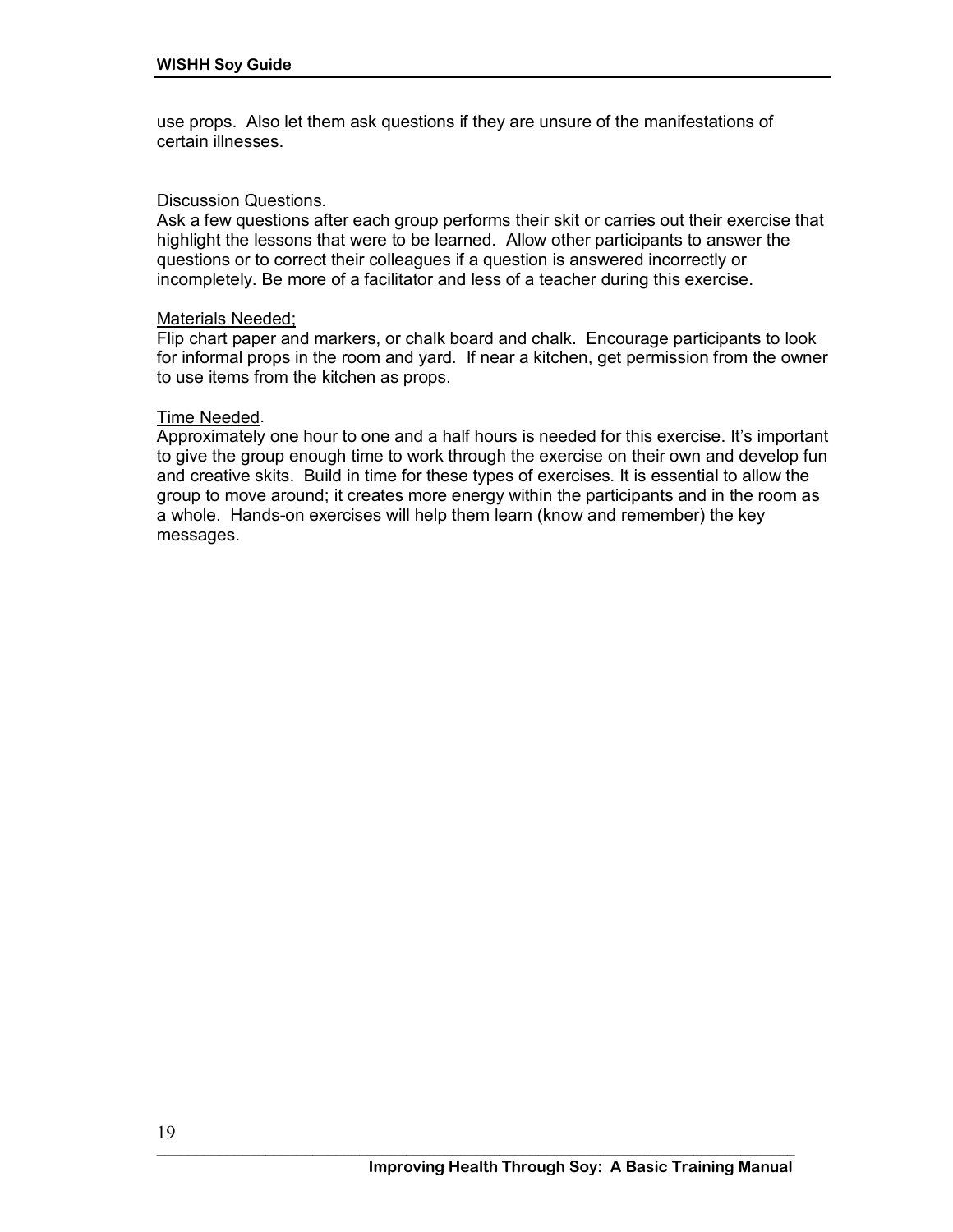use props. Also let them ask questions if they are unsure of the manifestations of certain illnesses.

Discussion Questions.
Ask a few questions after each group performs their skit or carries out their exercise that highlight the lessons that were to be learned. Allow other participants to answer the questions or to correct their colleagues if a question is answered incorrectly or incompletely. Be more of a facilitator and less of a teacher during this exercise.

Materials Needed;
Flip chart paper and markers, or chalk board and chalk. Encourage participants to look for informal props in the room and yard. If near a kitchen, get permission from the owner to use items from the kitchen as props.

Time Needed.
Approximately one hour to one and a half hours is needed for this exercise. It's important to give the group enough time to work through the exercise on their own and develop fun and creative skits. Build in time for these types of exercises. It is essential to allow the group to move around; it creates more energy within the participants and in the room as a whole. Hands-on exercises will help them learn (know and remember) the key messages.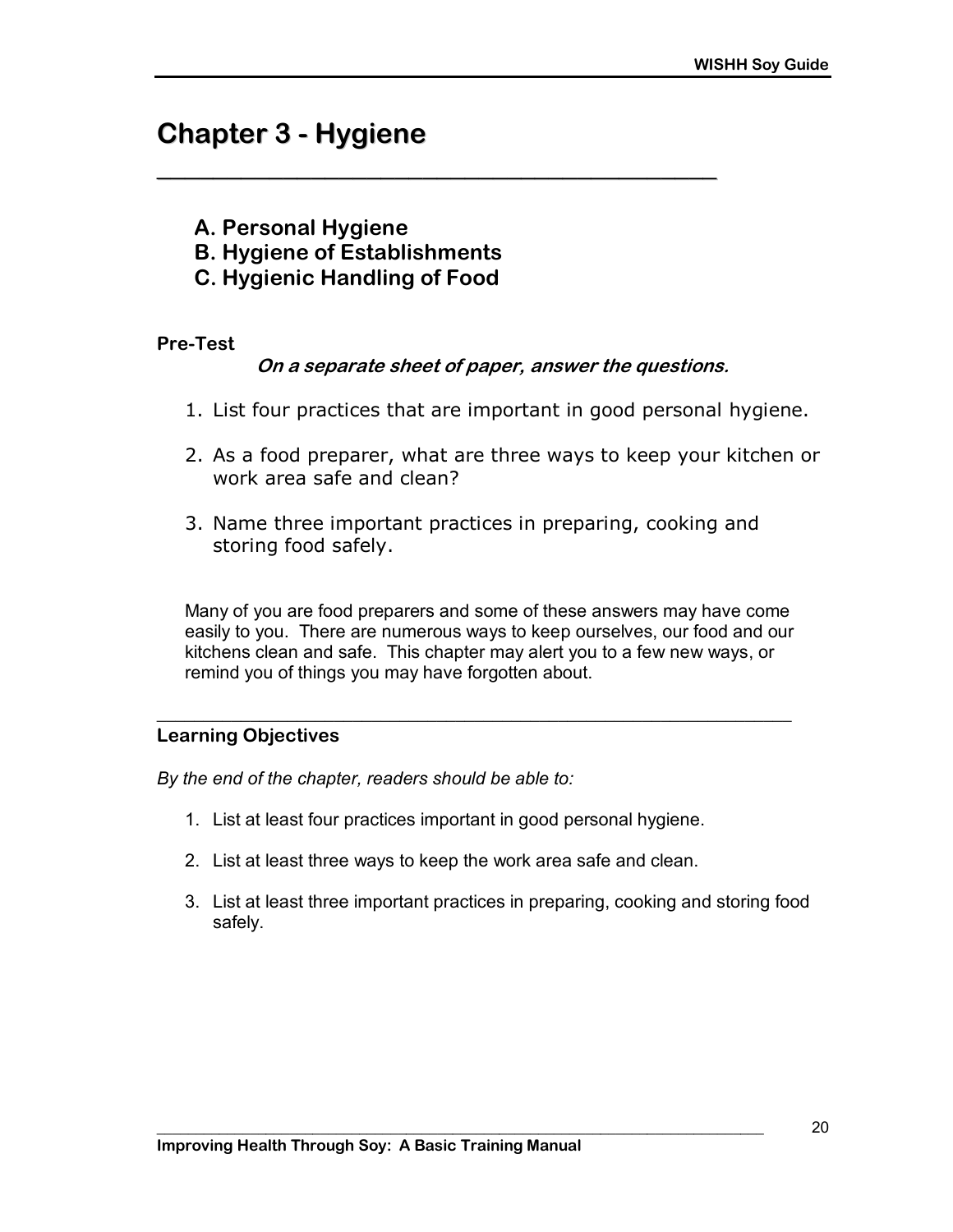# Chapter 3 - Hygiene

**A. Personal Hygiene**
**B. Hygiene of Establishments**
**C. Hygienic Handling of Food**

**Pre-Test**

***On a separate sheet of paper, answer the questions.***

1. List four practices that are important in good personal hygiene.

2. As a food preparer, what are three ways to keep your kitchen or work area safe and clean?

3. Name three important practices in preparing, cooking and storing food safely.

Many of you are food preparers and some of these answers may have come easily to you. There are numerous ways to keep ourselves, our food and our kitchens clean and safe. This chapter may alert you to a few new ways, or remind you of things you may have forgotten about.

---

**Learning Objectives**

*By the end of the chapter, readers should be able to:*

1. List at least four practices important in good personal hygiene.

2. List at least three ways to keep the work area safe and clean.

3. List at least three important practices in preparing, cooking and storing food safely.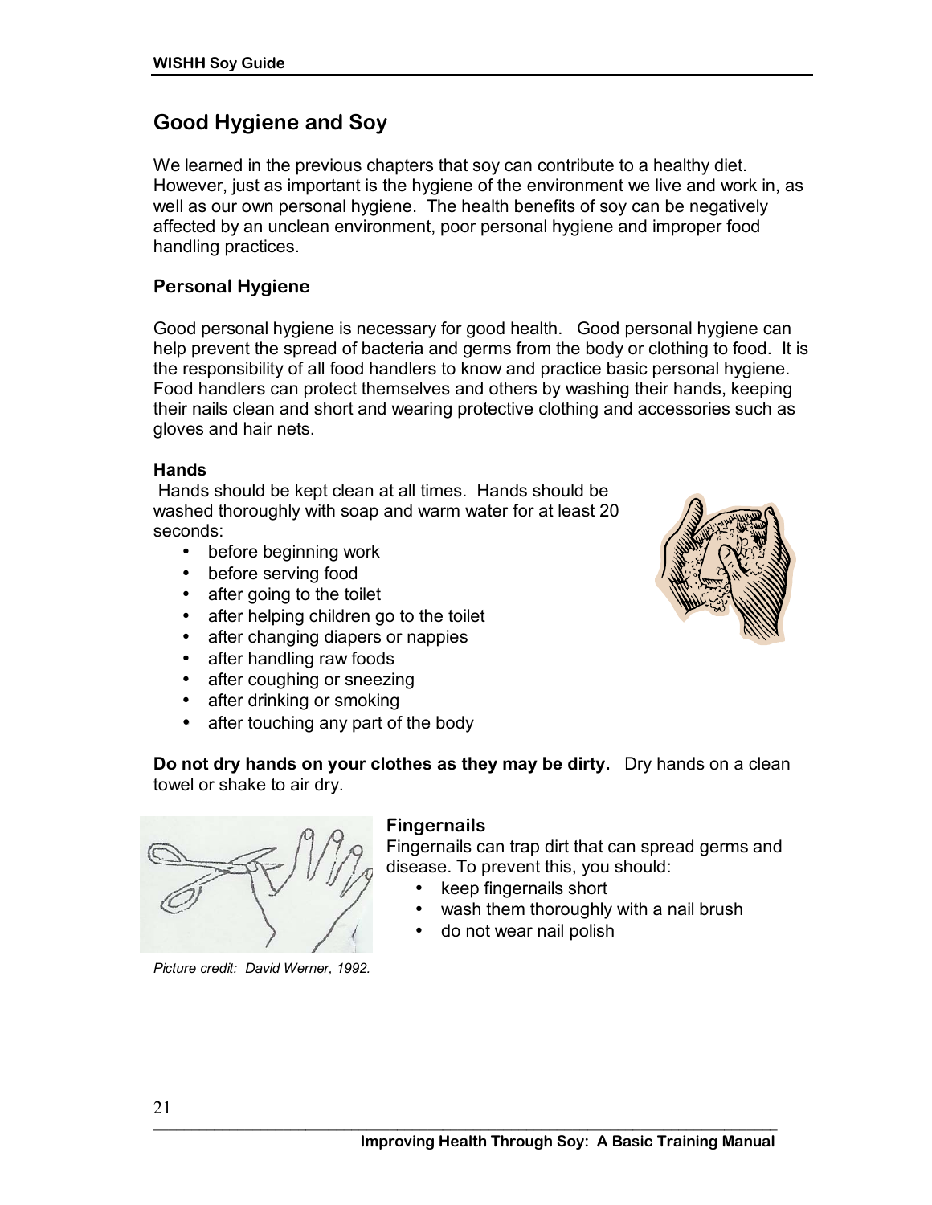# Good Hygiene and Soy

We learned in the previous chapters that soy can contribute to a healthy diet. However, just as important is the hygiene of the environment we live and work in, as well as our own personal hygiene. The health benefits of soy can be negatively affected by an unclean environment, poor personal hygiene and improper food handling practices.

## Personal Hygiene

Good personal hygiene is necessary for good health. Good personal hygiene can help prevent the spread of bacteria and germs from the body or clothing to food. It is the responsibility of all food handlers to know and practice basic personal hygiene. Food handlers can protect themselves and others by washing their hands, keeping their nails clean and short and wearing protective clothing and accessories such as gloves and hair nets.

### Hands

Hands should be kept clean at all times. Hands should be washed thoroughly with soap and warm water for at least 20 seconds:

- before beginning work
- before serving food
- after going to the toilet
- after helping children go to the toilet
- after changing diapers or nappies
- after handling raw foods
- after coughing or sneezing
- after drinking or smoking
- after touching any part of the body

**Do not dry hands on your clothes as they may be dirty.** Dry hands on a clean towel or shake to air dry.

### Fingernails

Fingernails can trap dirt that can spread germs and disease. To prevent this, you should:

- keep fingernails short
- wash them thoroughly with a nail brush
- do not wear nail polish

*Picture credit: David Werner, 1992.*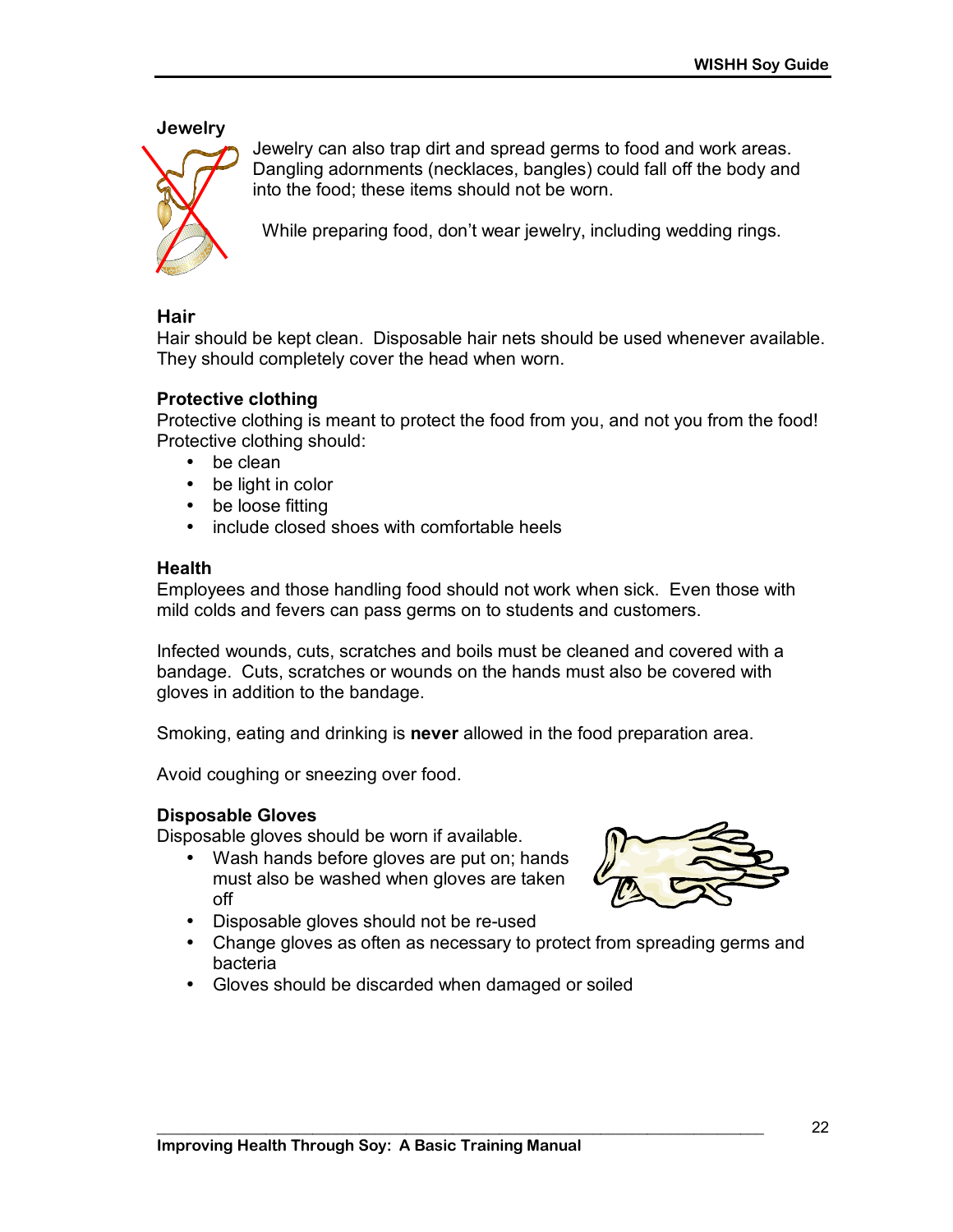### Jewelry

Jewelry can also trap dirt and spread germs to food and work areas. Dangling adornments (necklaces, bangles) could fall off the body and into the food; these items should not be worn.

While preparing food, don't wear jewelry, including wedding rings.

### Hair

Hair should be kept clean. Disposable hair nets should be used whenever available. They should completely cover the head when worn.

### Protective clothing

Protective clothing is meant to protect the food from you, and not you from the food! Protective clothing should:

- be clean
- be light in color
- be loose fitting
- include closed shoes with comfortable heels

### Health

Employees and those handling food should not work when sick. Even those with mild colds and fevers can pass germs on to students and customers.

Infected wounds, cuts, scratches and boils must be cleaned and covered with a bandage. Cuts, scratches or wounds on the hands must also be covered with gloves in addition to the bandage.

Smoking, eating and drinking is **never** allowed in the food preparation area.

Avoid coughing or sneezing over food.

### Disposable Gloves

Disposable gloves should be worn if available.

- Wash hands before gloves are put on; hands must also be washed when gloves are taken off
- Disposable gloves should not be re-used
- Change gloves as often as necessary to protect from spreading germs and bacteria
- Gloves should be discarded when damaged or soiled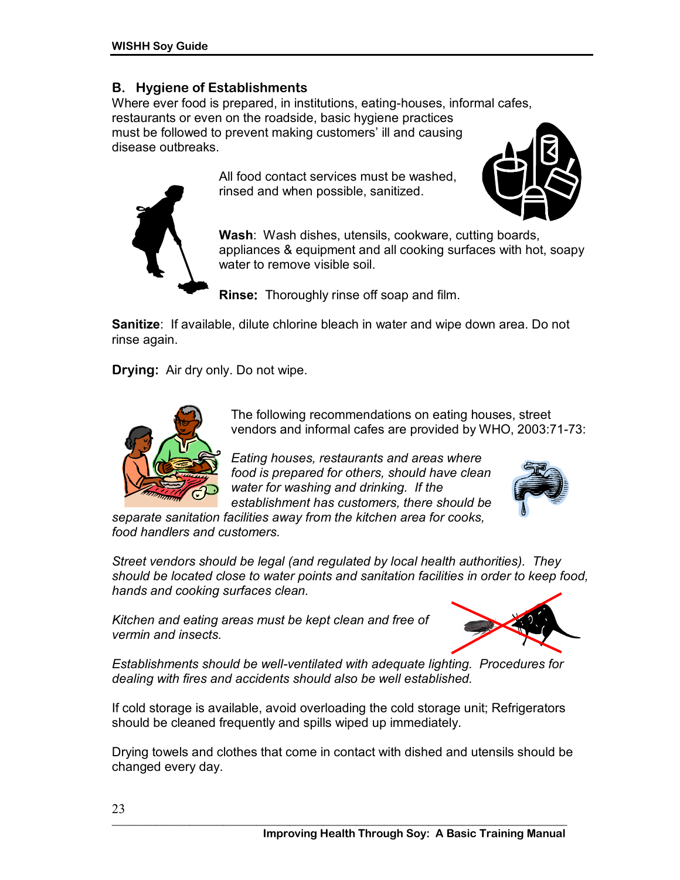## B. Hygiene of Establishments

Where ever food is prepared, in institutions, eating-houses, informal cafes, restaurants or even on the roadside, basic hygiene practices must be followed to prevent making customers' ill and causing disease outbreaks.

All food contact services must be washed, rinsed and when possible, sanitized.

**Wash**: Wash dishes, utensils, cookware, cutting boards, appliances & equipment and all cooking surfaces with hot, soapy water to remove visible soil.

**Rinse:** Thoroughly rinse off soap and film.

**Sanitize**: If available, dilute chlorine bleach in water and wipe down area. Do not rinse again.

**Drying:** Air dry only. Do not wipe.

The following recommendations on eating houses, street vendors and informal cafes are provided by WHO, 2003:71-73:

*Eating houses, restaurants and areas where food is prepared for others, should have clean water for washing and drinking. If the establishment has customers, there should be separate sanitation facilities away from the kitchen area for cooks, food handlers and customers.*

*Street vendors should be legal (and regulated by local health authorities). They should be located close to water points and sanitation facilities in order to keep food, hands and cooking surfaces clean.*

*Kitchen and eating areas must be kept clean and free of vermin and insects.*

*Establishments should be well-ventilated with adequate lighting. Procedures for dealing with fires and accidents should also be well established.*

If cold storage is available, avoid overloading the cold storage unit; Refrigerators should be cleaned frequently and spills wiped up immediately.

Drying towels and clothes that come in contact with dished and utensils should be changed every day.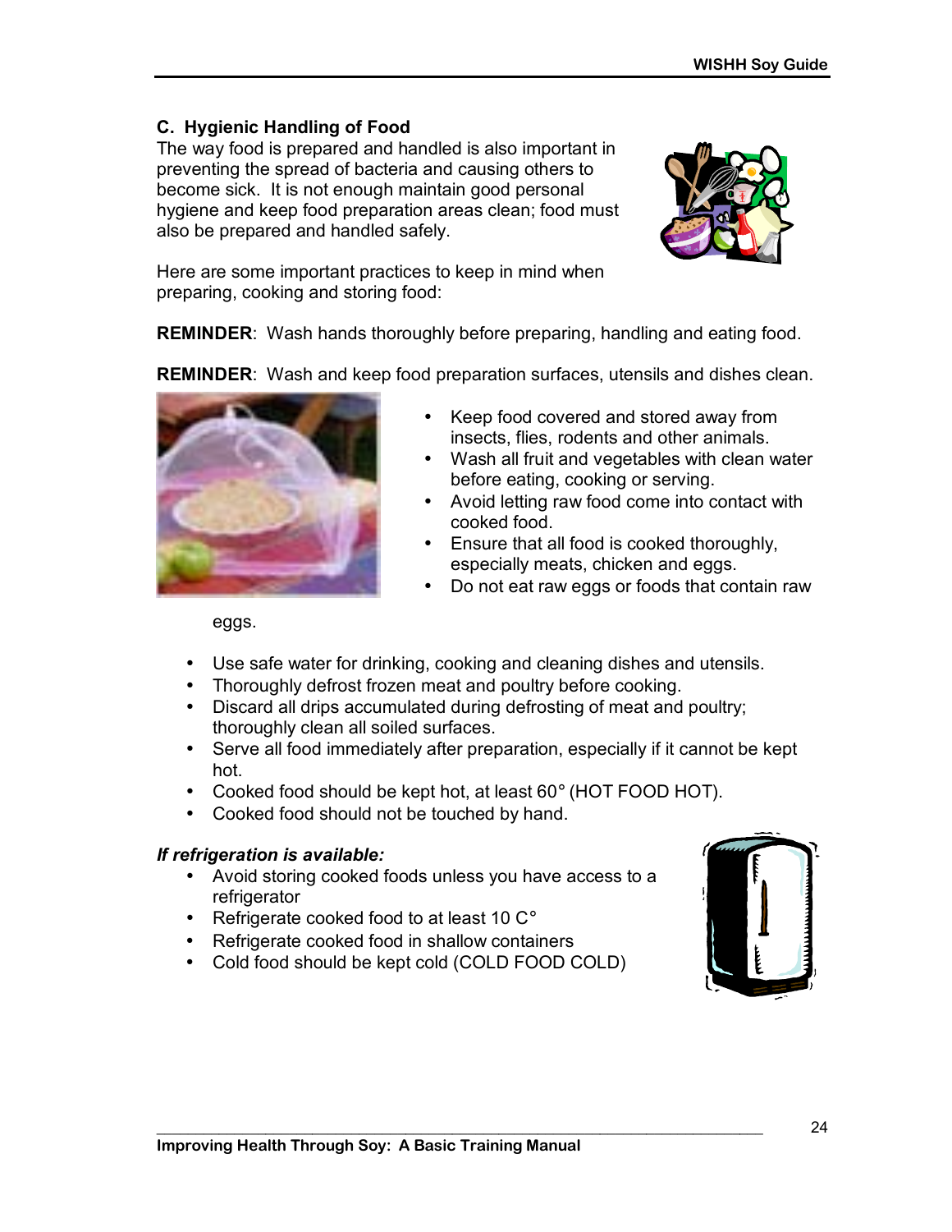## C. Hygienic Handling of Food

The way food is prepared and handled is also important in preventing the spread of bacteria and causing others to become sick. It is not enough maintain good personal hygiene and keep food preparation areas clean; food must also be prepared and handled safely.

Here are some important practices to keep in mind when preparing, cooking and storing food:

**REMINDER**: Wash hands thoroughly before preparing, handling and eating food.

**REMINDER**: Wash and keep food preparation surfaces, utensils and dishes clean.

- Keep food covered and stored away from insects, flies, rodents and other animals.
- Wash all fruit and vegetables with clean water before eating, cooking or serving.
- Avoid letting raw food come into contact with cooked food.
- Ensure that all food is cooked thoroughly, especially meats, chicken and eggs.
- Do not eat raw eggs or foods that contain raw eggs.
- Use safe water for drinking, cooking and cleaning dishes and utensils.
- Thoroughly defrost frozen meat and poultry before cooking.
- Discard all drips accumulated during defrosting of meat and poultry; thoroughly clean all soiled surfaces.
- Serve all food immediately after preparation, especially if it cannot be kept hot.
- Cooked food should be kept hot, at least 60° (HOT FOOD HOT).
- Cooked food should not be touched by hand.

***If refrigeration is available:***

- Avoid storing cooked foods unless you have access to a refrigerator
- Refrigerate cooked food to at least 10 C°
- Refrigerate cooked food in shallow containers
- Cold food should be kept cold (COLD FOOD COLD)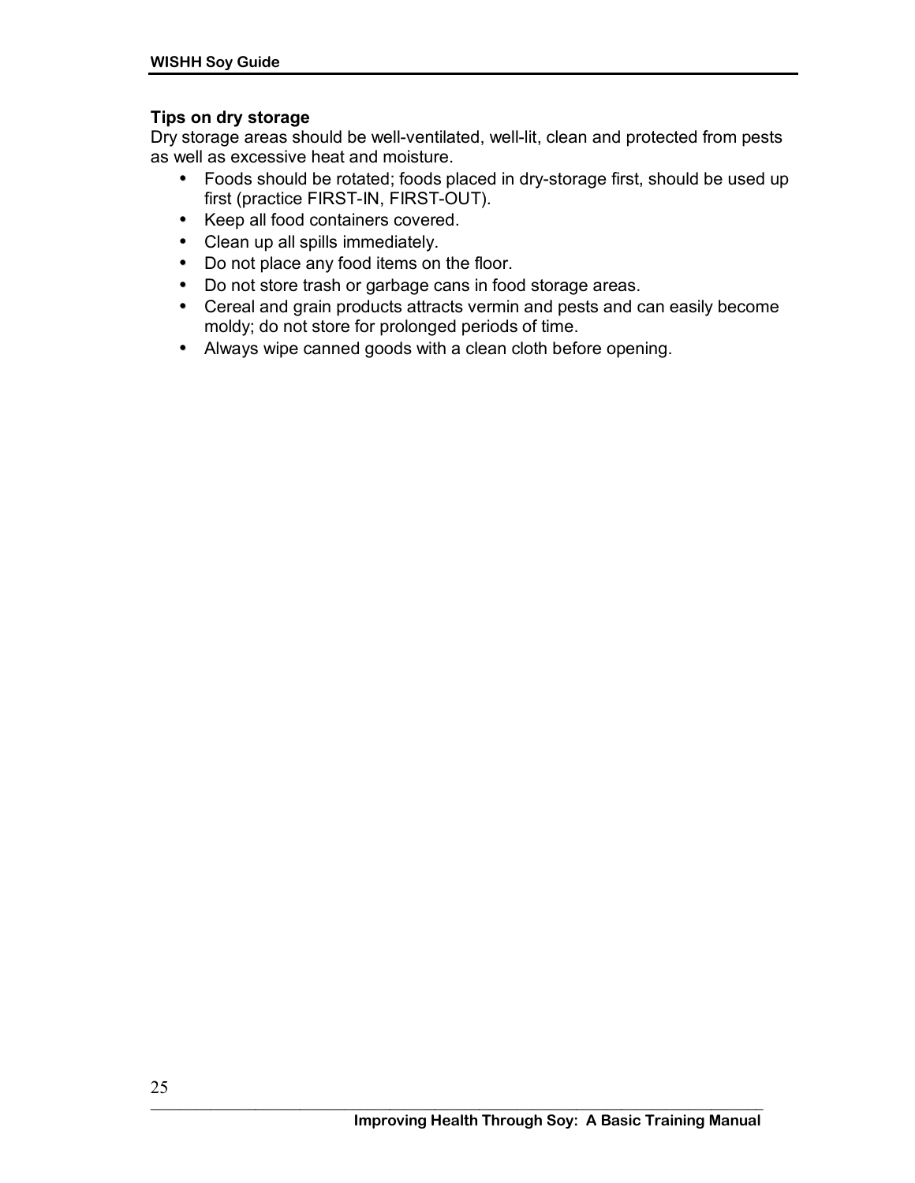**Tips on dry storage**

Dry storage areas should be well-ventilated, well-lit, clean and protected from pests as well as excessive heat and moisture.

- Foods should be rotated; foods placed in dry-storage first, should be used up first (practice FIRST-IN, FIRST-OUT).
- Keep all food containers covered.
- Clean up all spills immediately.
- Do not place any food items on the floor.
- Do not store trash or garbage cans in food storage areas.
- Cereal and grain products attracts vermin and pests and can easily become moldy; do not store for prolonged periods of time.
- Always wipe canned goods with a clean cloth before opening.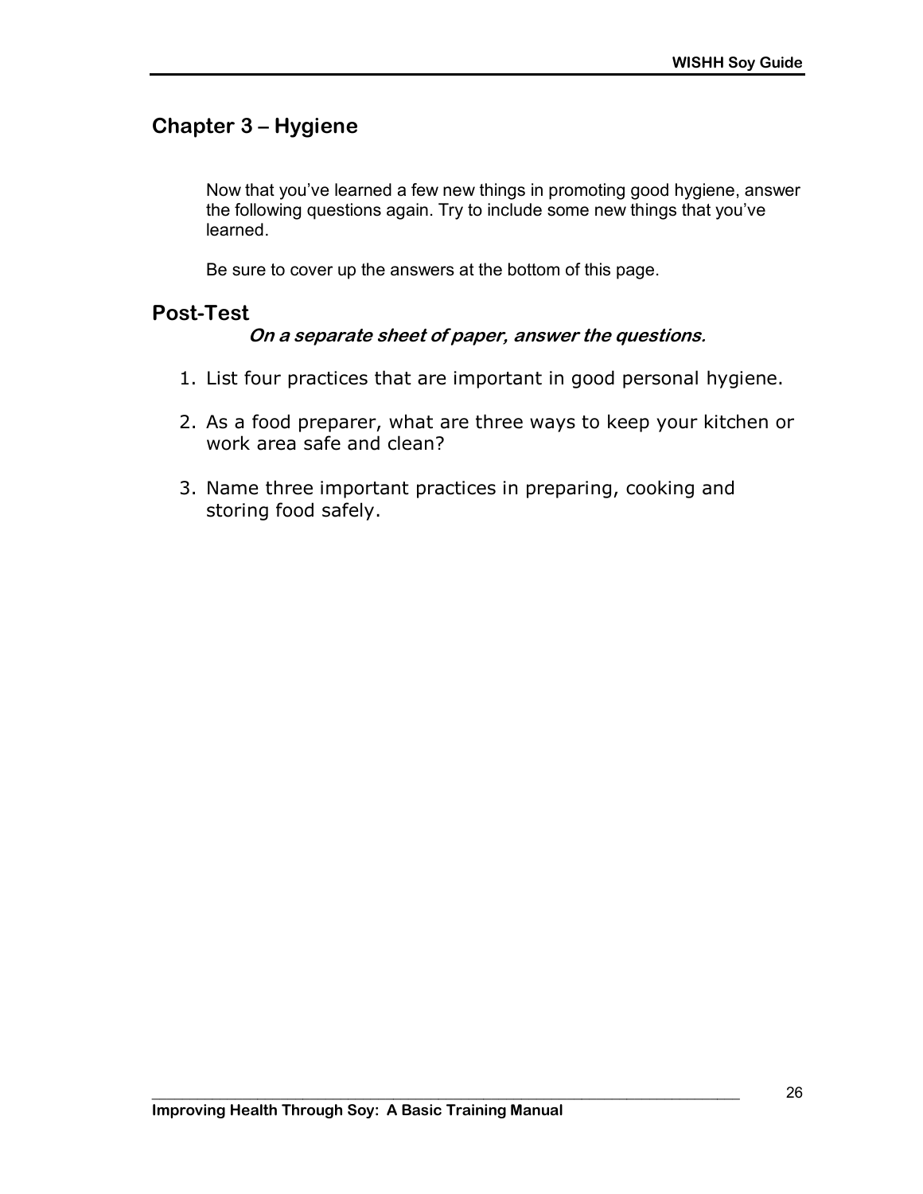## Chapter 3 – Hygiene

Now that you've learned a few new things in promoting good hygiene, answer the following questions again. Try to include some new things that you've learned.

Be sure to cover up the answers at the bottom of this page.

## Post-Test

***On a separate sheet of paper, answer the questions.***

1. List four practices that are important in good personal hygiene.
2. As a food preparer, what are three ways to keep your kitchen or work area safe and clean?
3. Name three important practices in preparing, cooking and storing food safely.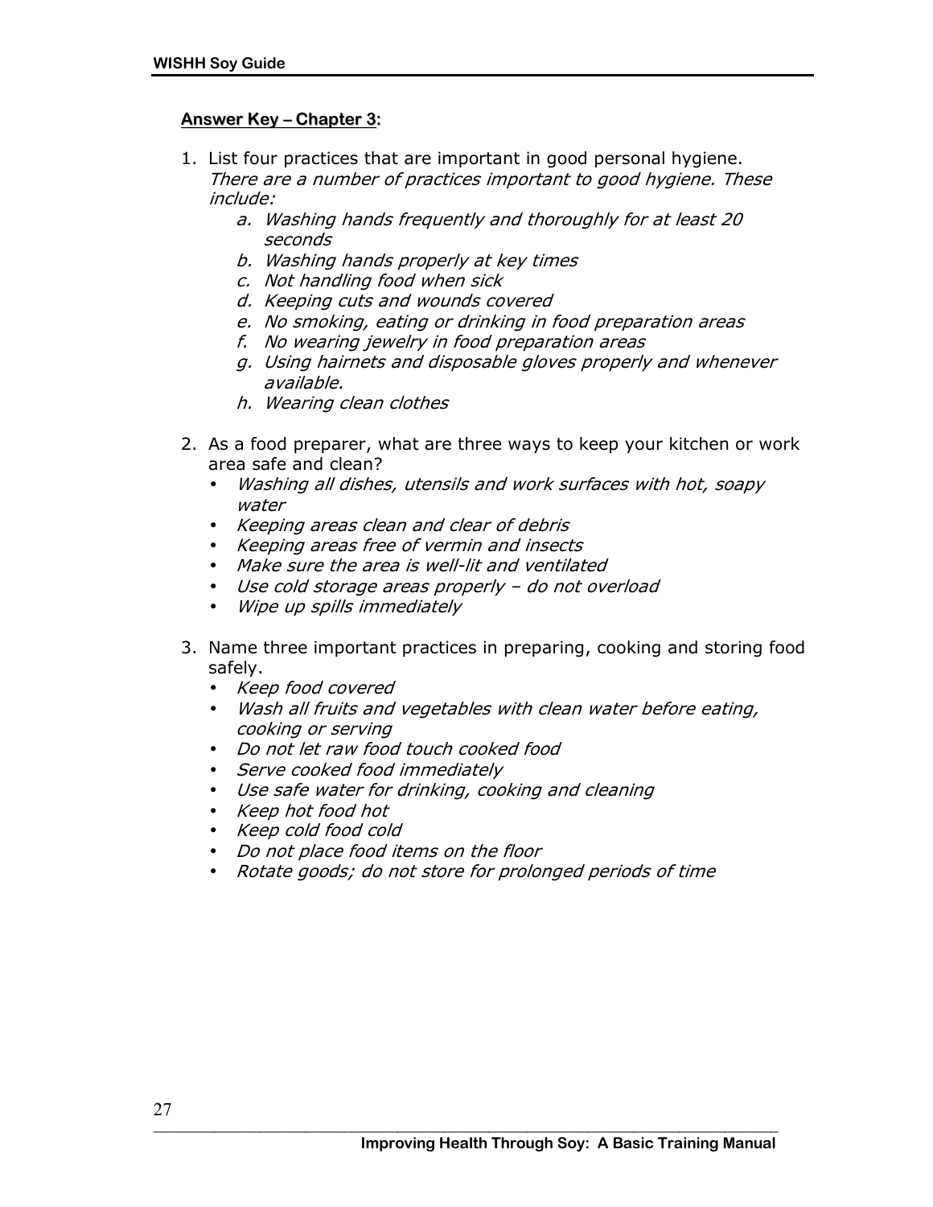**Answer Key – Chapter 3:**

1. List four practices that are important in good personal hygiene.
   *There are a number of practices important to good hygiene. These include:*
   a. *Washing hands frequently and thoroughly for at least 20 seconds*
   b. *Washing hands properly at key times*
   c. *Not handling food when sick*
   d. *Keeping cuts and wounds covered*
   e. *No smoking, eating or drinking in food preparation areas*
   f. *No wearing jewelry in food preparation areas*
   g. *Using hairnets and disposable gloves properly and whenever available.*
   h. *Wearing clean clothes*

2. As a food preparer, what are three ways to keep your kitchen or work area safe and clean?
   - *Washing all dishes, utensils and work surfaces with hot, soapy water*
   - *Keeping areas clean and clear of debris*
   - *Keeping areas free of vermin and insects*
   - *Make sure the area is well-lit and ventilated*
   - *Use cold storage areas properly – do not overload*
   - *Wipe up spills immediately*

3. Name three important practices in preparing, cooking and storing food safely.
   - *Keep food covered*
   - *Wash all fruits and vegetables with clean water before eating, cooking or serving*
   - *Do not let raw food touch cooked food*
   - *Serve cooked food immediately*
   - *Use safe water for drinking, cooking and cleaning*
   - *Keep hot food hot*
   - *Keep cold food cold*
   - *Do not place food items on the floor*
   - *Rotate goods; do not store for prolonged periods of time*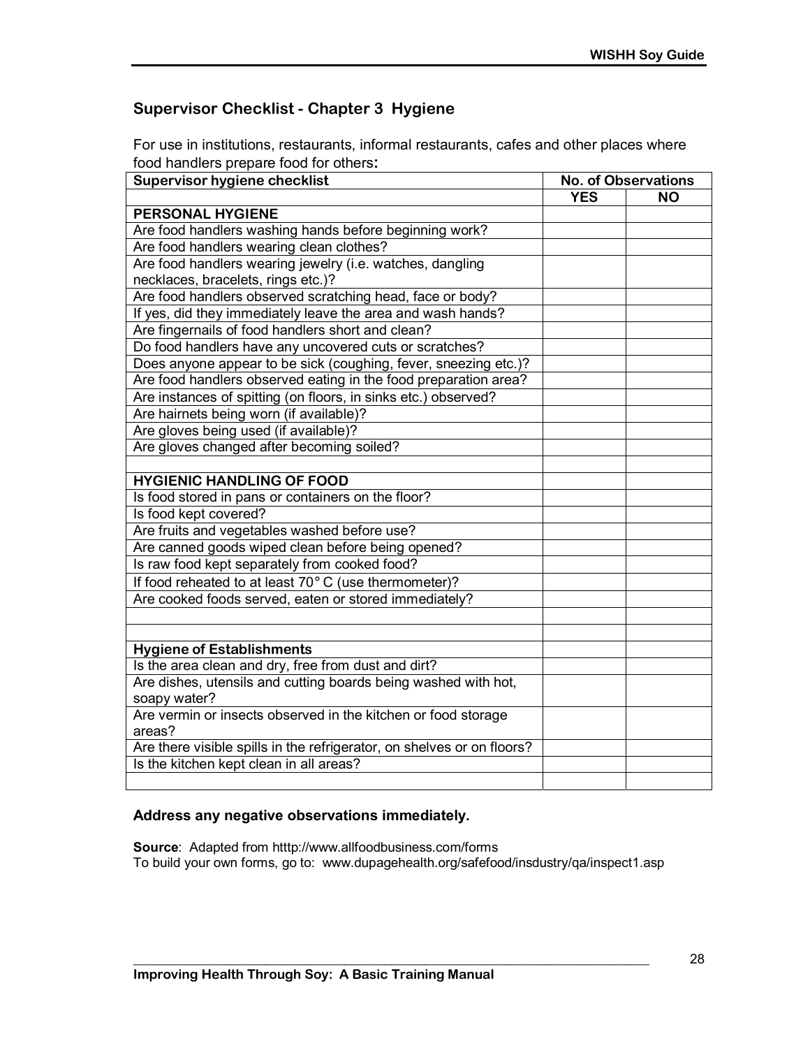## Supervisor Checklist - Chapter 3 Hygiene

For use in institutions, restaurants, informal restaurants, cafes and other places where food handlers prepare food for others**:**

| Supervisor hygiene checklist | No. of Observations | |
|---|---|---|
| | **YES** | **NO** |
| **PERSONAL HYGIENE** | | |
| Are food handlers washing hands before beginning work? | | |
| Are food handlers wearing clean clothes? | | |
| Are food handlers wearing jewelry (i.e. watches, dangling necklaces, bracelets, rings etc.)? | | |
| Are food handlers observed scratching head, face or body? | | |
| If yes, did they immediately leave the area and wash hands? | | |
| Are fingernails of food handlers short and clean? | | |
| Do food handlers have any uncovered cuts or scratches? | | |
| Does anyone appear to be sick (coughing, fever, sneezing etc.)? | | |
| Are food handlers observed eating in the food preparation area? | | |
| Are instances of spitting (on floors, in sinks etc.) observed? | | |
| Are hairnets being worn (if available)? | | |
| Are gloves being used (if available)? | | |
| Are gloves changed after becoming soiled? | | |
| | | |
| **HYGIENIC HANDLING OF FOOD** | | |
| Is food stored in pans or containers on the floor? | | |
| Is food kept covered? | | |
| Are fruits and vegetables washed before use? | | |
| Are canned goods wiped clean before being opened? | | |
| Is raw food kept separately from cooked food? | | |
| If food reheated to at least 70° C (use thermometer)? | | |
| Are cooked foods served, eaten or stored immediately? | | |
| | | |
| | | |
| **Hygiene of Establishments** | | |
| Is the area clean and dry, free from dust and dirt? | | |
| Are dishes, utensils and cutting boards being washed with hot, soapy water? | | |
| Are vermin or insects observed in the kitchen or food storage areas? | | |
| Are there visible spills in the refrigerator, on shelves or on floors? | | |
| Is the kitchen kept clean in all areas? | | |
| | | |

**Address any negative observations immediately.**

**Source**: Adapted from htttp://www.allfoodbusiness.com/forms
To build your own forms, go to: www.dupagehealth.org/safefood/insdustry/qa/inspect1.asp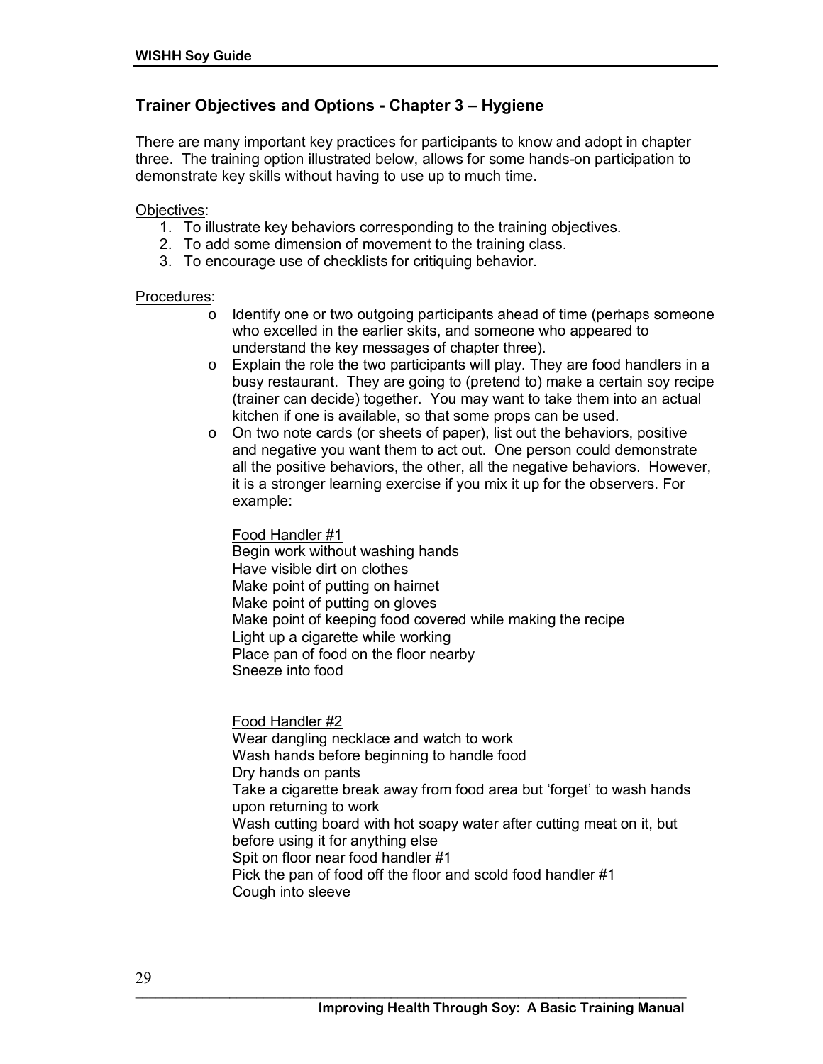## Trainer Objectives and Options - Chapter 3 – Hygiene

There are many important key practices for participants to know and adopt in chapter three. The training option illustrated below, allows for some hands-on participation to demonstrate key skills without having to use up to much time.

Objectives:

1. To illustrate key behaviors corresponding to the training objectives.
2. To add some dimension of movement to the training class.
3. To encourage use of checklists for critiquing behavior.

Procedures:

- Identify one or two outgoing participants ahead of time (perhaps someone who excelled in the earlier skits, and someone who appeared to understand the key messages of chapter three).
- Explain the role the two participants will play. They are food handlers in a busy restaurant. They are going to (pretend to) make a certain soy recipe (trainer can decide) together. You may want to take them into an actual kitchen if one is available, so that some props can be used.
- On two note cards (or sheets of paper), list out the behaviors, positive and negative you want them to act out. One person could demonstrate all the positive behaviors, the other, all the negative behaviors. However, it is a stronger learning exercise if you mix it up for the observers. For example:

  Food Handler #1
  Begin work without washing hands
  Have visible dirt on clothes
  Make point of putting on hairnet
  Make point of putting on gloves
  Make point of keeping food covered while making the recipe
  Light up a cigarette while working
  Place pan of food on the floor nearby
  Sneeze into food

  Food Handler #2
  Wear dangling necklace and watch to work
  Wash hands before beginning to handle food
  Dry hands on pants
  Take a cigarette break away from food area but 'forget' to wash hands upon returning to work
  Wash cutting board with hot soapy water after cutting meat on it, but before using it for anything else
  Spit on floor near food handler #1
  Pick the pan of food off the floor and scold food handler #1
  Cough into sleeve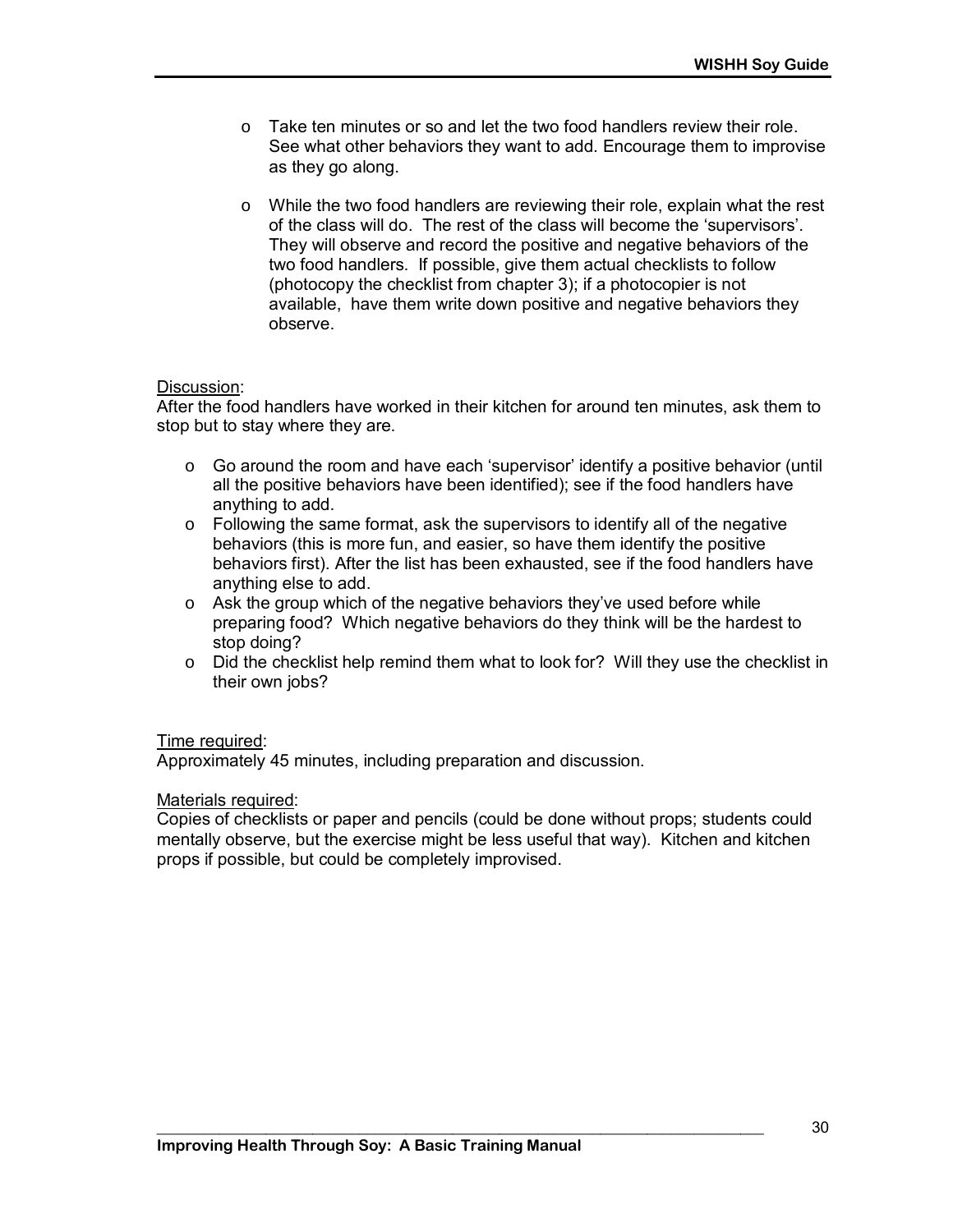- Take ten minutes or so and let the two food handlers review their role. See what other behaviors they want to add. Encourage them to improvise as they go along.

- While the two food handlers are reviewing their role, explain what the rest of the class will do. The rest of the class will become the 'supervisors'. They will observe and record the positive and negative behaviors of the two food handlers. If possible, give them actual checklists to follow (photocopy the checklist from chapter 3); if a photocopier is not available, have them write down positive and negative behaviors they observe.

Discussion:
After the food handlers have worked in their kitchen for around ten minutes, ask them to stop but to stay where they are.

- Go around the room and have each 'supervisor' identify a positive behavior (until all the positive behaviors have been identified); see if the food handlers have anything to add.
- Following the same format, ask the supervisors to identify all of the negative behaviors (this is more fun, and easier, so have them identify the positive behaviors first). After the list has been exhausted, see if the food handlers have anything else to add.
- Ask the group which of the negative behaviors they've used before while preparing food? Which negative behaviors do they think will be the hardest to stop doing?
- Did the checklist help remind them what to look for? Will they use the checklist in their own jobs?

Time required:
Approximately 45 minutes, including preparation and discussion.

Materials required:
Copies of checklists or paper and pencils (could be done without props; students could mentally observe, but the exercise might be less useful that way). Kitchen and kitchen props if possible, but could be completely improvised.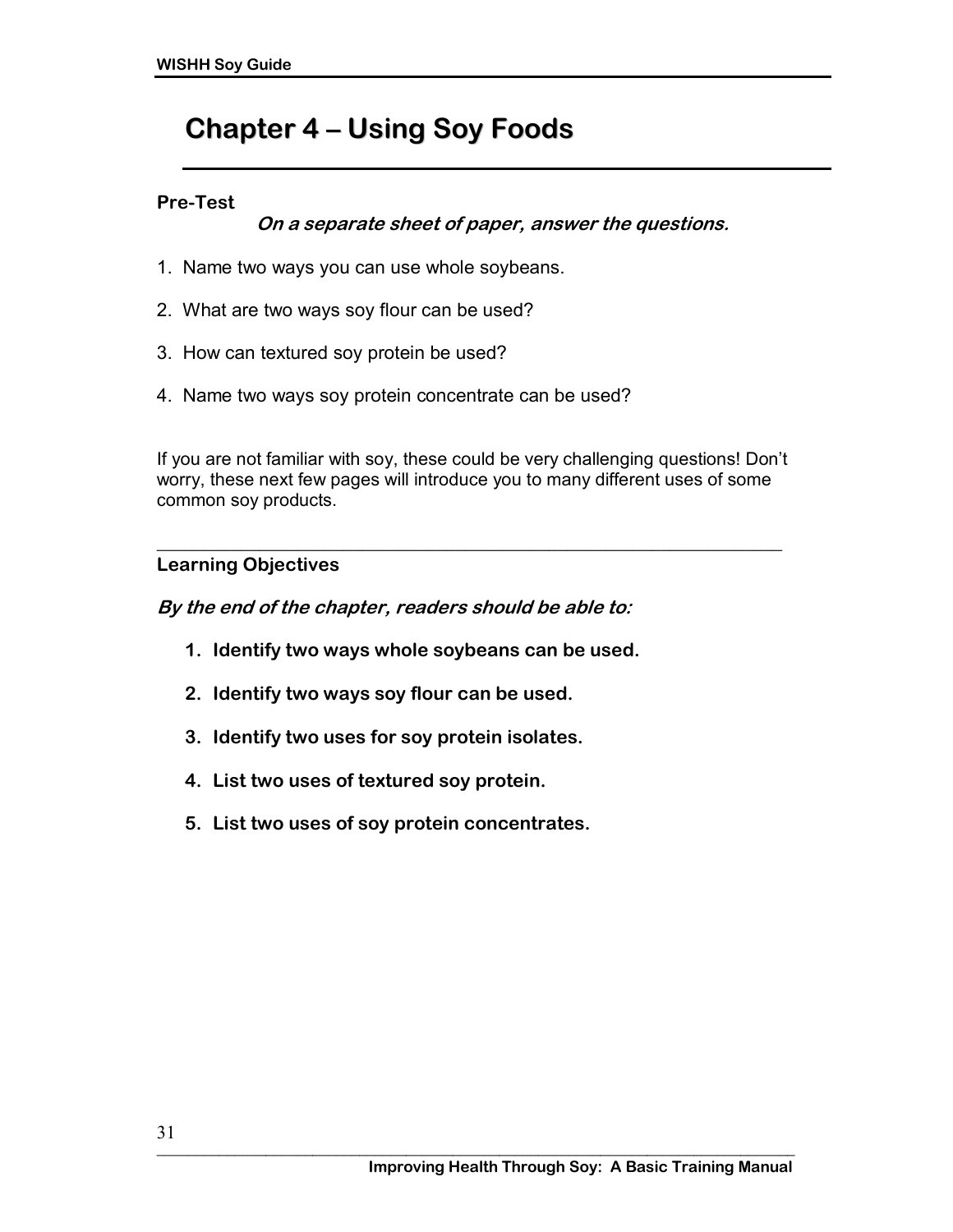# Chapter 4 – Using Soy Foods

**Pre-Test**

***On a separate sheet of paper, answer the questions.***

1. Name two ways you can use whole soybeans.
2. What are two ways soy flour can be used?
3. How can textured soy protein be used?
4. Name two ways soy protein concentrate can be used?

If you are not familiar with soy, these could be very challenging questions! Don't worry, these next few pages will introduce you to many different uses of some common soy products.

---

**Learning Objectives**

***By the end of the chapter, readers should be able to:***

1. **Identify two ways whole soybeans can be used.**
2. **Identify two ways soy flour can be used.**
3. **Identify two uses for soy protein isolates.**
4. **List two uses of textured soy protein.**
5. **List two uses of soy protein concentrates.**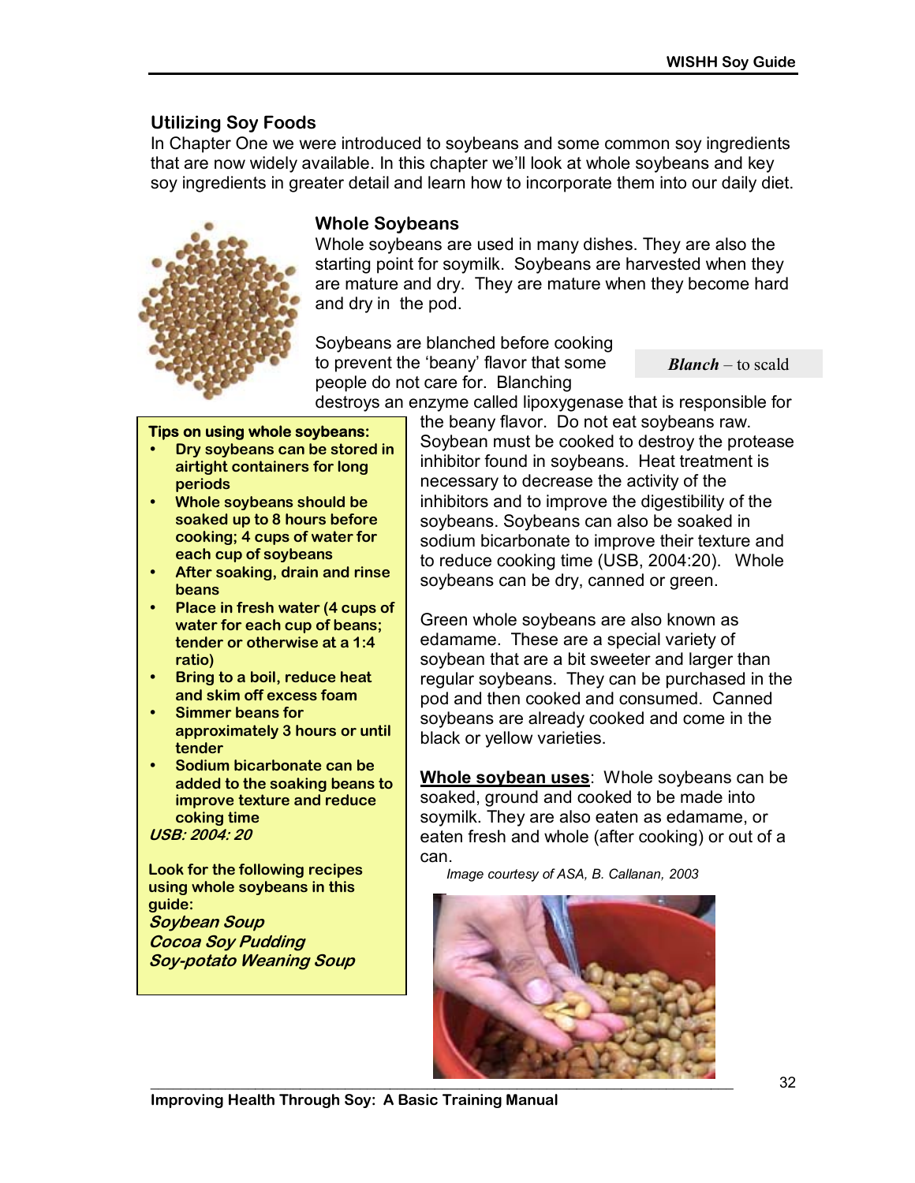## Utilizing Soy Foods

In Chapter One we were introduced to soybeans and some common soy ingredients that are now widely available. In this chapter we'll look at whole soybeans and key soy ingredients in greater detail and learn how to incorporate them into our daily diet.

### Whole Soybeans

Whole soybeans are used in many dishes. They are also the starting point for soymilk. Soybeans are harvested when they are mature and dry. They are mature when they become hard and dry in the pod.

Soybeans are blanched before cooking to prevent the 'beany' flavor that some people do not care for. Blanching destroys an enzyme called lipoxygenase that is responsible for the beany flavor. Do not eat soybeans raw. Soybean must be cooked to destroy the protease inhibitor found in soybeans. Heat treatment is necessary to decrease the activity of the inhibitors and to improve the digestibility of the soybeans. Soybeans can also be soaked in sodium bicarbonate to improve their texture and to reduce cooking time (USB, 2004:20). Whole soybeans can be dry, canned or green.

***Blanch*** – to scald

Green whole soybeans are also known as edamame. These are a special variety of soybean that are a bit sweeter and larger than regular soybeans. They can be purchased in the pod and then cooked and consumed. Canned soybeans are already cooked and come in the black or yellow varieties.

**<u>Whole soybean uses</u>**: Whole soybeans can be soaked, ground and cooked to be made into soymilk. They are also eaten as edamame, or eaten fresh and whole (after cooking) or out of a can.

*Image courtesy of ASA, B. Callanan, 2003*

**Tips on using whole soybeans:**

- **Dry soybeans can be stored in airtight containers for long periods**
- **Whole soybeans should be soaked up to 8 hours before cooking; 4 cups of water for each cup of soybeans**
- **After soaking, drain and rinse beans**
- **Place in fresh water (4 cups of water for each cup of beans; tender or otherwise at a 1:4 ratio)**
- **Bring to a boil, reduce heat and skim off excess foam**
- **Simmer beans for approximately 3 hours or until tender**
- **Sodium bicarbonate can be added to the soaking beans to improve texture and reduce coking time**

***USB: 2004: 20***

**Look for the following recipes using whole soybeans in this guide:**

***Soybean Soup***
***Cocoa Soy Pudding***
***Soy-potato Weaning Soup***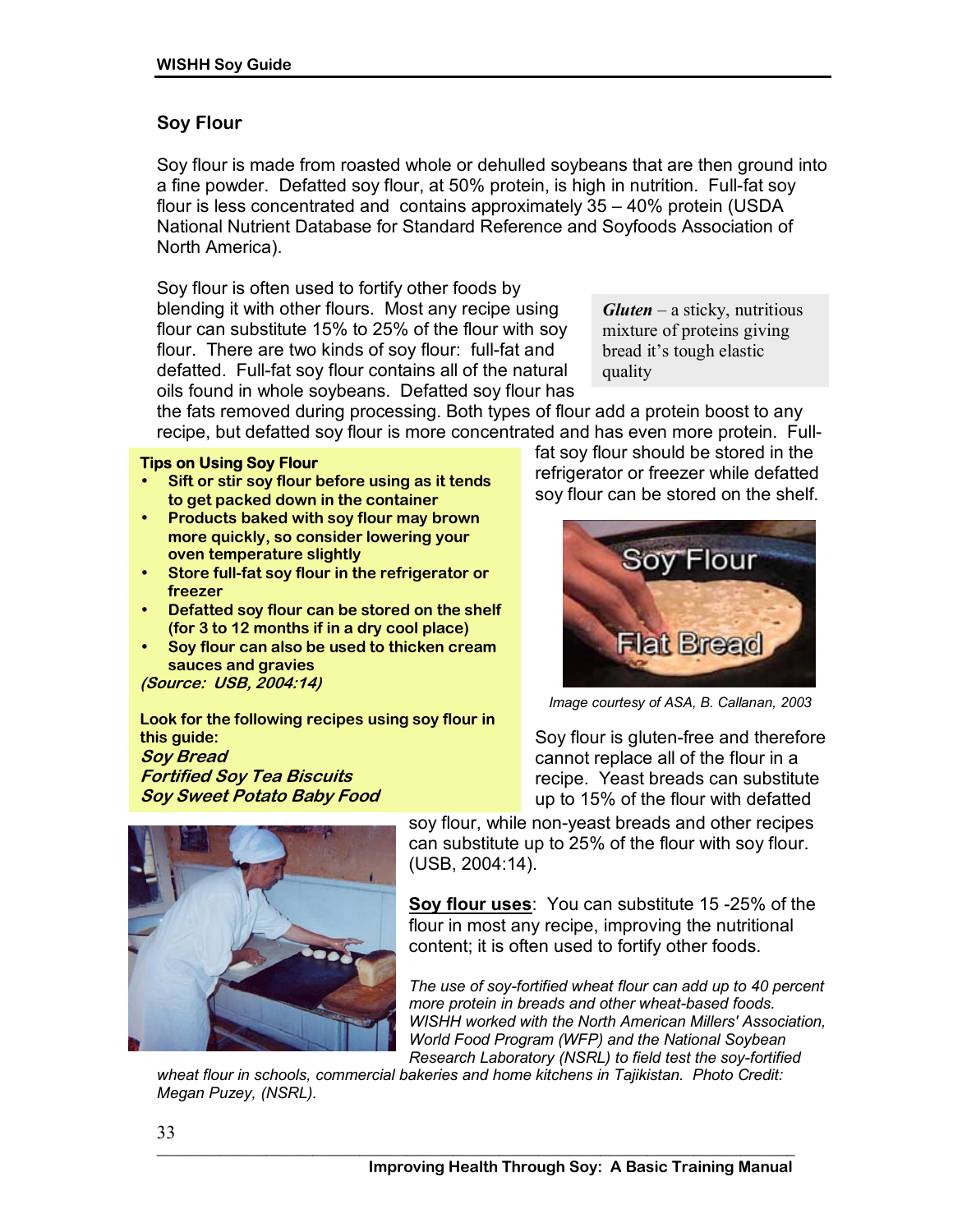## Soy Flour

Soy flour is made from roasted whole or dehulled soybeans that are then ground into a fine powder. Defatted soy flour, at 50% protein, is high in nutrition. Full-fat soy flour is less concentrated and contains approximately 35 – 40% protein (USDA National Nutrient Database for Standard Reference and Soyfoods Association of North America).

Soy flour is often used to fortify other foods by blending it with other flours. Most any recipe using flour can substitute 15% to 25% of the flour with soy flour. There are two kinds of soy flour: full-fat and defatted. Full-fat soy flour contains all of the natural oils found in whole soybeans. Defatted soy flour has the fats removed during processing. Both types of flour add a protein boost to any recipe, but defatted soy flour is more concentrated and has even more protein. Full-fat soy flour should be stored in the refrigerator or freezer while defatted soy flour can be stored on the shelf.

> ***Gluten*** – a sticky, nutritious mixture of proteins giving bread it's tough elastic quality

**Tips on Using Soy Flour**

- **Sift or stir soy flour before using as it tends to get packed down in the container**
- **Products baked with soy flour may brown more quickly, so consider lowering your oven temperature slightly**
- **Store full-fat soy flour in the refrigerator or freezer**
- **Defatted soy flour can be stored on the shelf (for 3 to 12 months if in a dry cool place)**
- **Soy flour can also be used to thicken cream sauces and gravies**

***(Source: USB, 2004:14)***

**Look for the following recipes using soy flour in this guide:**
***Soy Bread***
***Fortified Soy Tea Biscuits***
***Soy Sweet Potato Baby Food***

*Image courtesy of ASA, B. Callanan, 2003*

Soy flour is gluten-free and therefore cannot replace all of the flour in a recipe. Yeast breads can substitute up to 15% of the flour with defatted soy flour, while non-yeast breads and other recipes can substitute up to 25% of the flour with soy flour. (USB, 2004:14).

**Soy flour uses**: You can substitute 15 -25% of the flour in most any recipe, improving the nutritional content; it is often used to fortify other foods.

*The use of soy-fortified wheat flour can add up to 40 percent more protein in breads and other wheat-based foods. WISHH worked with the North American Millers' Association, World Food Program (WFP) and the National Soybean Research Laboratory (NSRL) to field test the soy-fortified wheat flour in schools, commercial bakeries and home kitchens in Tajikistan. Photo Credit: Megan Puzey, (NSRL).*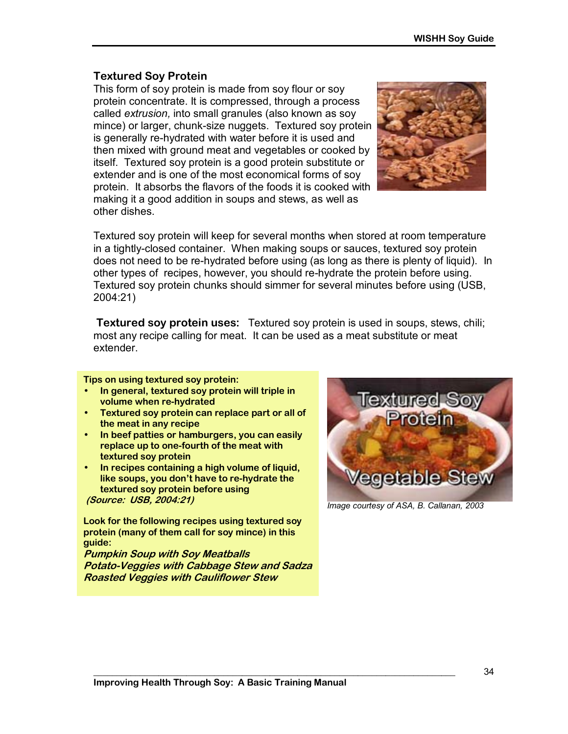## Textured Soy Protein

This form of soy protein is made from soy flour or soy protein concentrate. It is compressed, through a process called *extrusion,* into small granules (also known as soy mince) or larger, chunk-size nuggets. Textured soy protein is generally re-hydrated with water before it is used and then mixed with ground meat and vegetables or cooked by itself. Textured soy protein is a good protein substitute or extender and is one of the most economical forms of soy protein. It absorbs the flavors of the foods it is cooked with making it a good addition in soups and stews, as well as other dishes.

Textured soy protein will keep for several months when stored at room temperature in a tightly-closed container. When making soups or sauces, textured soy protein does not need to be re-hydrated before using (as long as there is plenty of liquid). In other types of recipes, however, you should re-hydrate the protein before using. Textured soy protein chunks should simmer for several minutes before using (USB, 2004:21)

**Textured soy protein uses:** Textured soy protein is used in soups, stews, chili; most any recipe calling for meat. It can be used as a meat substitute or meat extender.

**Tips on using textured soy protein:**

- **In general, textured soy protein will triple in volume when re-hydrated**
- **Textured soy protein can replace part or all of the meat in any recipe**
- **In beef patties or hamburgers, you can easily replace up to one-fourth of the meat with textured soy protein**
- **In recipes containing a high volume of liquid, like soups, you don't have to re-hydrate the textured soy protein before using**

***(Source: USB, 2004:21)***

**Look for the following recipes using textured soy protein (many of them call for soy mince) in this guide:**

***Pumpkin Soup with Soy Meatballs***
***Potato-Veggies with Cabbage Stew and Sadza***
***Roasted Veggies with Cauliflower Stew***

*Image courtesy of ASA, B. Callanan, 2003*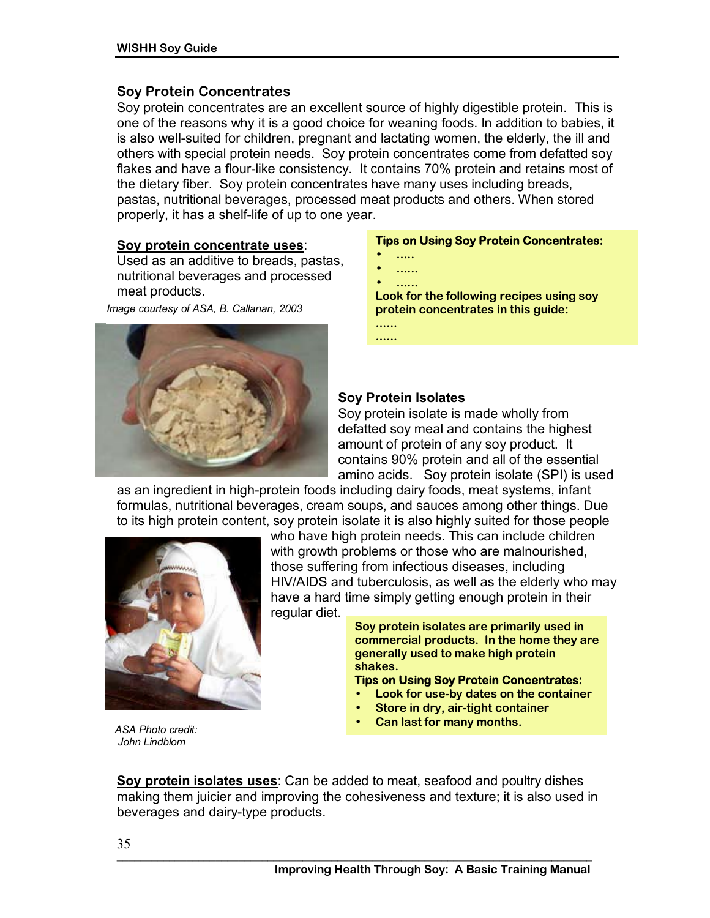## Soy Protein Concentrates

Soy protein concentrates are an excellent source of highly digestible protein. This is one of the reasons why it is a good choice for weaning foods. In addition to babies, it is also well-suited for children, pregnant and lactating women, the elderly, the ill and others with special protein needs. Soy protein concentrates come from defatted soy flakes and have a flour-like consistency. It contains 70% protein and retains most of the dietary fiber. Soy protein concentrates have many uses including breads, pastas, nutritional beverages, processed meat products and others. When stored properly, it has a shelf-life of up to one year.

**Soy protein concentrate uses**:
Used as an additive to breads, pastas, nutritional beverages and processed meat products.

*Image courtesy of ASA, B. Callanan, 2003*

**Tips on Using Soy Protein Concentrates:**

- .....
- ......
- ......

**Look for the following recipes using soy protein concentrates in this guide:**

......
......

## Soy Protein Isolates

Soy protein isolate is made wholly from defatted soy meal and contains the highest amount of protein of any soy product. It contains 90% protein and all of the essential amino acids. Soy protein isolate (SPI) is used as an ingredient in high-protein foods including dairy foods, meat systems, infant formulas, nutritional beverages, cream soups, and sauces among other things. Due to its high protein content, soy protein isolate it is also highly suited for those people who have high protein needs. This can include children with growth problems or those who are malnourished, those suffering from infectious diseases, including HIV/AIDS and tuberculosis, as well as the elderly who may have a hard time simply getting enough protein in their regular diet.

**Soy protein isolates are primarily used in commercial products. In the home they are generally used to make high protein shakes.**

**Tips on Using Soy Protein Concentrates:**

- **Look for use-by dates on the container**
- **Store in dry, air-tight container**
- **Can last for many months.**

*ASA Photo credit: John Lindblom*

**Soy protein isolates uses**: Can be added to meat, seafood and poultry dishes making them juicier and improving the cohesiveness and texture; it is also used in beverages and dairy-type products.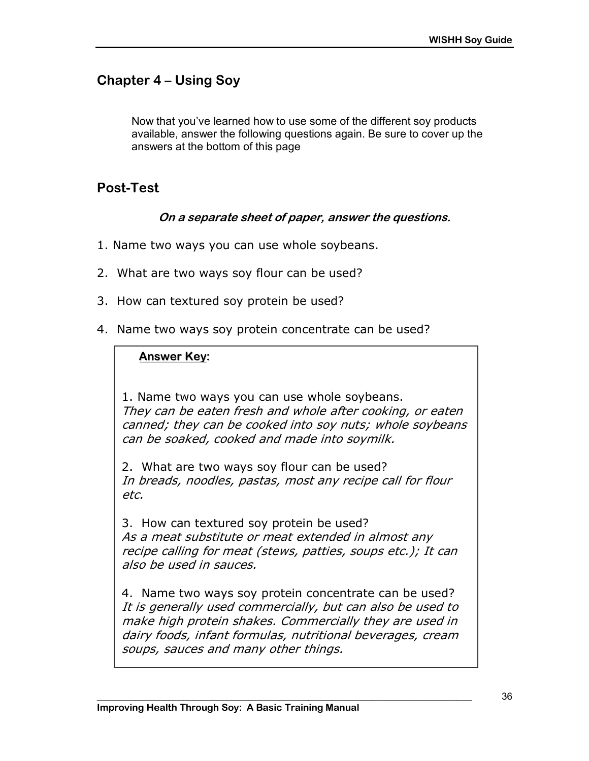## Chapter 4 – Using Soy

Now that you've learned how to use some of the different soy products available, answer the following questions again. Be sure to cover up the answers at the bottom of this page

## Post-Test

***On a separate sheet of paper, answer the questions.***

1. Name two ways you can use whole soybeans.

2. What are two ways soy flour can be used?

3. How can textured soy protein be used?

4. Name two ways soy protein concentrate can be used?

**Answer Key:**

1. Name two ways you can use whole soybeans.
*They can be eaten fresh and whole after cooking, or eaten canned; they can be cooked into soy nuts; whole soybeans can be soaked, cooked and made into soymilk.*

2. What are two ways soy flour can be used?
*In breads, noodles, pastas, most any recipe call for flour etc.*

3. How can textured soy protein be used?
*As a meat substitute or meat extended in almost any recipe calling for meat (stews, patties, soups etc.); It can also be used in sauces.*

4. Name two ways soy protein concentrate can be used?
*It is generally used commercially, but can also be used to make high protein shakes. Commercially they are used in dairy foods, infant formulas, nutritional beverages, cream soups, sauces and many other things.*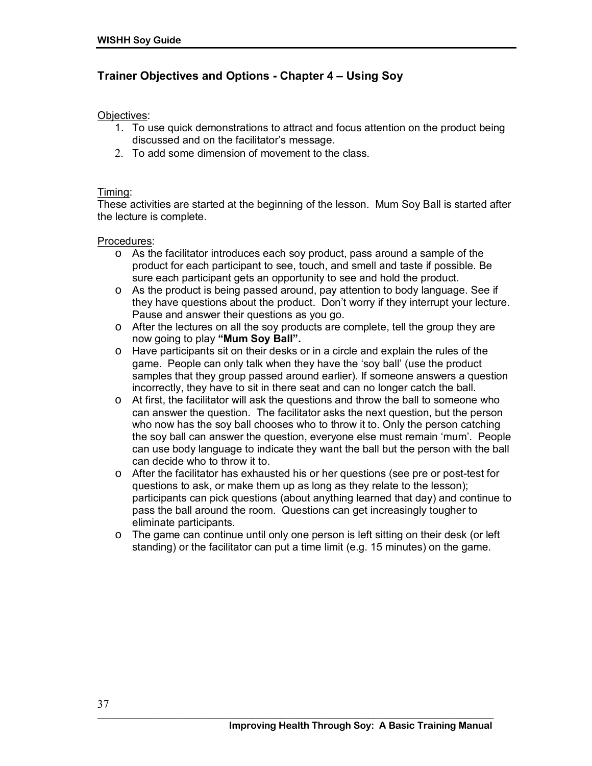## Trainer Objectives and Options - Chapter 4 – Using Soy

Objectives:

1. To use quick demonstrations to attract and focus attention on the product being discussed and on the facilitator's message.
2. To add some dimension of movement to the class.

Timing:

These activities are started at the beginning of the lesson. Mum Soy Ball is started after the lecture is complete.

Procedures:

- As the facilitator introduces each soy product, pass around a sample of the product for each participant to see, touch, and smell and taste if possible. Be sure each participant gets an opportunity to see and hold the product.
- As the product is being passed around, pay attention to body language. See if they have questions about the product. Don't worry if they interrupt your lecture. Pause and answer their questions as you go.
- After the lectures on all the soy products are complete, tell the group they are now going to play **"Mum Soy Ball".**
- Have participants sit on their desks or in a circle and explain the rules of the game. People can only talk when they have the 'soy ball' (use the product samples that they group passed around earlier). If someone answers a question incorrectly, they have to sit in there seat and can no longer catch the ball.
- At first, the facilitator will ask the questions and throw the ball to someone who can answer the question. The facilitator asks the next question, but the person who now has the soy ball chooses who to throw it to. Only the person catching the soy ball can answer the question, everyone else must remain 'mum'. People can use body language to indicate they want the ball but the person with the ball can decide who to throw it to.
- After the facilitator has exhausted his or her questions (see pre or post-test for questions to ask, or make them up as long as they relate to the lesson); participants can pick questions (about anything learned that day) and continue to pass the ball around the room. Questions can get increasingly tougher to eliminate participants.
- The game can continue until only one person is left sitting on their desk (or left standing) or the facilitator can put a time limit (e.g. 15 minutes) on the game.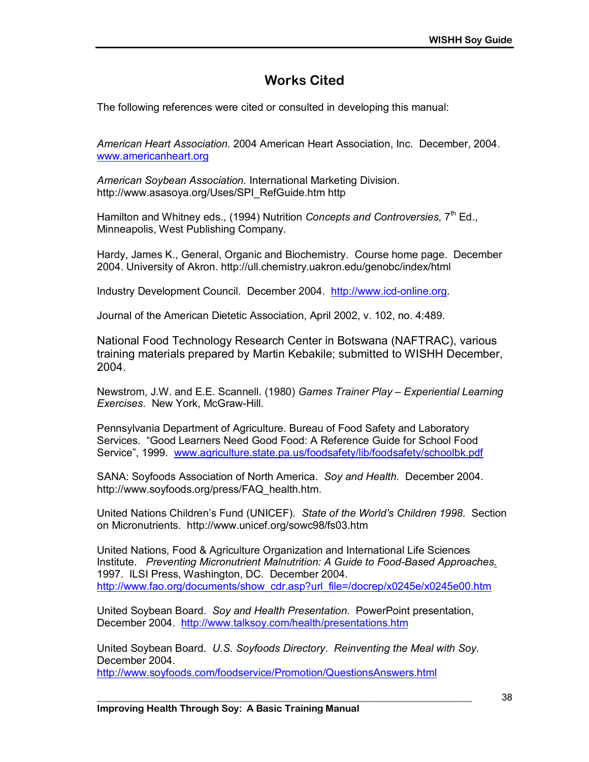# Works Cited

The following references were cited or consulted in developing this manual:

*American Heart Association.* 2004 American Heart Association, Inc. December, 2004. www.americanheart.org

*American Soybean Association.* International Marketing Division. http://www.asasoya.org/Uses/SPI_RefGuide.htm http

Hamilton and Whitney eds., (1994) Nutrition *Concepts and Controversies,* 7th Ed., Minneapolis, West Publishing Company.

Hardy, James K., General, Organic and Biochemistry. Course home page. December 2004. University of Akron. http://ull.chemistry.uakron.edu/genobc/index/html

Industry Development Council. December 2004. http://www.icd-online.org.

Journal of the American Dietetic Association, April 2002, v. 102, no. 4:489.

National Food Technology Research Center in Botswana (NAFTRAC), various training materials prepared by Martin Kebakile; submitted to WISHH December, 2004.

Newstrom, J.W. and E.E. Scannell. (1980) *Games Trainer Play – Experiential Learning Exercises*. New York, McGraw-Hill.

Pennsylvania Department of Agriculture. Bureau of Food Safety and Laboratory Services. "Good Learners Need Good Food: A Reference Guide for School Food Service", 1999. www.agriculture.state.pa.us/foodsafety/lib/foodsafety/schoolbk.pdf

SANA: Soyfoods Association of North America. *Soy and Health.* December 2004. http://www.soyfoods.org/press/FAQ_health.htm.

United Nations Children's Fund (UNICEF). *State of the World's Children 1998.* Section on Micronutrients. http://www.unicef.org/sowc98/fs03.htm

United Nations, Food & Agriculture Organization and International Life Sciences Institute. *Preventing Micronutrient Malnutrition: A Guide to Food-Based Approaches.* 1997. ILSI Press, Washington, DC. December 2004. http://www.fao.org/documents/show_cdr.asp?url_file=/docrep/x0245e/x0245e00.htm

United Soybean Board. *Soy and Health Presentation.* PowerPoint presentation, December 2004. http://www.talksoy.com/health/presentations.htm

United Soybean Board. *U.S. Soyfoods Directory*. *Reinventing the Meal with Soy.* December 2004. http://www.soyfoods.com/foodservice/Promotion/QuestionsAnswers.html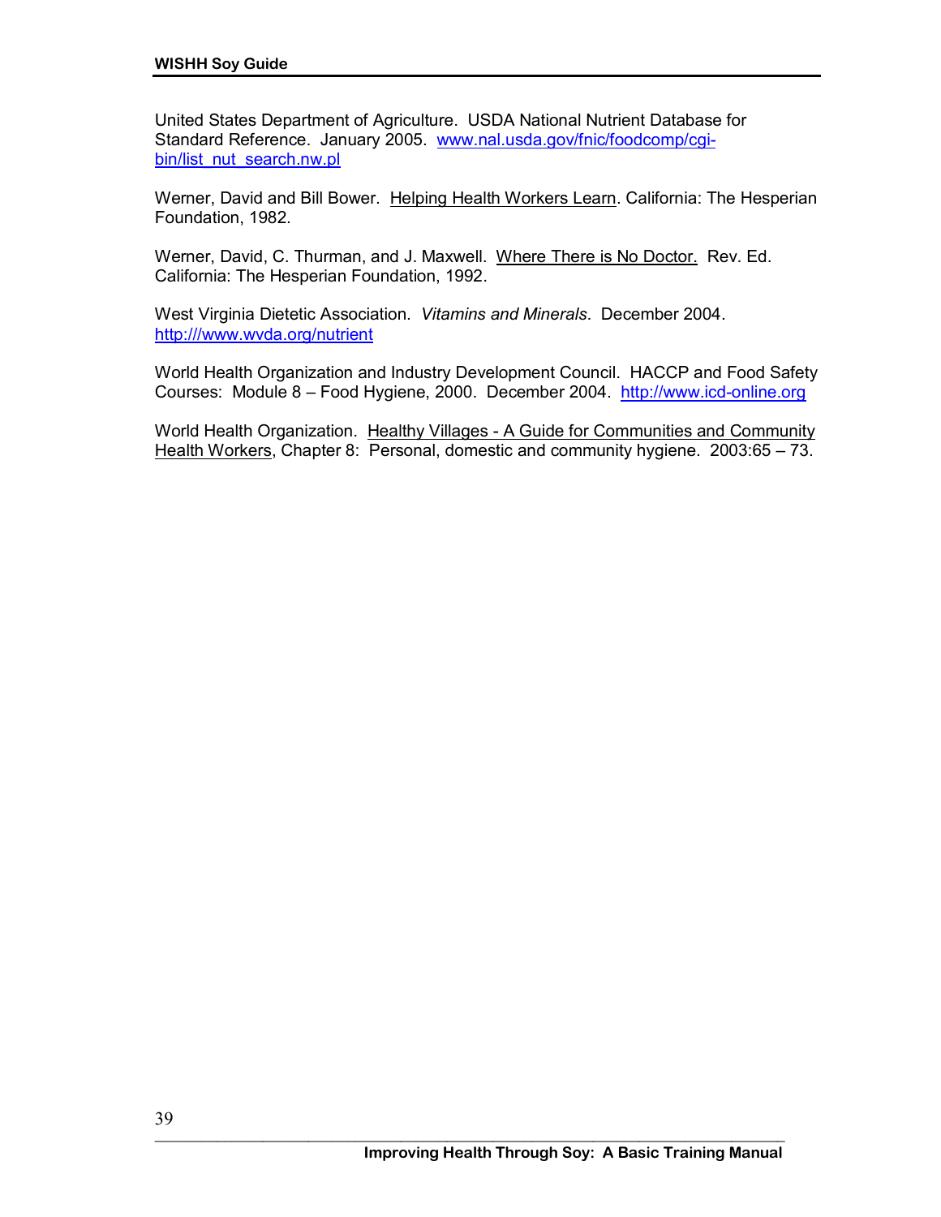United States Department of Agriculture. USDA National Nutrient Database for Standard Reference. January 2005. www.nal.usda.gov/fnic/foodcomp/cgi-bin/list_nut_search.nw.pl

Werner, David and Bill Bower. Helping Health Workers Learn. California: The Hesperian Foundation, 1982.

Werner, David, C. Thurman, and J. Maxwell. Where There is No Doctor. Rev. Ed. California: The Hesperian Foundation, 1992.

West Virginia Dietetic Association. *Vitamins and Minerals*. December 2004. http:///www.wvda.org/nutrient

World Health Organization and Industry Development Council. HACCP and Food Safety Courses: Module 8 – Food Hygiene, 2000. December 2004. http://www.icd-online.org

World Health Organization. Healthy Villages - A Guide for Communities and Community Health Workers, Chapter 8: Personal, domestic and community hygiene. 2003:65 – 73.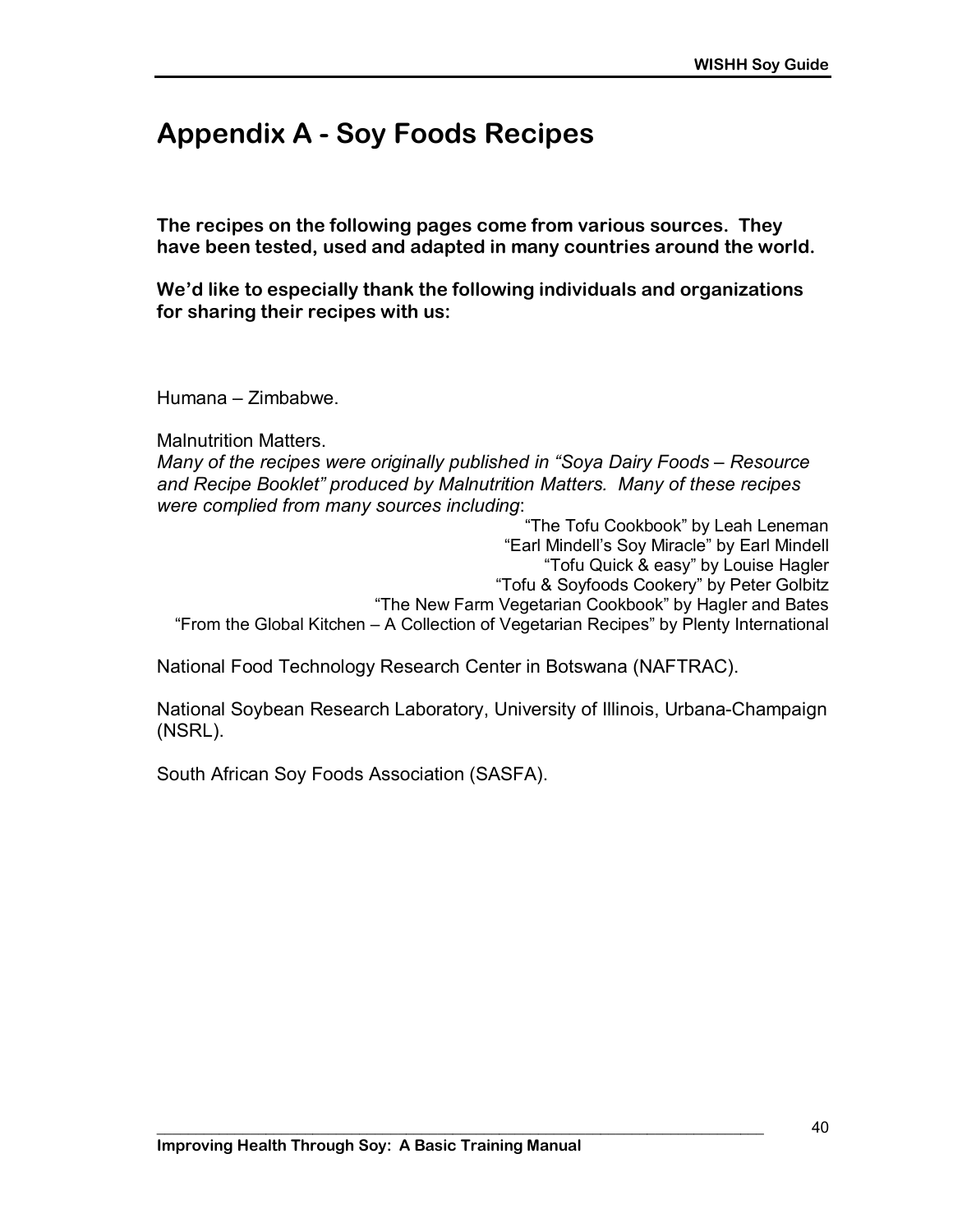# Appendix A - Soy Foods Recipes

**The recipes on the following pages come from various sources. They have been tested, used and adapted in many countries around the world.**

**We'd like to especially thank the following individuals and organizations for sharing their recipes with us:**

Humana – Zimbabwe.

Malnutrition Matters.
*Many of the recipes were originally published in "Soya Dairy Foods – Resource and Recipe Booklet" produced by Malnutrition Matters. Many of these recipes were complied from many sources including*:

"The Tofu Cookbook" by Leah Leneman
"Earl Mindell's Soy Miracle" by Earl Mindell
"Tofu Quick & easy" by Louise Hagler
"Tofu & Soyfoods Cookery" by Peter Golbitz
"The New Farm Vegetarian Cookbook" by Hagler and Bates
"From the Global Kitchen – A Collection of Vegetarian Recipes" by Plenty International

National Food Technology Research Center in Botswana (NAFTRAC).

National Soybean Research Laboratory, University of Illinois, Urbana-Champaign (NSRL).

South African Soy Foods Association (SASFA).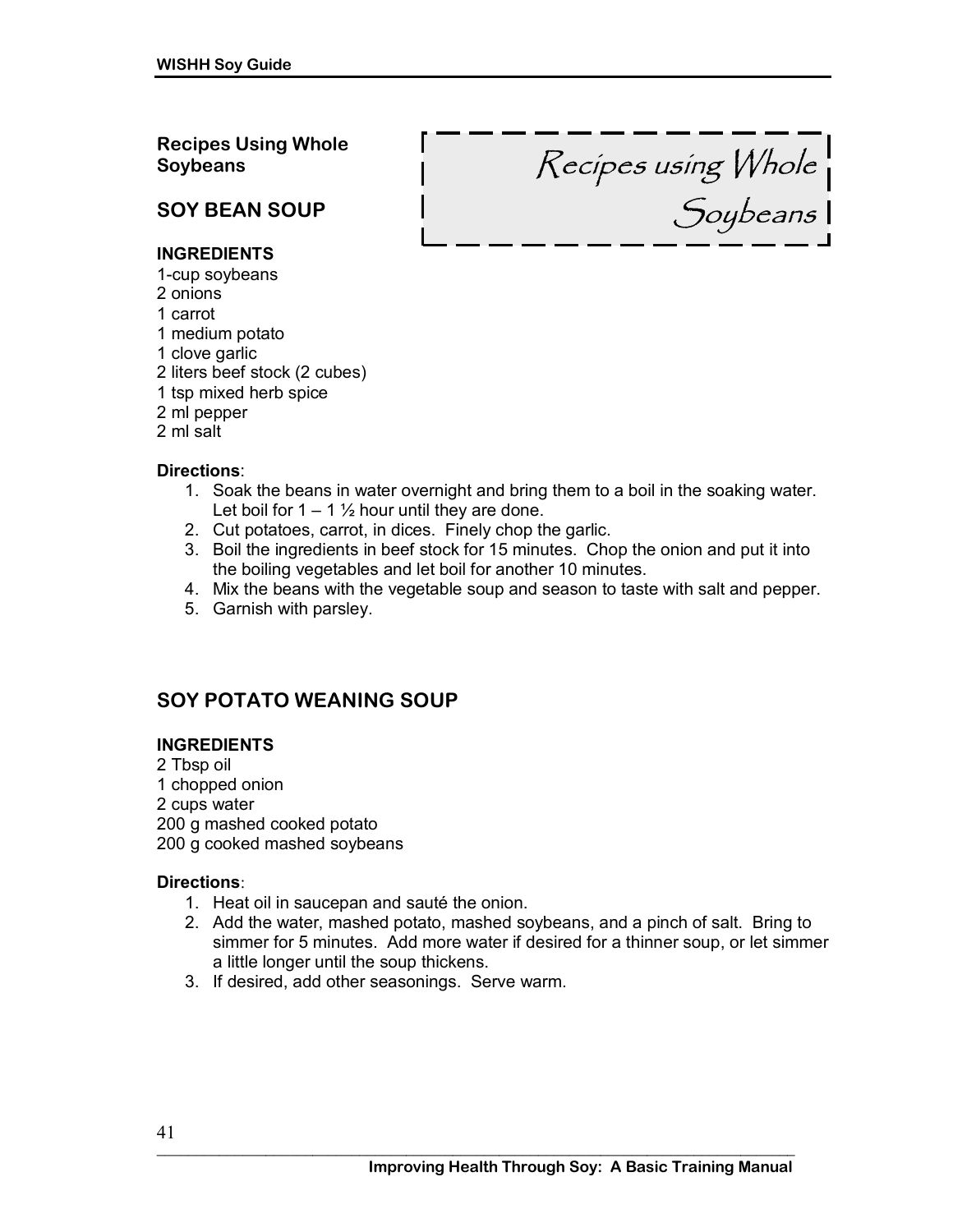## Recipes Using Whole Soybeans

*Recipes using Whole Soybeans*

### SOY BEAN SOUP

**INGREDIENTS**

1-cup soybeans
2 onions
1 carrot
1 medium potato
1 clove garlic
2 liters beef stock (2 cubes)
1 tsp mixed herb spice
2 ml pepper
2 ml salt

**Directions**:

1. Soak the beans in water overnight and bring them to a boil in the soaking water. Let boil for 1 – 1 ½ hour until they are done.
2. Cut potatoes, carrot, in dices. Finely chop the garlic.
3. Boil the ingredients in beef stock for 15 minutes. Chop the onion and put it into the boiling vegetables and let boil for another 10 minutes.
4. Mix the beans with the vegetable soup and season to taste with salt and pepper.
5. Garnish with parsley.

### SOY POTATO WEANING SOUP

**INGREDIENTS**

2 Tbsp oil
1 chopped onion
2 cups water
200 g mashed cooked potato
200 g cooked mashed soybeans

**Directions**:

1. Heat oil in saucepan and sauté the onion.
2. Add the water, mashed potato, mashed soybeans, and a pinch of salt. Bring to simmer for 5 minutes. Add more water if desired for a thinner soup, or let simmer a little longer until the soup thickens.
3. If desired, add other seasonings. Serve warm.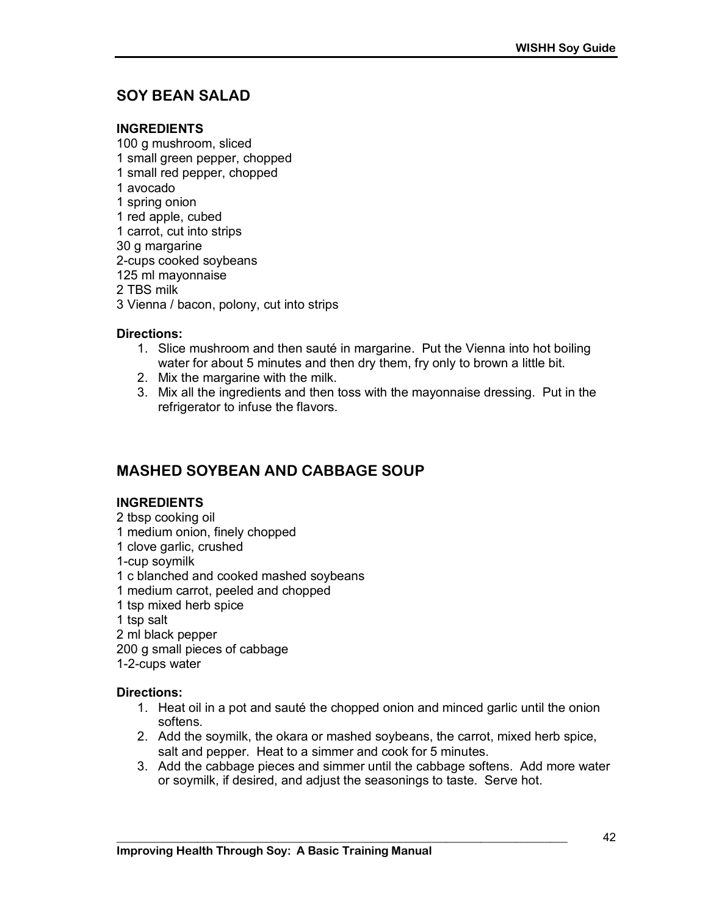## SOY BEAN SALAD

**INGREDIENTS**

100 g mushroom, sliced
1 small green pepper, chopped
1 small red pepper, chopped
1 avocado
1 spring onion
1 red apple, cubed
1 carrot, cut into strips
30 g margarine
2-cups cooked soybeans
125 ml mayonnaise
2 TBS milk
3 Vienna / bacon, polony, cut into strips

**Directions:**

1. Slice mushroom and then sauté in margarine. Put the Vienna into hot boiling water for about 5 minutes and then dry them, fry only to brown a little bit.
2. Mix the margarine with the milk.
3. Mix all the ingredients and then toss with the mayonnaise dressing. Put in the refrigerator to infuse the flavors.

## MASHED SOYBEAN AND CABBAGE SOUP

**INGREDIENTS**

2 tbsp cooking oil
1 medium onion, finely chopped
1 clove garlic, crushed
1-cup soymilk
1 c blanched and cooked mashed soybeans
1 medium carrot, peeled and chopped
1 tsp mixed herb spice
1 tsp salt
2 ml black pepper
200 g small pieces of cabbage
1-2-cups water

**Directions:**

1. Heat oil in a pot and sauté the chopped onion and minced garlic until the onion softens.
2. Add the soymilk, the okara or mashed soybeans, the carrot, mixed herb spice, salt and pepper. Heat to a simmer and cook for 5 minutes.
3. Add the cabbage pieces and simmer until the cabbage softens. Add more water or soymilk, if desired, and adjust the seasonings to taste. Serve hot.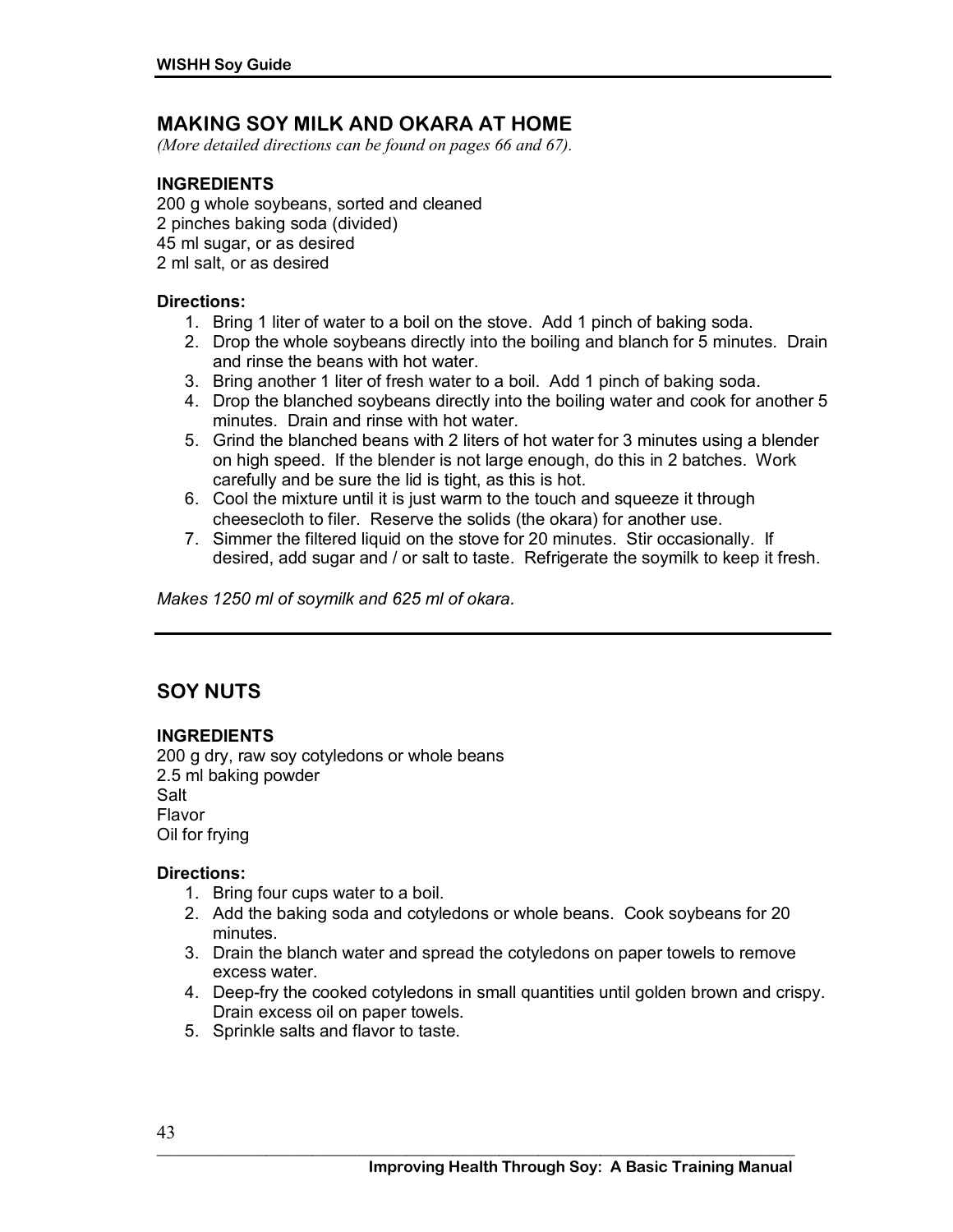## MAKING SOY MILK AND OKARA AT HOME

*(More detailed directions can be found on pages 66 and 67).*

**INGREDIENTS**

200 g whole soybeans, sorted and cleaned
2 pinches baking soda (divided)
45 ml sugar, or as desired
2 ml salt, or as desired

**Directions:**

1. Bring 1 liter of water to a boil on the stove. Add 1 pinch of baking soda.
2. Drop the whole soybeans directly into the boiling and blanch for 5 minutes. Drain and rinse the beans with hot water.
3. Bring another 1 liter of fresh water to a boil. Add 1 pinch of baking soda.
4. Drop the blanched soybeans directly into the boiling water and cook for another 5 minutes. Drain and rinse with hot water.
5. Grind the blanched beans with 2 liters of hot water for 3 minutes using a blender on high speed. If the blender is not large enough, do this in 2 batches. Work carefully and be sure the lid is tight, as this is hot.
6. Cool the mixture until it is just warm to the touch and squeeze it through cheesecloth to filer. Reserve the solids (the okara) for another use.
7. Simmer the filtered liquid on the stove for 20 minutes. Stir occasionally. If desired, add sugar and / or salt to taste. Refrigerate the soymilk to keep it fresh.

*Makes 1250 ml of soymilk and 625 ml of okara.*

---

## SOY NUTS

**INGREDIENTS**

200 g dry, raw soy cotyledons or whole beans
2.5 ml baking powder
Salt
Flavor
Oil for frying

**Directions:**

1. Bring four cups water to a boil.
2. Add the baking soda and cotyledons or whole beans. Cook soybeans for 20 minutes.
3. Drain the blanch water and spread the cotyledons on paper towels to remove excess water.
4. Deep-fry the cooked cotyledons in small quantities until golden brown and crispy. Drain excess oil on paper towels.
5. Sprinkle salts and flavor to taste.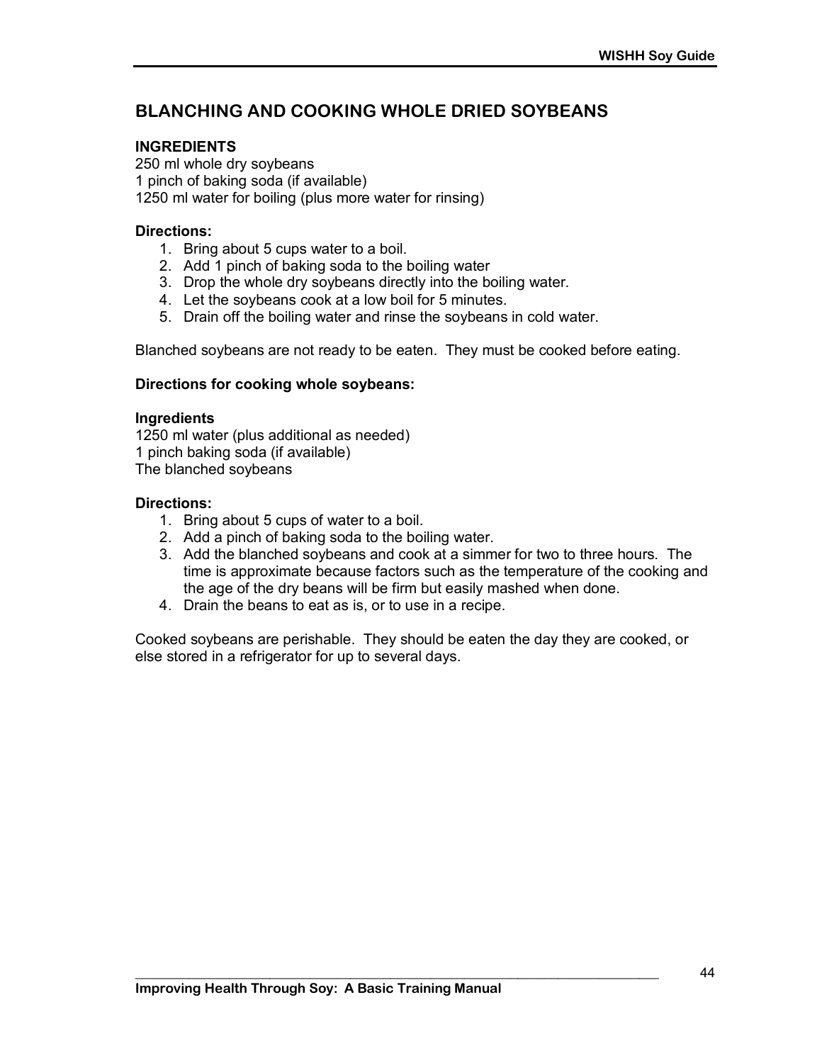## BLANCHING AND COOKING WHOLE DRIED SOYBEANS

**INGREDIENTS**
250 ml whole dry soybeans
1 pinch of baking soda (if available)
1250 ml water for boiling (plus more water for rinsing)

**Directions:**

1. Bring about 5 cups water to a boil.
2. Add 1 pinch of baking soda to the boiling water
3. Drop the whole dry soybeans directly into the boiling water.
4. Let the soybeans cook at a low boil for 5 minutes.
5. Drain off the boiling water and rinse the soybeans in cold water.

Blanched soybeans are not ready to be eaten. They must be cooked before eating.

**Directions for cooking whole soybeans:**

**Ingredients**
1250 ml water (plus additional as needed)
1 pinch baking soda (if available)
The blanched soybeans

**Directions:**

1. Bring about 5 cups of water to a boil.
2. Add a pinch of baking soda to the boiling water.
3. Add the blanched soybeans and cook at a simmer for two to three hours. The time is approximate because factors such as the temperature of the cooking and the age of the dry beans will be firm but easily mashed when done.
4. Drain the beans to eat as is, or to use in a recipe.

Cooked soybeans are perishable. They should be eaten the day they are cooked, or else stored in a refrigerator for up to several days.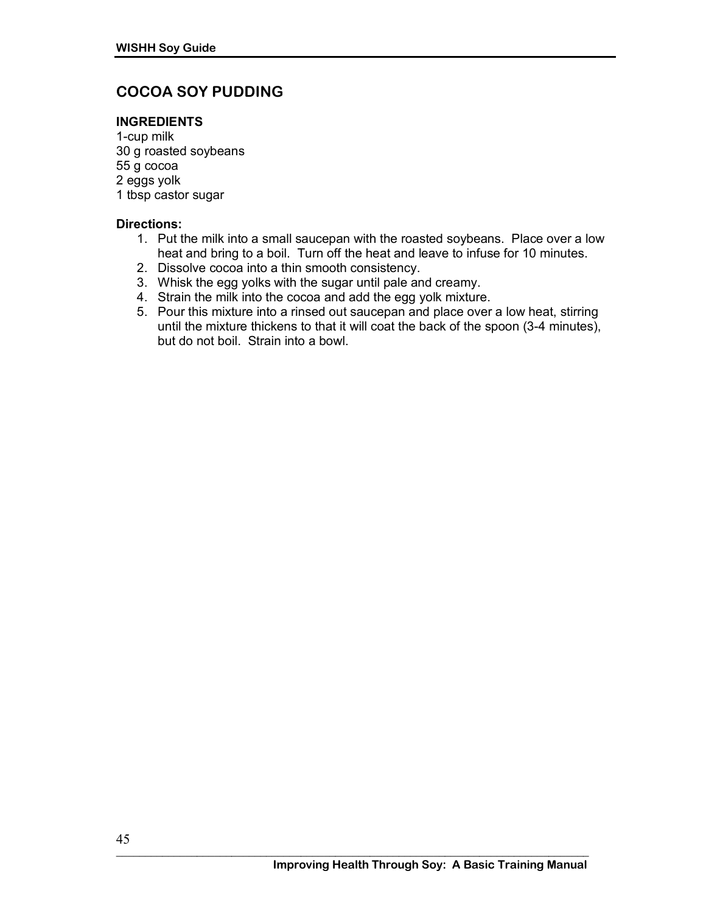# COCOA SOY PUDDING

**INGREDIENTS**

1-cup milk
30 g roasted soybeans
55 g cocoa
2 eggs yolk
1 tbsp castor sugar

**Directions:**

1. Put the milk into a small saucepan with the roasted soybeans. Place over a low heat and bring to a boil. Turn off the heat and leave to infuse for 10 minutes.
2. Dissolve cocoa into a thin smooth consistency.
3. Whisk the egg yolks with the sugar until pale and creamy.
4. Strain the milk into the cocoa and add the egg yolk mixture.
5. Pour this mixture into a rinsed out saucepan and place over a low heat, stirring until the mixture thickens to that it will coat the back of the spoon (3-4 minutes), but do not boil. Strain into a bowl.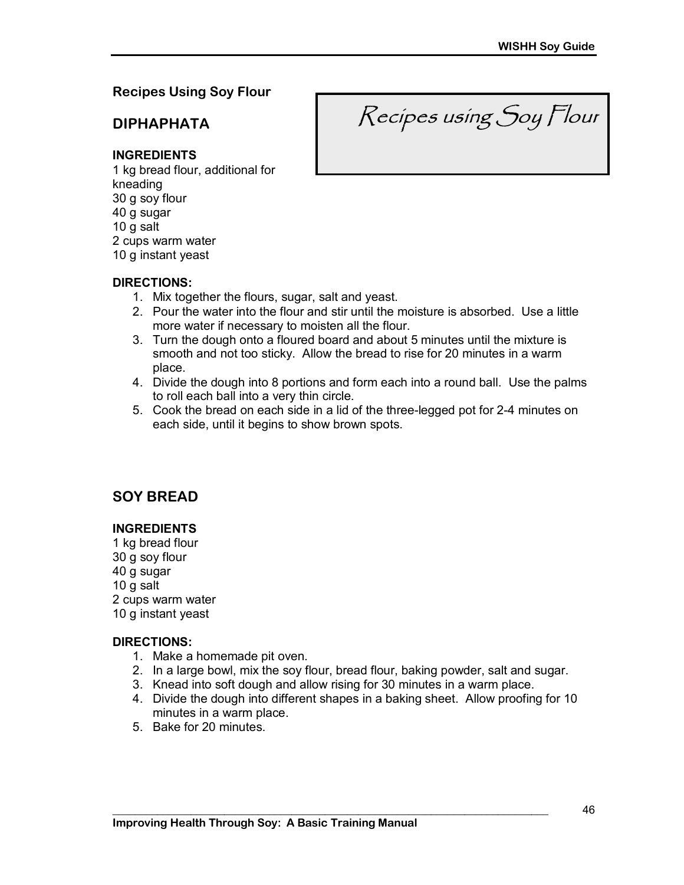## Recipes Using Soy Flour

*Recipes using Soy Flour*

### DIPHAPHATA

**INGREDIENTS**

1 kg bread flour, additional for kneading
30 g soy flour
40 g sugar
10 g salt
2 cups warm water
10 g instant yeast

**DIRECTIONS:**

1. Mix together the flours, sugar, salt and yeast.
2. Pour the water into the flour and stir until the moisture is absorbed. Use a little more water if necessary to moisten all the flour.
3. Turn the dough onto a floured board and about 5 minutes until the mixture is smooth and not too sticky. Allow the bread to rise for 20 minutes in a warm place.
4. Divide the dough into 8 portions and form each into a round ball. Use the palms to roll each ball into a very thin circle.
5. Cook the bread on each side in a lid of the three-legged pot for 2-4 minutes on each side, until it begins to show brown spots.

### SOY BREAD

**INGREDIENTS**

1 kg bread flour
30 g soy flour
40 g sugar
10 g salt
2 cups warm water
10 g instant yeast

**DIRECTIONS:**

1. Make a homemade pit oven.
2. In a large bowl, mix the soy flour, bread flour, baking powder, salt and sugar.
3. Knead into soft dough and allow rising for 30 minutes in a warm place.
4. Divide the dough into different shapes in a baking sheet. Allow proofing for 10 minutes in a warm place.
5. Bake for 20 minutes.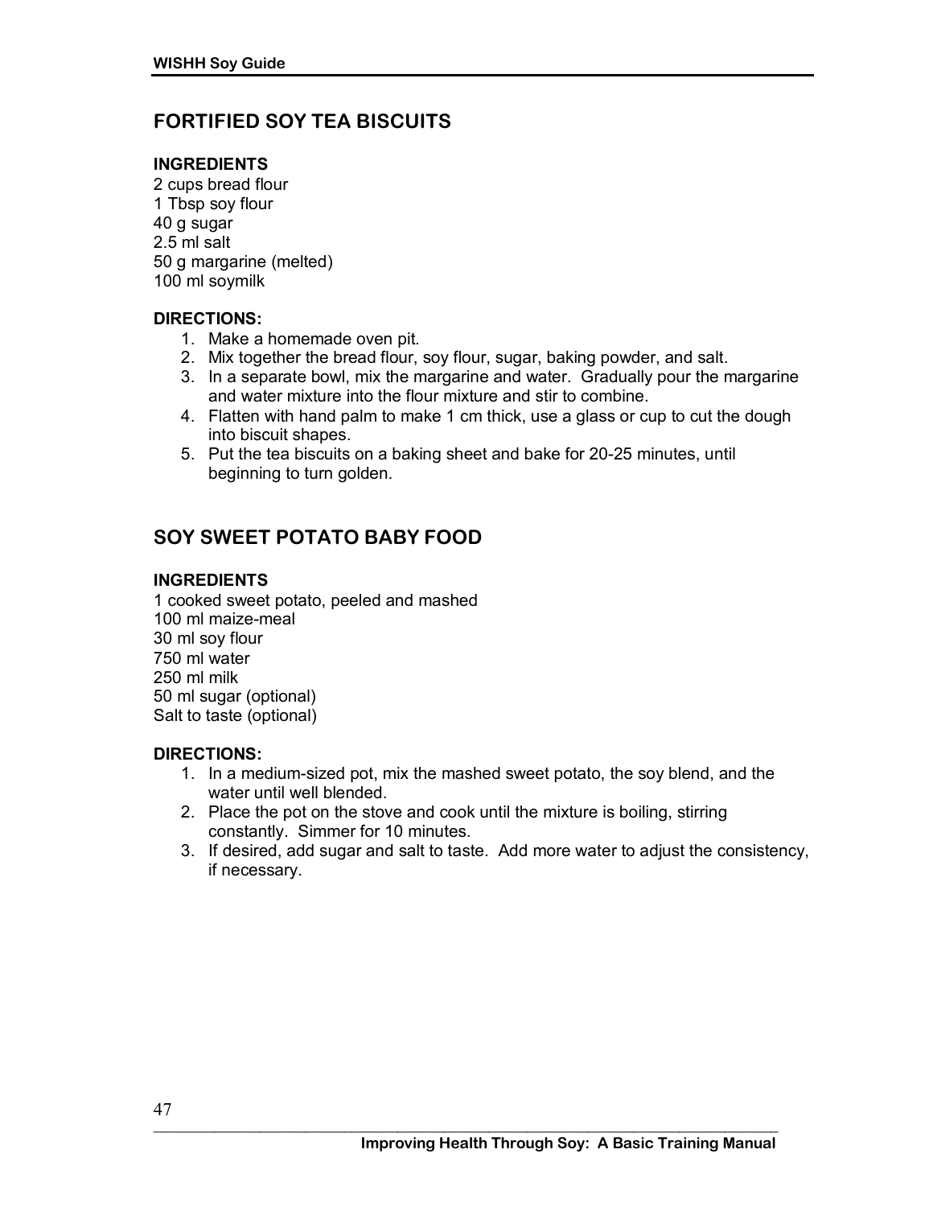## FORTIFIED SOY TEA BISCUITS

**INGREDIENTS**

2 cups bread flour
1 Tbsp soy flour
40 g sugar
2.5 ml salt
50 g margarine (melted)
100 ml soymilk

**DIRECTIONS:**

1. Make a homemade oven pit.
2. Mix together the bread flour, soy flour, sugar, baking powder, and salt.
3. In a separate bowl, mix the margarine and water. Gradually pour the margarine and water mixture into the flour mixture and stir to combine.
4. Flatten with hand palm to make 1 cm thick, use a glass or cup to cut the dough into biscuit shapes.
5. Put the tea biscuits on a baking sheet and bake for 20-25 minutes, until beginning to turn golden.

## SOY SWEET POTATO BABY FOOD

**INGREDIENTS**

1 cooked sweet potato, peeled and mashed
100 ml maize-meal
30 ml soy flour
750 ml water
250 ml milk
50 ml sugar (optional)
Salt to taste (optional)

**DIRECTIONS:**

1. In a medium-sized pot, mix the mashed sweet potato, the soy blend, and the water until well blended.
2. Place the pot on the stove and cook until the mixture is boiling, stirring constantly. Simmer for 10 minutes.
3. If desired, add sugar and salt to taste. Add more water to adjust the consistency, if necessary.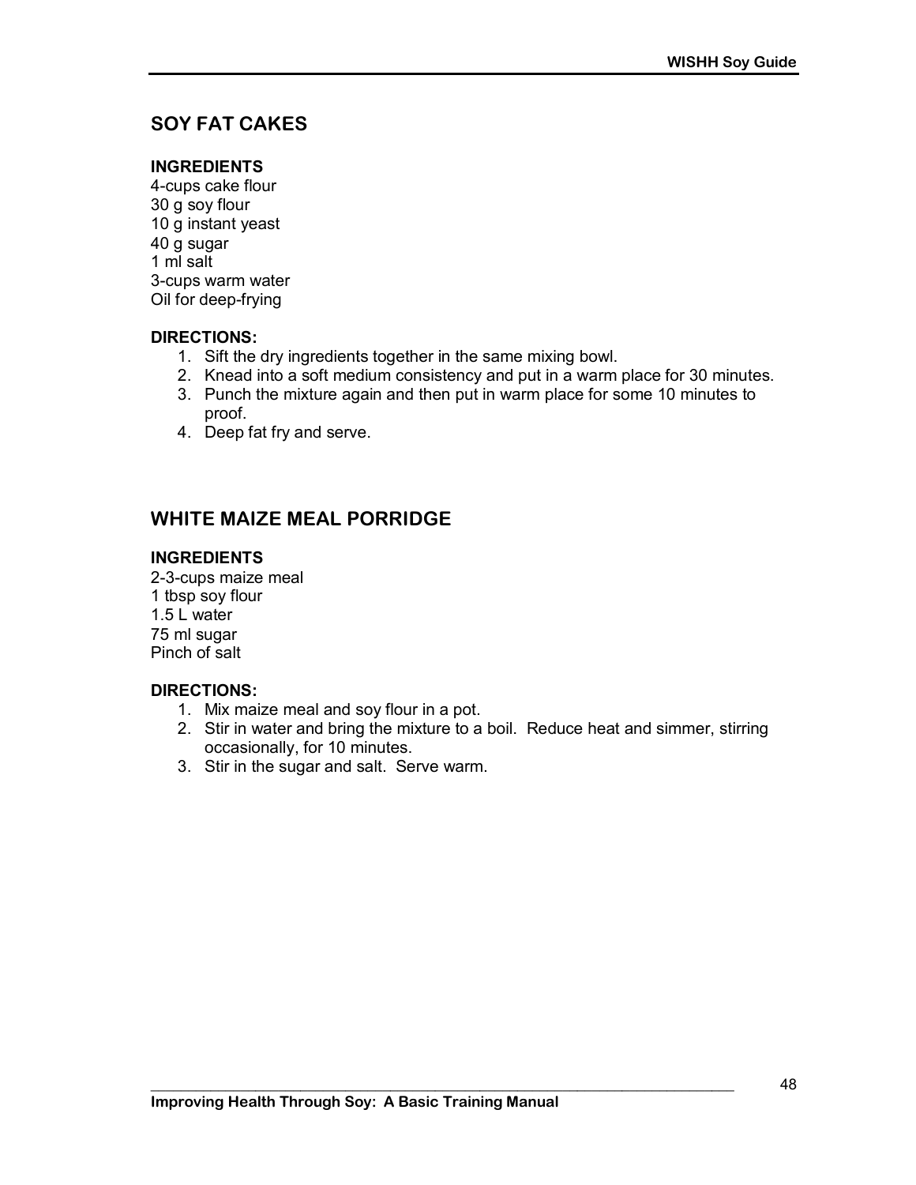## SOY FAT CAKES

**INGREDIENTS**
4-cups cake flour
30 g soy flour
10 g instant yeast
40 g sugar
1 ml salt
3-cups warm water
Oil for deep-frying

**DIRECTIONS:**

1. Sift the dry ingredients together in the same mixing bowl.
2. Knead into a soft medium consistency and put in a warm place for 30 minutes.
3. Punch the mixture again and then put in warm place for some 10 minutes to proof.
4. Deep fat fry and serve.

## WHITE MAIZE MEAL PORRIDGE

**INGREDIENTS**
2-3-cups maize meal
1 tbsp soy flour
1.5 L water
75 ml sugar
Pinch of salt

**DIRECTIONS:**

1. Mix maize meal and soy flour in a pot.
2. Stir in water and bring the mixture to a boil. Reduce heat and simmer, stirring occasionally, for 10 minutes.
3. Stir in the sugar and salt. Serve warm.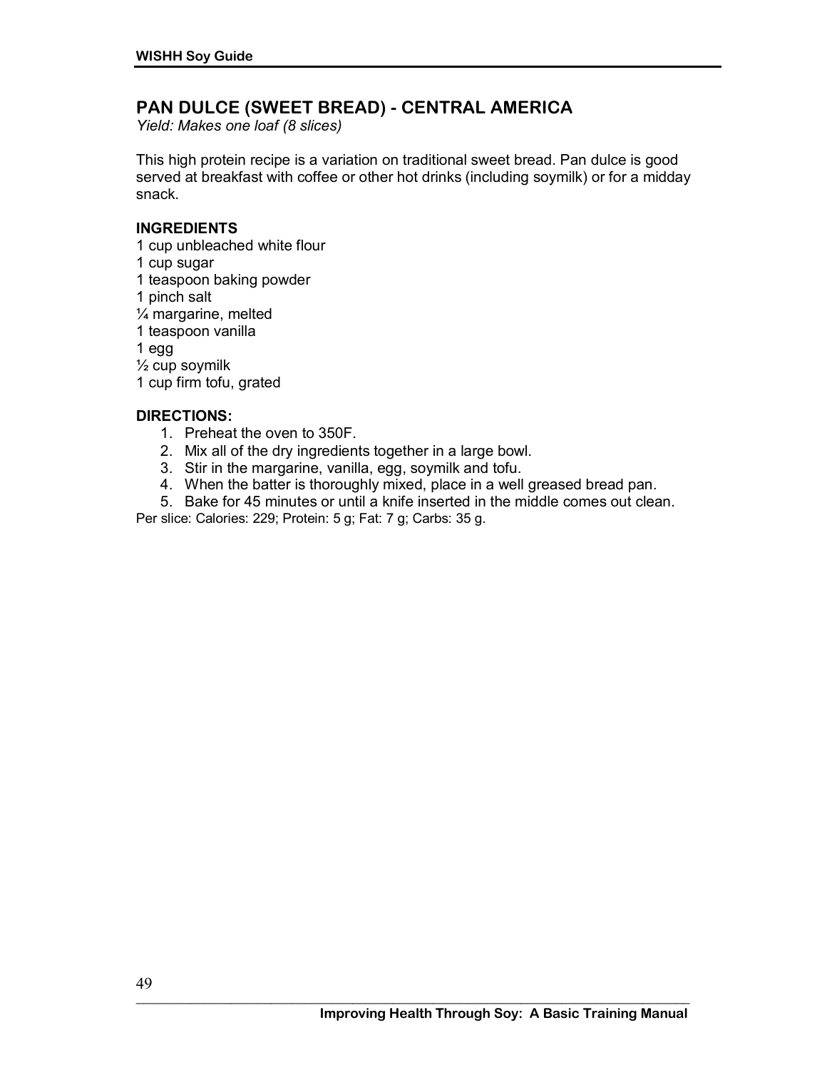## PAN DULCE (SWEET BREAD) - CENTRAL AMERICA

*Yield: Makes one loaf (8 slices)*

This high protein recipe is a variation on traditional sweet bread. Pan dulce is good served at breakfast with coffee or other hot drinks (including soymilk) or for a midday snack.

**INGREDIENTS**

1 cup unbleached white flour  
1 cup sugar  
1 teaspoon baking powder  
1 pinch salt  
¼ margarine, melted  
1 teaspoon vanilla  
1 egg  
½ cup soymilk  
1 cup firm tofu, grated

**DIRECTIONS:**

1. Preheat the oven to 350F.
2. Mix all of the dry ingredients together in a large bowl.
3. Stir in the margarine, vanilla, egg, soymilk and tofu.
4. When the batter is thoroughly mixed, place in a well greased bread pan.
5. Bake for 45 minutes or until a knife inserted in the middle comes out clean.

Per slice: Calories: 229; Protein: 5 g; Fat: 7 g; Carbs: 35 g.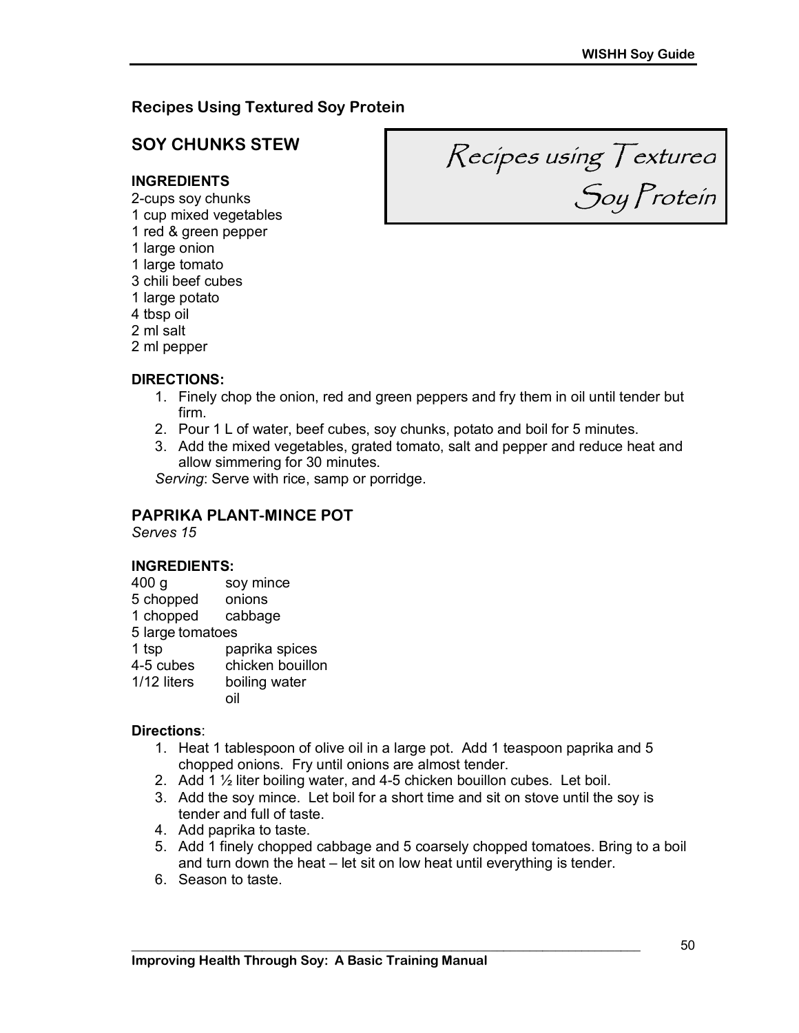## Recipes Using Textured Soy Protein

Recipes using Texturea Soy Protein

### SOY CHUNKS STEW

**INGREDIENTS**

2-cups soy chunks
1 cup mixed vegetables
1 red & green pepper
1 large onion
1 large tomato
3 chili beef cubes
1 large potato
4 tbsp oil
2 ml salt
2 ml pepper

**DIRECTIONS:**

1. Finely chop the onion, red and green peppers and fry them in oil until tender but firm.
2. Pour 1 L of water, beef cubes, soy chunks, potato and boil for 5 minutes.
3. Add the mixed vegetables, grated tomato, salt and pepper and reduce heat and allow simmering for 30 minutes.

*Serving*: Serve with rice, samp or porridge.

### PAPRIKA PLANT-MINCE POT

*Serves 15*

**INGREDIENTS:**

| | |
|---|---|
| 400 g | soy mince |
| 5 chopped | onions |
| 1 chopped | cabbage |
| 5 large tomatoes | |
| 1 tsp | paprika spices |
| 4-5 cubes | chicken bouillon |
| 1/12 liters | boiling water |
| | oil |

**Directions**:

1. Heat 1 tablespoon of olive oil in a large pot. Add 1 teaspoon paprika and 5 chopped onions. Fry until onions are almost tender.
2. Add 1 ½ liter boiling water, and 4-5 chicken bouillon cubes. Let boil.
3. Add the soy mince. Let boil for a short time and sit on stove until the soy is tender and full of taste.
4. Add paprika to taste.
5. Add 1 finely chopped cabbage and 5 coarsely chopped tomatoes. Bring to a boil and turn down the heat – let sit on low heat until everything is tender.
6. Season to taste.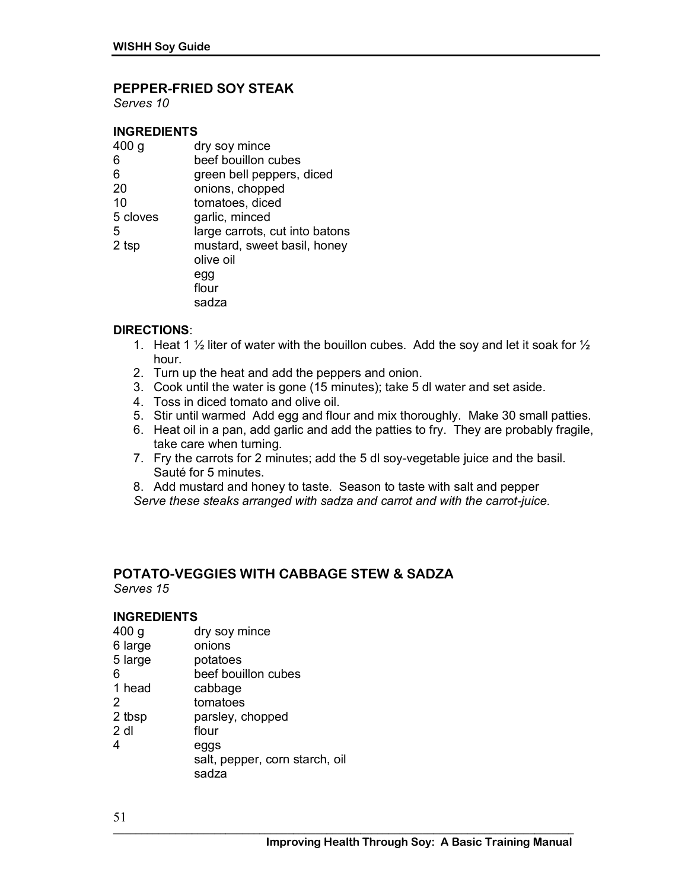## PEPPER-FRIED SOY STEAK

*Serves 10*

### INGREDIENTS

| | |
|---|---|
| 400 g | dry soy mince |
| 6 | beef bouillon cubes |
| 6 | green bell peppers, diced |
| 20 | onions, chopped |
| 10 | tomatoes, diced |
| 5 cloves | garlic, minced |
| 5 | large carrots, cut into batons |
| 2 tsp | mustard, sweet basil, honey |
| | olive oil |
| | egg |
| | flour |
| | sadza |

### DIRECTIONS:

1. Heat 1 ½ liter of water with the bouillon cubes. Add the soy and let it soak for ½ hour.
2. Turn up the heat and add the peppers and onion.
3. Cook until the water is gone (15 minutes); take 5 dl water and set aside.
4. Toss in diced tomato and olive oil.
5. Stir until warmed Add egg and flour and mix thoroughly. Make 30 small patties.
6. Heat oil in a pan, add garlic and add the patties to fry. They are probably fragile, take care when turning.
7. Fry the carrots for 2 minutes; add the 5 dl soy-vegetable juice and the basil. Sauté for 5 minutes.
8. Add mustard and honey to taste. Season to taste with salt and pepper

*Serve these steaks arranged with sadza and carrot and with the carrot-juice.*

## POTATO-VEGGIES WITH CABBAGE STEW & SADZA

*Serves 15*

### INGREDIENTS

| | |
|---|---|
| 400 g | dry soy mince |
| 6 large | onions |
| 5 large | potatoes |
| 6 | beef bouillon cubes |
| 1 head | cabbage |
| 2 | tomatoes |
| 2 tbsp | parsley, chopped |
| 2 dl | flour |
| 4 | eggs |
| | salt, pepper, corn starch, oil |
| | sadza |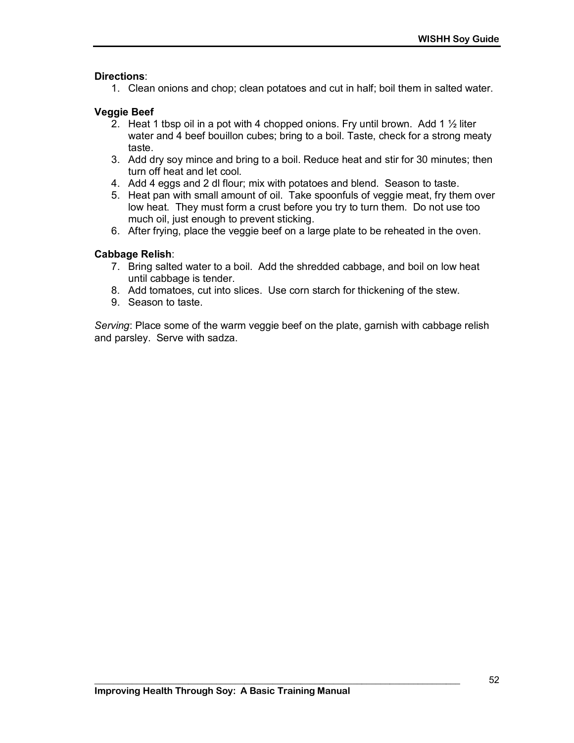**Directions**:

1. Clean onions and chop; clean potatoes and cut in half; boil them in salted water.

**Veggie Beef**

2. Heat 1 tbsp oil in a pot with 4 chopped onions. Fry until brown. Add 1 ½ liter water and 4 beef bouillon cubes; bring to a boil. Taste, check for a strong meaty taste.
3. Add dry soy mince and bring to a boil. Reduce heat and stir for 30 minutes; then turn off heat and let cool.
4. Add 4 eggs and 2 dl flour; mix with potatoes and blend. Season to taste.
5. Heat pan with small amount of oil. Take spoonfuls of veggie meat, fry them over low heat. They must form a crust before you try to turn them. Do not use too much oil, just enough to prevent sticking.
6. After frying, place the veggie beef on a large plate to be reheated in the oven.

**Cabbage Relish**:

7. Bring salted water to a boil. Add the shredded cabbage, and boil on low heat until cabbage is tender.
8. Add tomatoes, cut into slices. Use corn starch for thickening of the stew.
9. Season to taste.

*Serving*: Place some of the warm veggie beef on the plate, garnish with cabbage relish and parsley. Serve with sadza.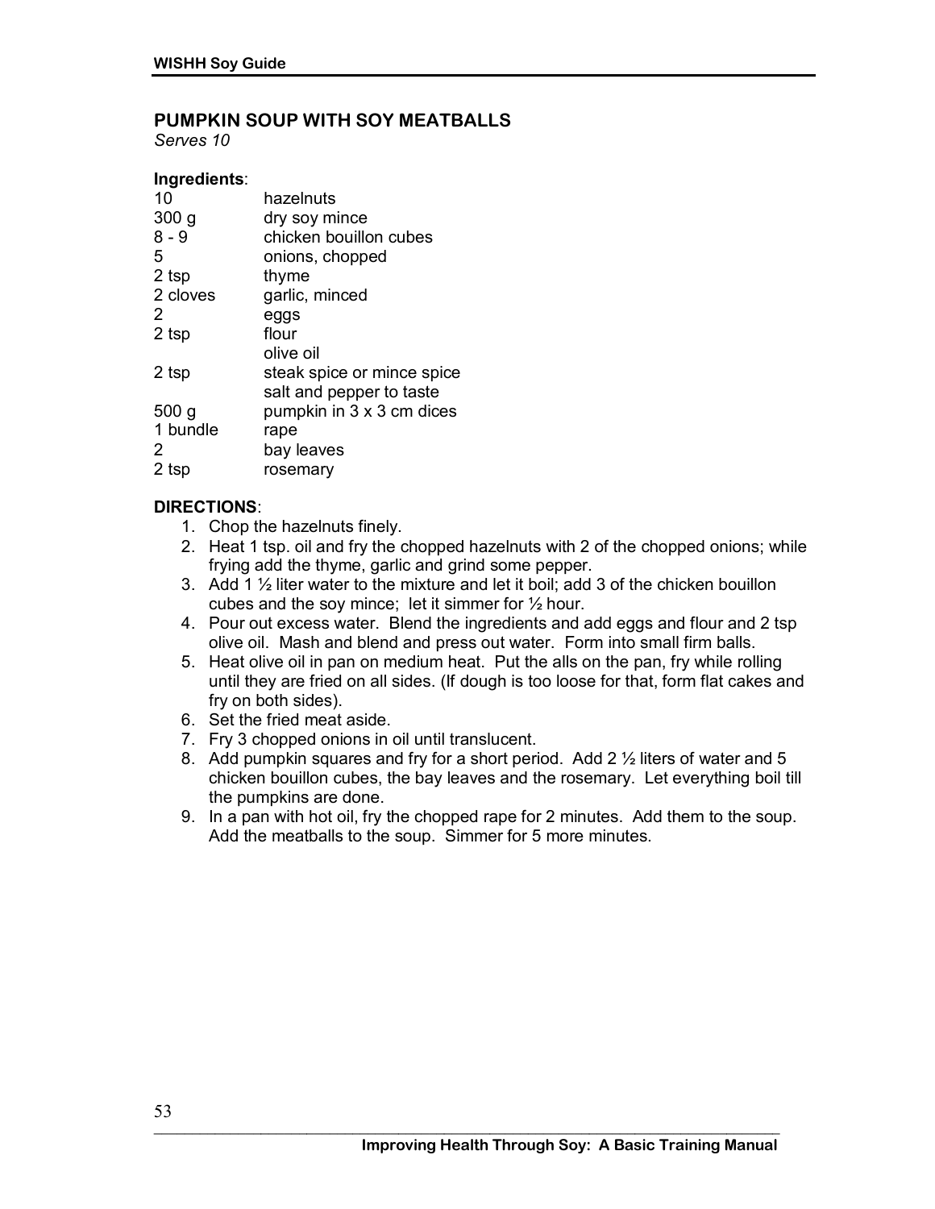## PUMPKIN SOUP WITH SOY MEATBALLS

*Serves 10*

**Ingredients**:

| | |
|---|---|
| 10 | hazelnuts |
| 300 g | dry soy mince |
| 8 - 9 | chicken bouillon cubes |
| 5 | onions, chopped |
| 2 tsp | thyme |
| 2 cloves | garlic, minced |
| 2 | eggs |
| 2 tsp | flour |
| | olive oil |
| 2 tsp | steak spice or mince spice |
| | salt and pepper to taste |
| 500 g | pumpkin in 3 x 3 cm dices |
| 1 bundle | rape |
| 2 | bay leaves |
| 2 tsp | rosemary |

**DIRECTIONS**:

1. Chop the hazelnuts finely.
2. Heat 1 tsp. oil and fry the chopped hazelnuts with 2 of the chopped onions; while frying add the thyme, garlic and grind some pepper.
3. Add 1 ½ liter water to the mixture and let it boil; add 3 of the chicken bouillon cubes and the soy mince; let it simmer for ½ hour.
4. Pour out excess water. Blend the ingredients and add eggs and flour and 2 tsp olive oil. Mash and blend and press out water. Form into small firm balls.
5. Heat olive oil in pan on medium heat. Put the alls on the pan, fry while rolling until they are fried on all sides. (If dough is too loose for that, form flat cakes and fry on both sides).
6. Set the fried meat aside.
7. Fry 3 chopped onions in oil until translucent.
8. Add pumpkin squares and fry for a short period. Add 2 ½ liters of water and 5 chicken bouillon cubes, the bay leaves and the rosemary. Let everything boil till the pumpkins are done.
9. In a pan with hot oil, fry the chopped rape for 2 minutes. Add them to the soup. Add the meatballs to the soup. Simmer for 5 more minutes.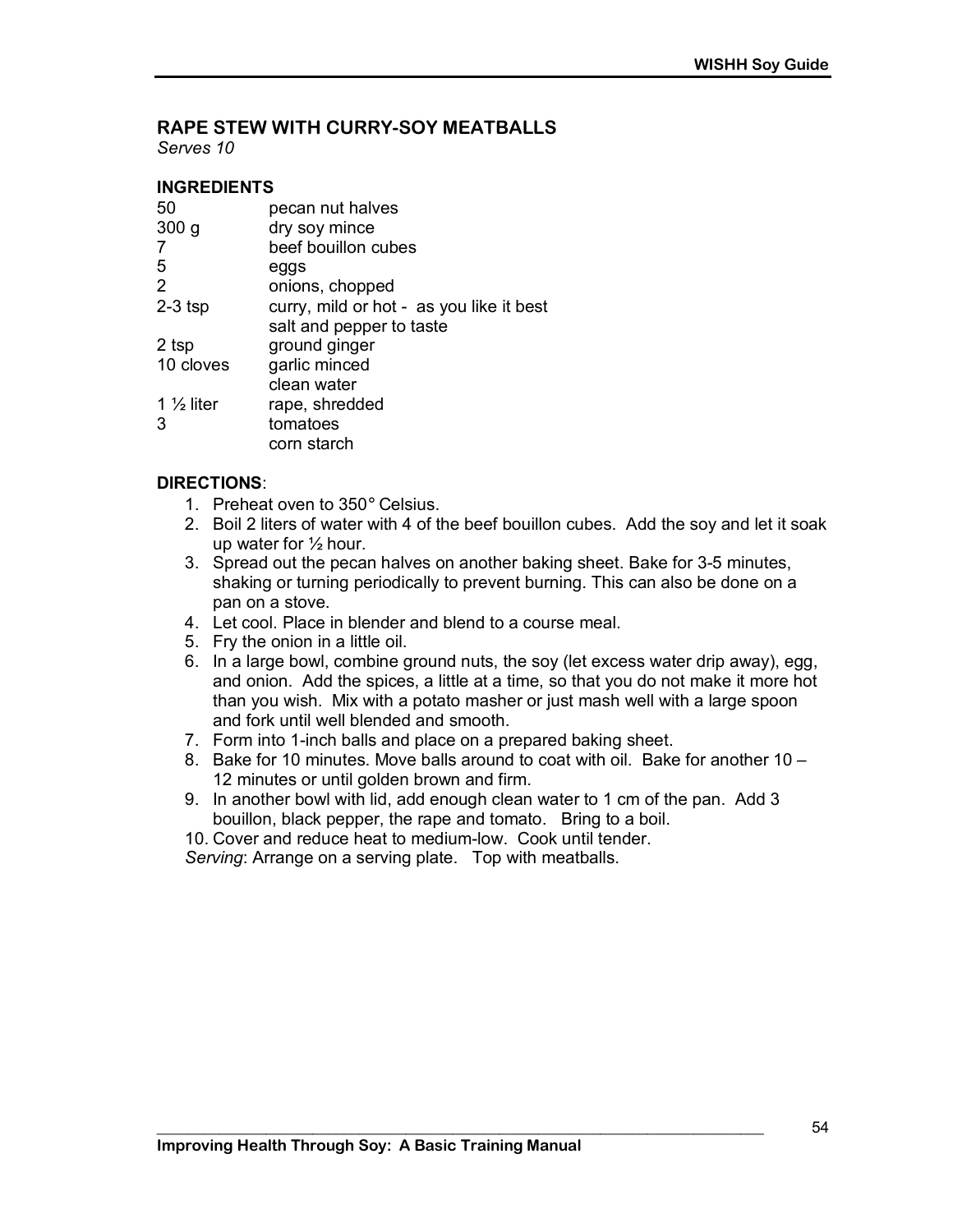## RAPE STEW WITH CURRY-SOY MEATBALLS

*Serves 10*

### INGREDIENTS

| | |
|---|---|
| 50 | pecan nut halves |
| 300 g | dry soy mince |
| 7 | beef bouillon cubes |
| 5 | eggs |
| 2 | onions, chopped |
| 2-3 tsp | curry, mild or hot - as you like it best |
| | salt and pepper to taste |
| 2 tsp | ground ginger |
| 10 cloves | garlic minced |
| | clean water |
| 1 ½ liter | rape, shredded |
| 3 | tomatoes |
| | corn starch |

### DIRECTIONS:

1. Preheat oven to 350° Celsius.
2. Boil 2 liters of water with 4 of the beef bouillon cubes. Add the soy and let it soak up water for ½ hour.
3. Spread out the pecan halves on another baking sheet. Bake for 3-5 minutes, shaking or turning periodically to prevent burning. This can also be done on a pan on a stove.
4. Let cool. Place in blender and blend to a course meal.
5. Fry the onion in a little oil.
6. In a large bowl, combine ground nuts, the soy (let excess water drip away), egg, and onion. Add the spices, a little at a time, so that you do not make it more hot than you wish. Mix with a potato masher or just mash well with a large spoon and fork until well blended and smooth.
7. Form into 1-inch balls and place on a prepared baking sheet.
8. Bake for 10 minutes. Move balls around to coat with oil. Bake for another 10 – 12 minutes or until golden brown and firm.
9. In another bowl with lid, add enough clean water to 1 cm of the pan. Add 3 bouillon, black pepper, the rape and tomato. Bring to a boil.
10. Cover and reduce heat to medium-low. Cook until tender.

*Serving*: Arrange on a serving plate. Top with meatballs.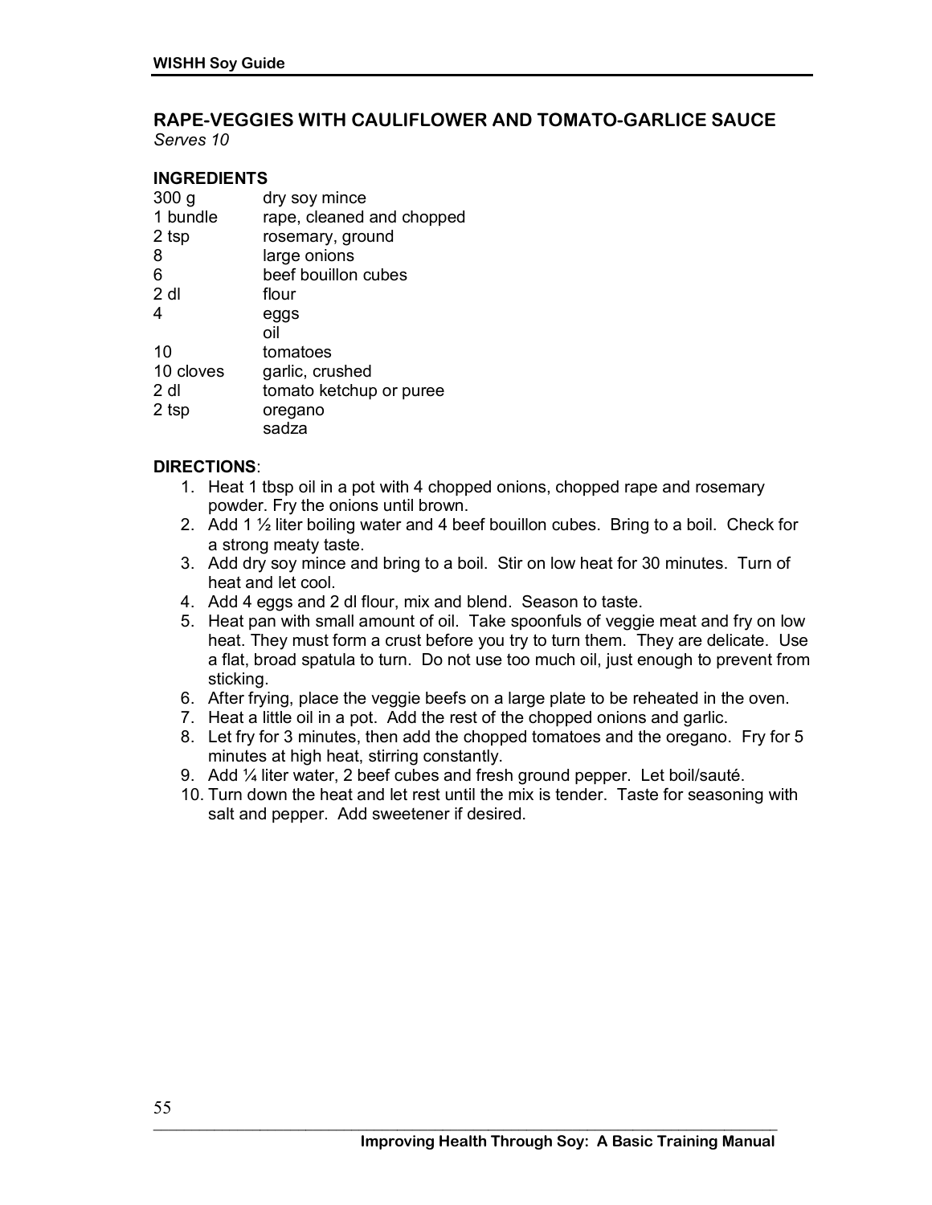## RAPE-VEGGIES WITH CAULIFLOWER AND TOMATO-GARLICE SAUCE

*Serves 10*

### INGREDIENTS

| | |
|---|---|
| 300 g | dry soy mince |
| 1 bundle | rape, cleaned and chopped |
| 2 tsp | rosemary, ground |
| 8 | large onions |
| 6 | beef bouillon cubes |
| 2 dl | flour |
| 4 | eggs |
| | oil |
| 10 | tomatoes |
| 10 cloves | garlic, crushed |
| 2 dl | tomato ketchup or puree |
| 2 tsp | oregano |
| | sadza |

### DIRECTIONS:

1. Heat 1 tbsp oil in a pot with 4 chopped onions, chopped rape and rosemary powder. Fry the onions until brown.
2. Add 1 ½ liter boiling water and 4 beef bouillon cubes. Bring to a boil. Check for a strong meaty taste.
3. Add dry soy mince and bring to a boil. Stir on low heat for 30 minutes. Turn of heat and let cool.
4. Add 4 eggs and 2 dl flour, mix and blend. Season to taste.
5. Heat pan with small amount of oil. Take spoonfuls of veggie meat and fry on low heat. They must form a crust before you try to turn them. They are delicate. Use a flat, broad spatula to turn. Do not use too much oil, just enough to prevent from sticking.
6. After frying, place the veggie beefs on a large plate to be reheated in the oven.
7. Heat a little oil in a pot. Add the rest of the chopped onions and garlic.
8. Let fry for 3 minutes, then add the chopped tomatoes and the oregano. Fry for 5 minutes at high heat, stirring constantly.
9. Add ¼ liter water, 2 beef cubes and fresh ground pepper. Let boil/sauté.
10. Turn down the heat and let rest until the mix is tender. Taste for seasoning with salt and pepper. Add sweetener if desired.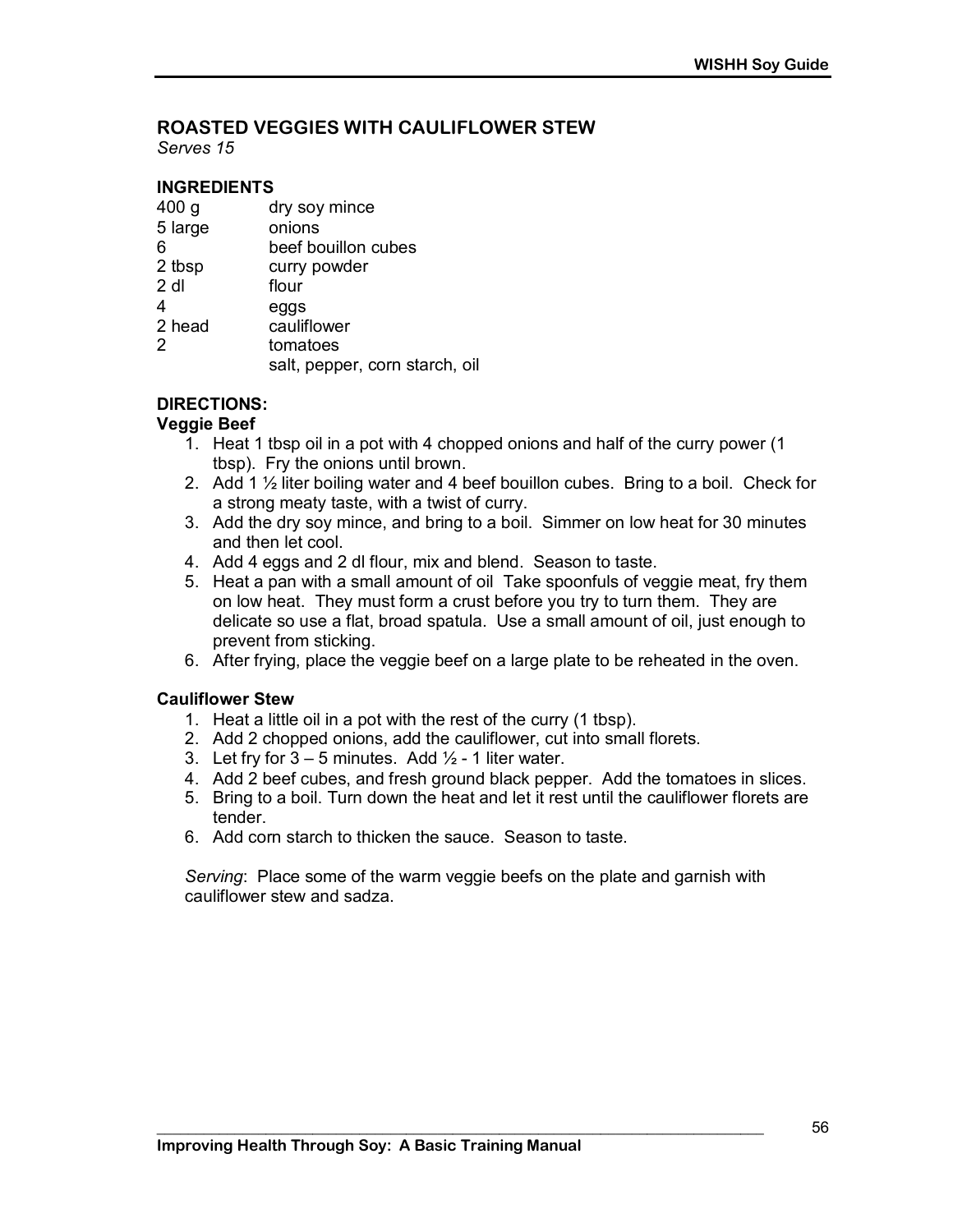## ROASTED VEGGIES WITH CAULIFLOWER STEW

*Serves 15*

### INGREDIENTS

| | |
|---|---|
| 400 g | dry soy mince |
| 5 large | onions |
| 6 | beef bouillon cubes |
| 2 tbsp | curry powder |
| 2 dl | flour |
| 4 | eggs |
| 2 head | cauliflower |
| 2 | tomatoes |
| | salt, pepper, corn starch, oil |

### DIRECTIONS:

**Veggie Beef**

1. Heat 1 tbsp oil in a pot with 4 chopped onions and half of the curry power (1 tbsp). Fry the onions until brown.
2. Add 1 ½ liter boiling water and 4 beef bouillon cubes. Bring to a boil. Check for a strong meaty taste, with a twist of curry.
3. Add the dry soy mince, and bring to a boil. Simmer on low heat for 30 minutes and then let cool.
4. Add 4 eggs and 2 dl flour, mix and blend. Season to taste.
5. Heat a pan with a small amount of oil Take spoonfuls of veggie meat, fry them on low heat. They must form a crust before you try to turn them. They are delicate so use a flat, broad spatula. Use a small amount of oil, just enough to prevent from sticking.
6. After frying, place the veggie beef on a large plate to be reheated in the oven.

**Cauliflower Stew**

1. Heat a little oil in a pot with the rest of the curry (1 tbsp).
2. Add 2 chopped onions, add the cauliflower, cut into small florets.
3. Let fry for 3 – 5 minutes. Add ½ - 1 liter water.
4. Add 2 beef cubes, and fresh ground black pepper. Add the tomatoes in slices.
5. Bring to a boil. Turn down the heat and let it rest until the cauliflower florets are tender.
6. Add corn starch to thicken the sauce. Season to taste.

*Serving*: Place some of the warm veggie beefs on the plate and garnish with cauliflower stew and sadza.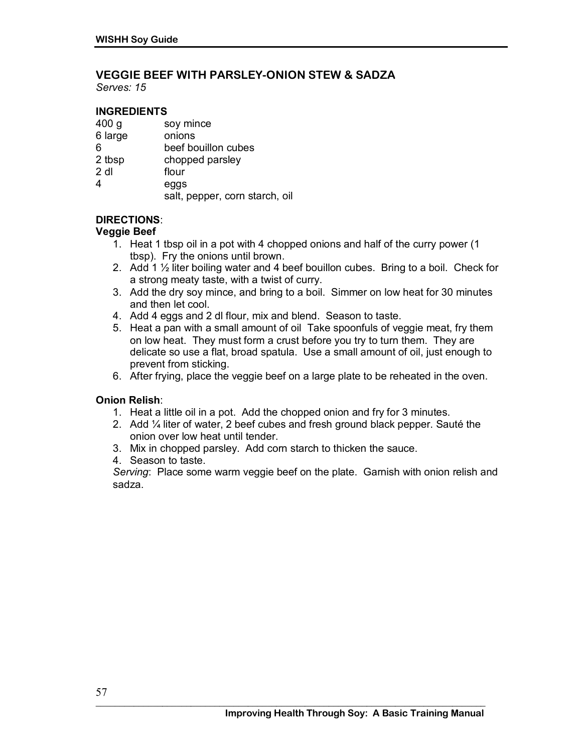## VEGGIE BEEF WITH PARSLEY-ONION STEW & SADZA

*Serves: 15*

### INGREDIENTS

| | |
|---|---|
| 400 g | soy mince |
| 6 large | onions |
| 6 | beef bouillon cubes |
| 2 tbsp | chopped parsley |
| 2 dl | flour |
| 4 | eggs |
| | salt, pepper, corn starch, oil |

### DIRECTIONS:

**Veggie Beef**

1. Heat 1 tbsp oil in a pot with 4 chopped onions and half of the curry power (1 tbsp). Fry the onions until brown.
2. Add 1 ½ liter boiling water and 4 beef bouillon cubes. Bring to a boil. Check for a strong meaty taste, with a twist of curry.
3. Add the dry soy mince, and bring to a boil. Simmer on low heat for 30 minutes and then let cool.
4. Add 4 eggs and 2 dl flour, mix and blend. Season to taste.
5. Heat a pan with a small amount of oil Take spoonfuls of veggie meat, fry them on low heat. They must form a crust before you try to turn them. They are delicate so use a flat, broad spatula. Use a small amount of oil, just enough to prevent from sticking.
6. After frying, place the veggie beef on a large plate to be reheated in the oven.

**Onion Relish**:

1. Heat a little oil in a pot. Add the chopped onion and fry for 3 minutes.
2. Add ¼ liter of water, 2 beef cubes and fresh ground black pepper. Sauté the onion over low heat until tender.
3. Mix in chopped parsley. Add corn starch to thicken the sauce.
4. Season to taste.

*Serving*: Place some warm veggie beef on the plate. Garnish with onion relish and sadza.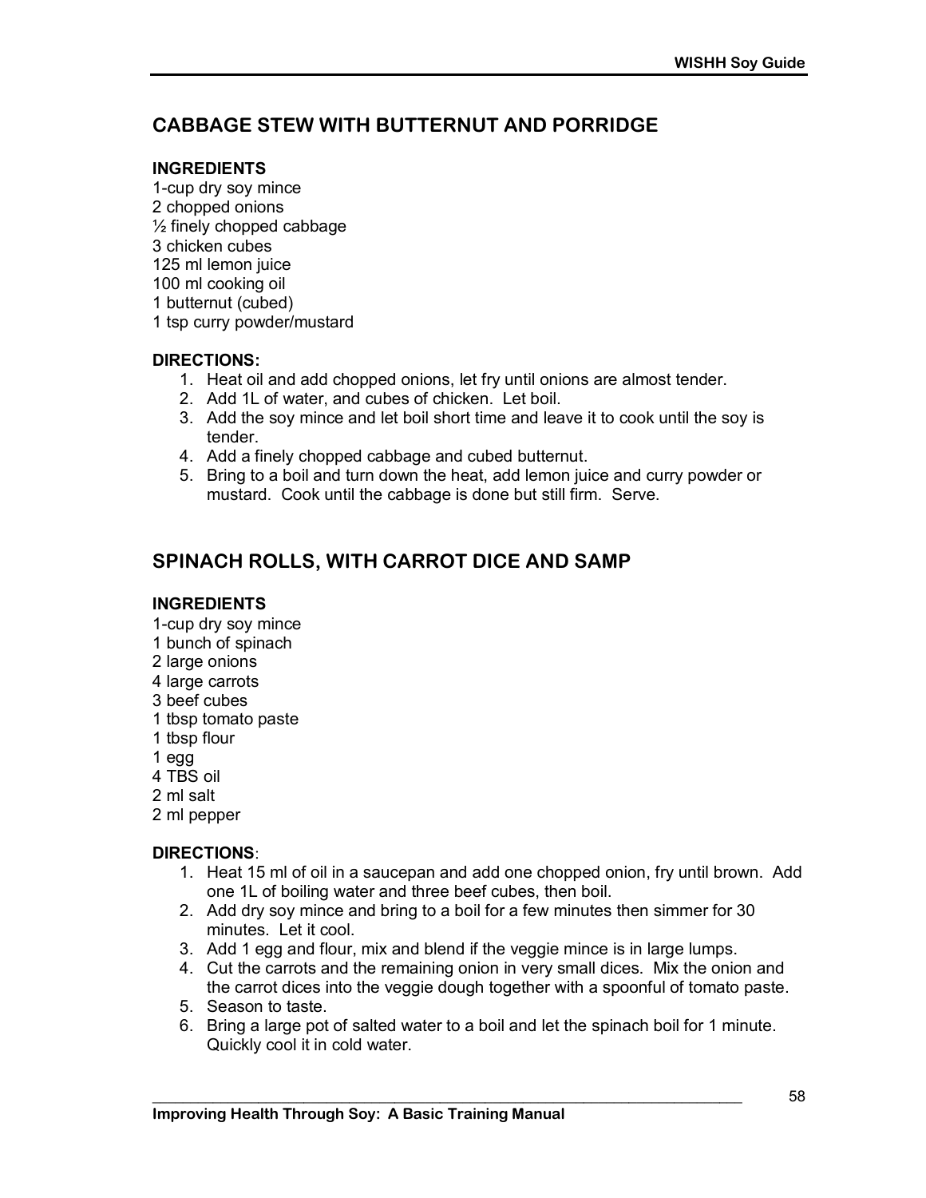## CABBAGE STEW WITH BUTTERNUT AND PORRIDGE

**INGREDIENTS**

1-cup dry soy mince
2 chopped onions
½ finely chopped cabbage
3 chicken cubes
125 ml lemon juice
100 ml cooking oil
1 butternut (cubed)
1 tsp curry powder/mustard

**DIRECTIONS:**

1. Heat oil and add chopped onions, let fry until onions are almost tender.
2. Add 1L of water, and cubes of chicken. Let boil.
3. Add the soy mince and let boil short time and leave it to cook until the soy is tender.
4. Add a finely chopped cabbage and cubed butternut.
5. Bring to a boil and turn down the heat, add lemon juice and curry powder or mustard. Cook until the cabbage is done but still firm. Serve.

## SPINACH ROLLS, WITH CARROT DICE AND SAMP

**INGREDIENTS**

1-cup dry soy mince
1 bunch of spinach
2 large onions
4 large carrots
3 beef cubes
1 tbsp tomato paste
1 tbsp flour
1 egg
4 TBS oil
2 ml salt
2 ml pepper

**DIRECTIONS**:

1. Heat 15 ml of oil in a saucepan and add one chopped onion, fry until brown. Add one 1L of boiling water and three beef cubes, then boil.
2. Add dry soy mince and bring to a boil for a few minutes then simmer for 30 minutes. Let it cool.
3. Add 1 egg and flour, mix and blend if the veggie mince is in large lumps.
4. Cut the carrots and the remaining onion in very small dices. Mix the onion and the carrot dices into the veggie dough together with a spoonful of tomato paste.
5. Season to taste.
6. Bring a large pot of salted water to a boil and let the spinach boil for 1 minute. Quickly cool it in cold water.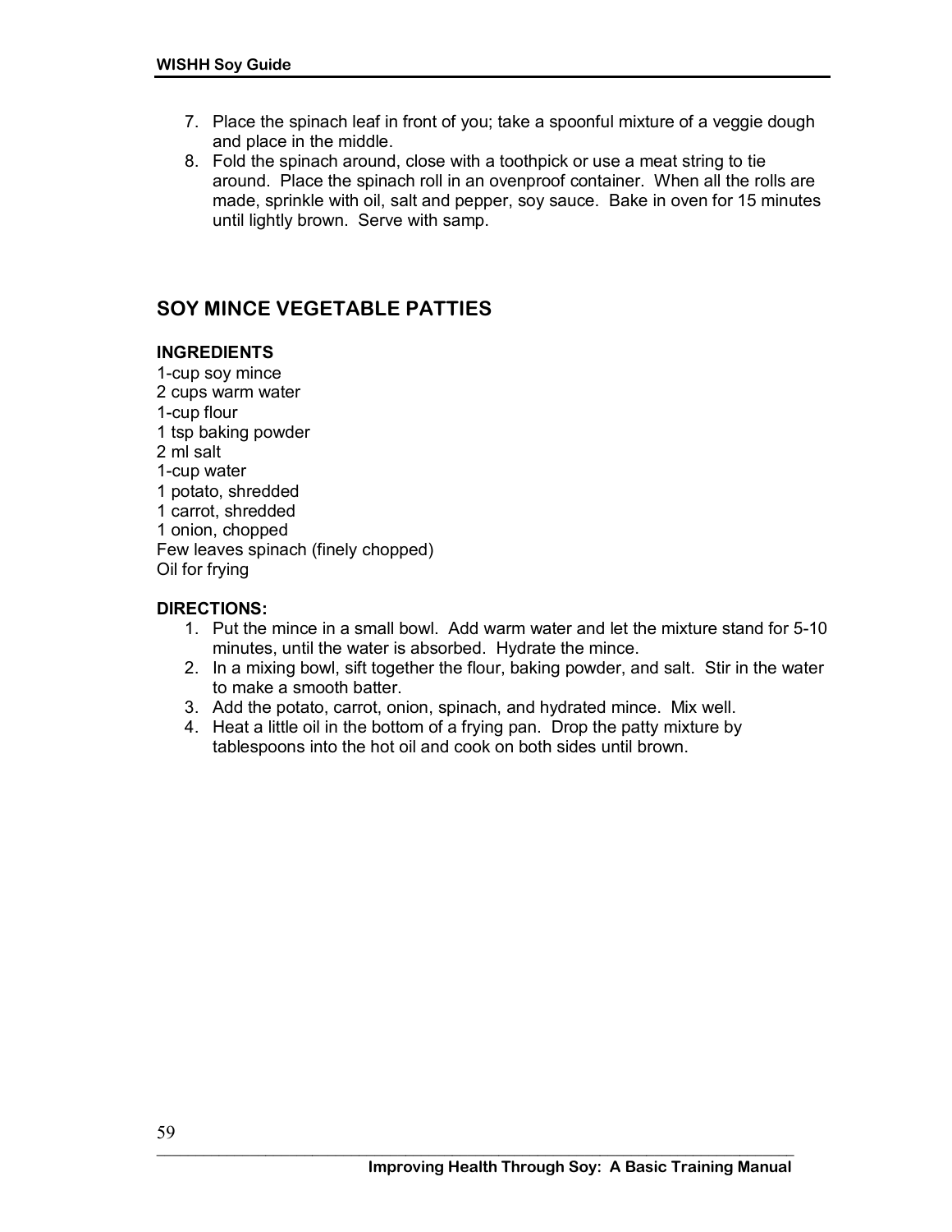7. Place the spinach leaf in front of you; take a spoonful mixture of a veggie dough and place in the middle.
8. Fold the spinach around, close with a toothpick or use a meat string to tie around. Place the spinach roll in an ovenproof container. When all the rolls are made, sprinkle with oil, salt and pepper, soy sauce. Bake in oven for 15 minutes until lightly brown. Serve with samp.

## SOY MINCE VEGETABLE PATTIES

**INGREDIENTS**

1-cup soy mince
2 cups warm water
1-cup flour
1 tsp baking powder
2 ml salt
1-cup water
1 potato, shredded
1 carrot, shredded
1 onion, chopped
Few leaves spinach (finely chopped)
Oil for frying

**DIRECTIONS:**

1. Put the mince in a small bowl. Add warm water and let the mixture stand for 5-10 minutes, until the water is absorbed. Hydrate the mince.
2. In a mixing bowl, sift together the flour, baking powder, and salt. Stir in the water to make a smooth batter.
3. Add the potato, carrot, onion, spinach, and hydrated mince. Mix well.
4. Heat a little oil in the bottom of a frying pan. Drop the patty mixture by tablespoons into the hot oil and cook on both sides until brown.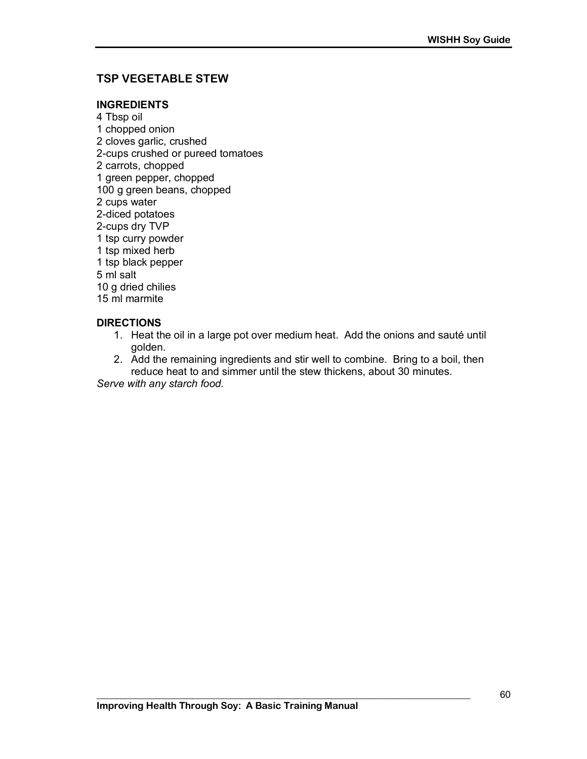## TSP VEGETABLE STEW

**INGREDIENTS**

4 Tbsp oil
1 chopped onion
2 cloves garlic, crushed
2-cups crushed or pureed tomatoes
2 carrots, chopped
1 green pepper, chopped
100 g green beans, chopped
2 cups water
2-diced potatoes
2-cups dry TVP
1 tsp curry powder
1 tsp mixed herb
1 tsp black pepper
5 ml salt
10 g dried chilies
15 ml marmite

**DIRECTIONS**

1. Heat the oil in a large pot over medium heat. Add the onions and sauté until golden.
2. Add the remaining ingredients and stir well to combine. Bring to a boil, then reduce heat to and simmer until the stew thickens, about 30 minutes.

*Serve with any starch food.*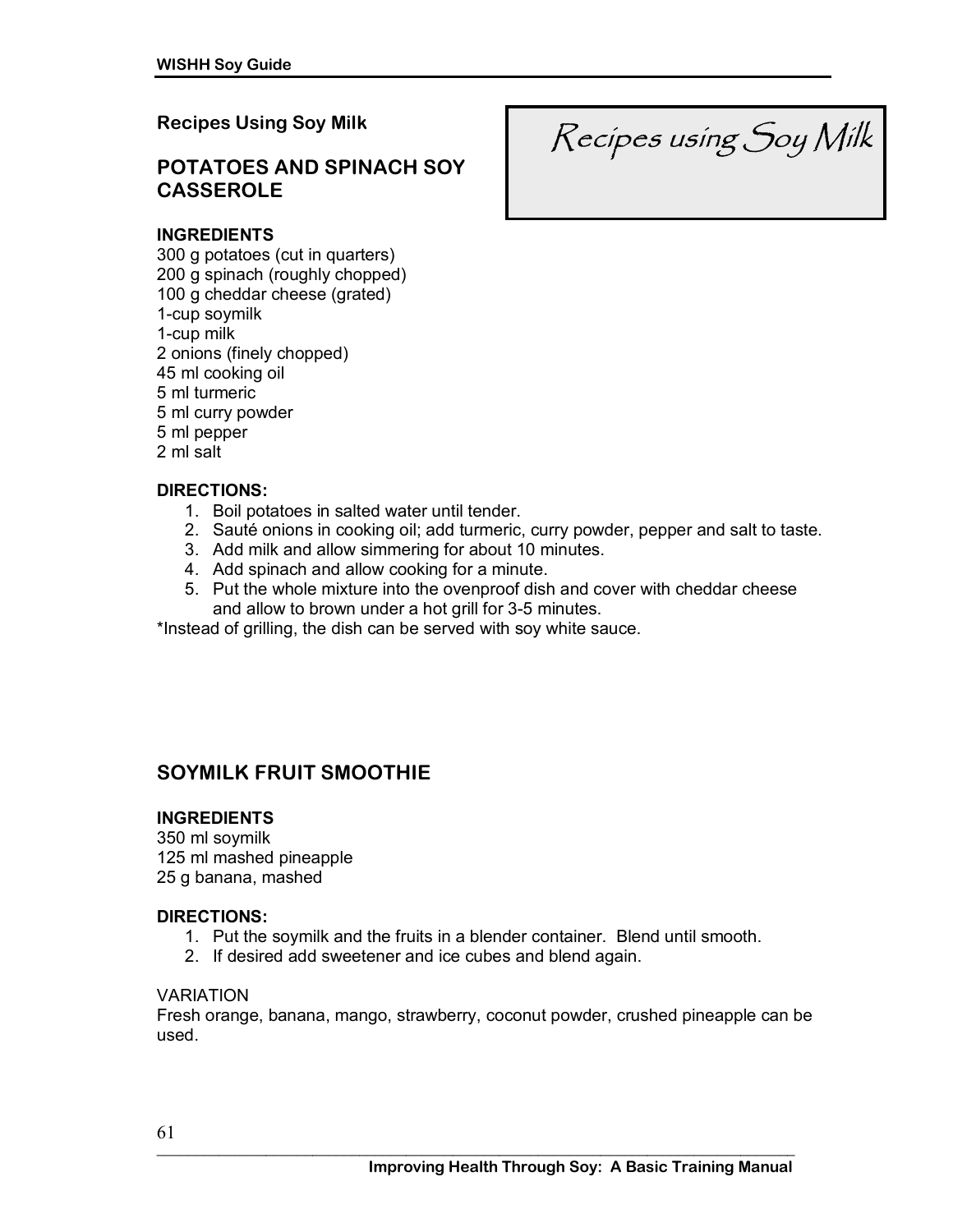## Recipes Using Soy Milk

*Recipes using Soy Milk*

### POTATOES AND SPINACH SOY CASSEROLE

**INGREDIENTS**

300 g potatoes (cut in quarters)
200 g spinach (roughly chopped)
100 g cheddar cheese (grated)
1-cup soymilk
1-cup milk
2 onions (finely chopped)
45 ml cooking oil
5 ml turmeric
5 ml curry powder
5 ml pepper
2 ml salt

**DIRECTIONS:**

1. Boil potatoes in salted water until tender.
2. Sauté onions in cooking oil; add turmeric, curry powder, pepper and salt to taste.
3. Add milk and allow simmering for about 10 minutes.
4. Add spinach and allow cooking for a minute.
5. Put the whole mixture into the ovenproof dish and cover with cheddar cheese and allow to brown under a hot grill for 3-5 minutes.

*Instead of grilling, the dish can be served with soy white sauce.

### SOYMILK FRUIT SMOOTHIE

**INGREDIENTS**

350 ml soymilk
125 ml mashed pineapple
25 g banana, mashed

**DIRECTIONS:**

1. Put the soymilk and the fruits in a blender container. Blend until smooth.
2. If desired add sweetener and ice cubes and blend again.

VARIATION

Fresh orange, banana, mango, strawberry, coconut powder, crushed pineapple can be used.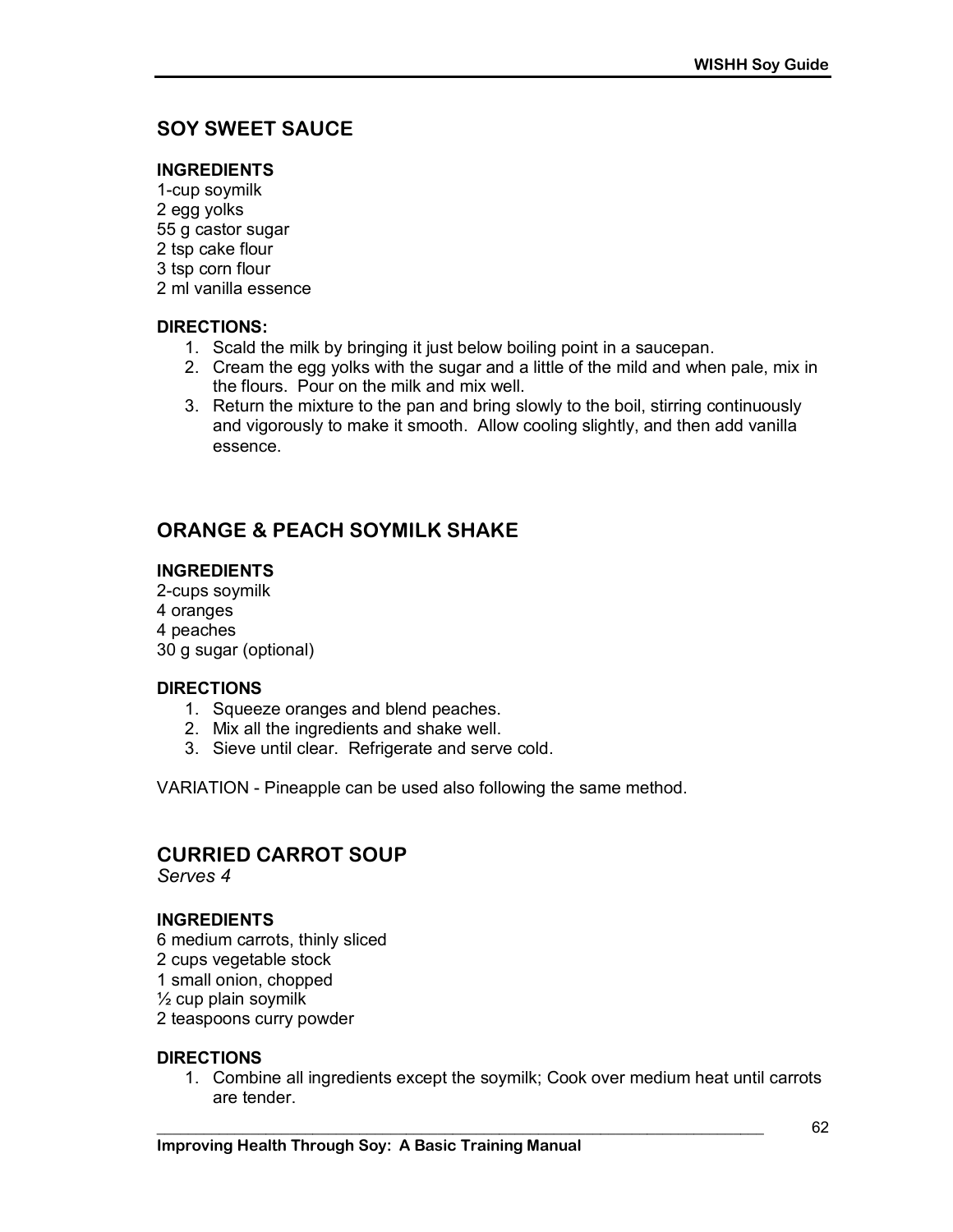## SOY SWEET SAUCE

**INGREDIENTS**

1-cup soymilk
2 egg yolks
55 g castor sugar
2 tsp cake flour
3 tsp corn flour
2 ml vanilla essence

**DIRECTIONS:**

1. Scald the milk by bringing it just below boiling point in a saucepan.
2. Cream the egg yolks with the sugar and a little of the mild and when pale, mix in the flours. Pour on the milk and mix well.
3. Return the mixture to the pan and bring slowly to the boil, stirring continuously and vigorously to make it smooth. Allow cooling slightly, and then add vanilla essence.

## ORANGE & PEACH SOYMILK SHAKE

**INGREDIENTS**

2-cups soymilk
4 oranges
4 peaches
30 g sugar (optional)

**DIRECTIONS**

1. Squeeze oranges and blend peaches.
2. Mix all the ingredients and shake well.
3. Sieve until clear. Refrigerate and serve cold.

VARIATION - Pineapple can be used also following the same method.

## CURRIED CARROT SOUP

*Serves 4*

**INGREDIENTS**

6 medium carrots, thinly sliced
2 cups vegetable stock
1 small onion, chopped
½ cup plain soymilk
2 teaspoons curry powder

**DIRECTIONS**

1. Combine all ingredients except the soymilk; Cook over medium heat until carrots are tender.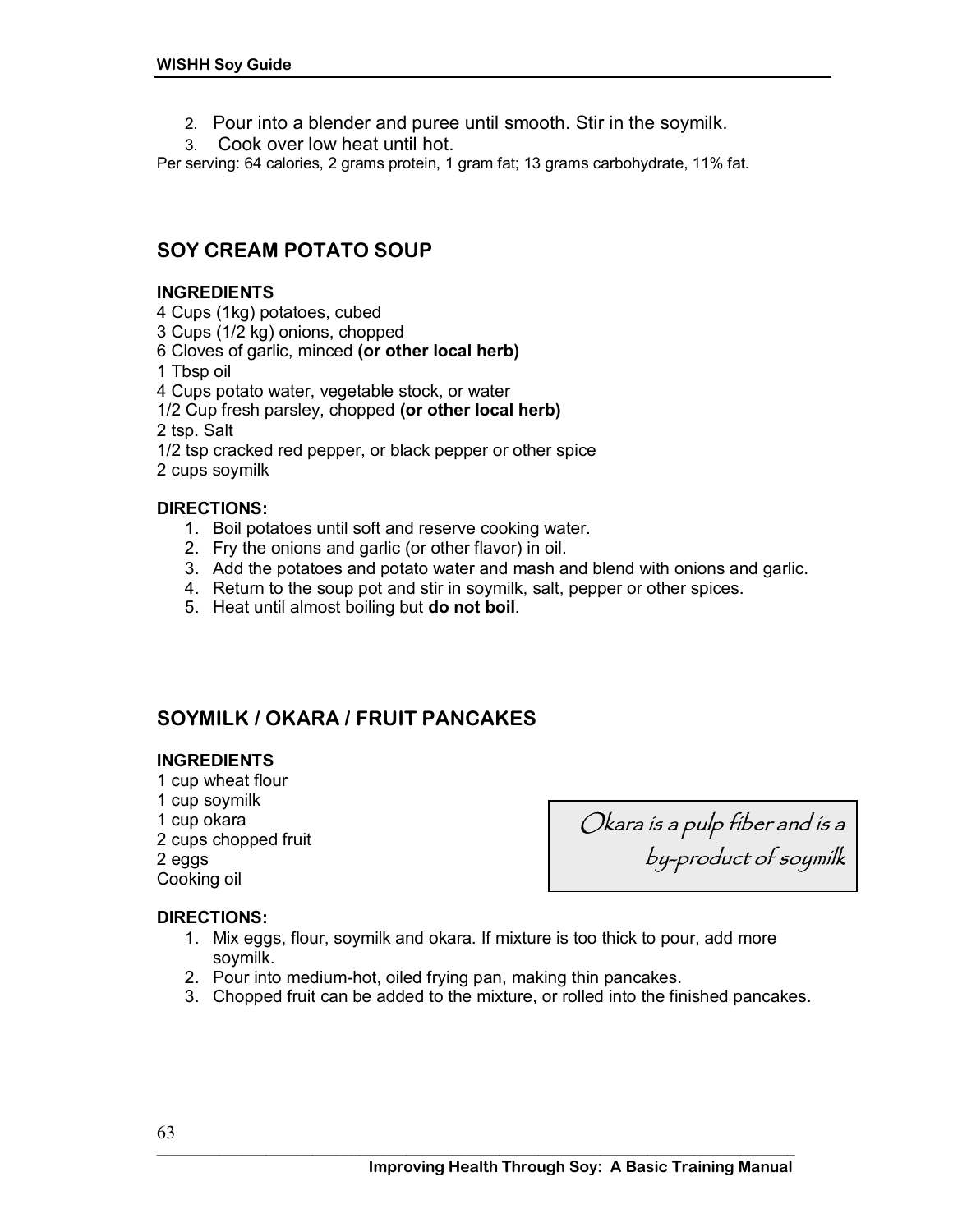2. Pour into a blender and puree until smooth. Stir in the soymilk.
3. Cook over low heat until hot.

Per serving: 64 calories, 2 grams protein, 1 gram fat; 13 grams carbohydrate, 11% fat.

## SOY CREAM POTATO SOUP

**INGREDIENTS**

4 Cups (1kg) potatoes, cubed
3 Cups (1/2 kg) onions, chopped
6 Cloves of garlic, minced **(or other local herb)**
1 Tbsp oil
4 Cups potato water, vegetable stock, or water
1/2 Cup fresh parsley, chopped **(or other local herb)**
2 tsp. Salt
1/2 tsp cracked red pepper, or black pepper or other spice
2 cups soymilk

**DIRECTIONS:**

1. Boil potatoes until soft and reserve cooking water.
2. Fry the onions and garlic (or other flavor) in oil.
3. Add the potatoes and potato water and mash and blend with onions and garlic.
4. Return to the soup pot and stir in soymilk, salt, pepper or other spices.
5. Heat until almost boiling but **do not boil**.

## SOYMILK / OKARA / FRUIT PANCAKES

**INGREDIENTS**

1 cup wheat flour
1 cup soymilk
1 cup okara
2 cups chopped fruit
2 eggs
Cooking oil

> *Okara is a pulp fiber and is a by-product of soymilk*

**DIRECTIONS:**

1. Mix eggs, flour, soymilk and okara. If mixture is too thick to pour, add more soymilk.
2. Pour into medium-hot, oiled frying pan, making thin pancakes.
3. Chopped fruit can be added to the mixture, or rolled into the finished pancakes.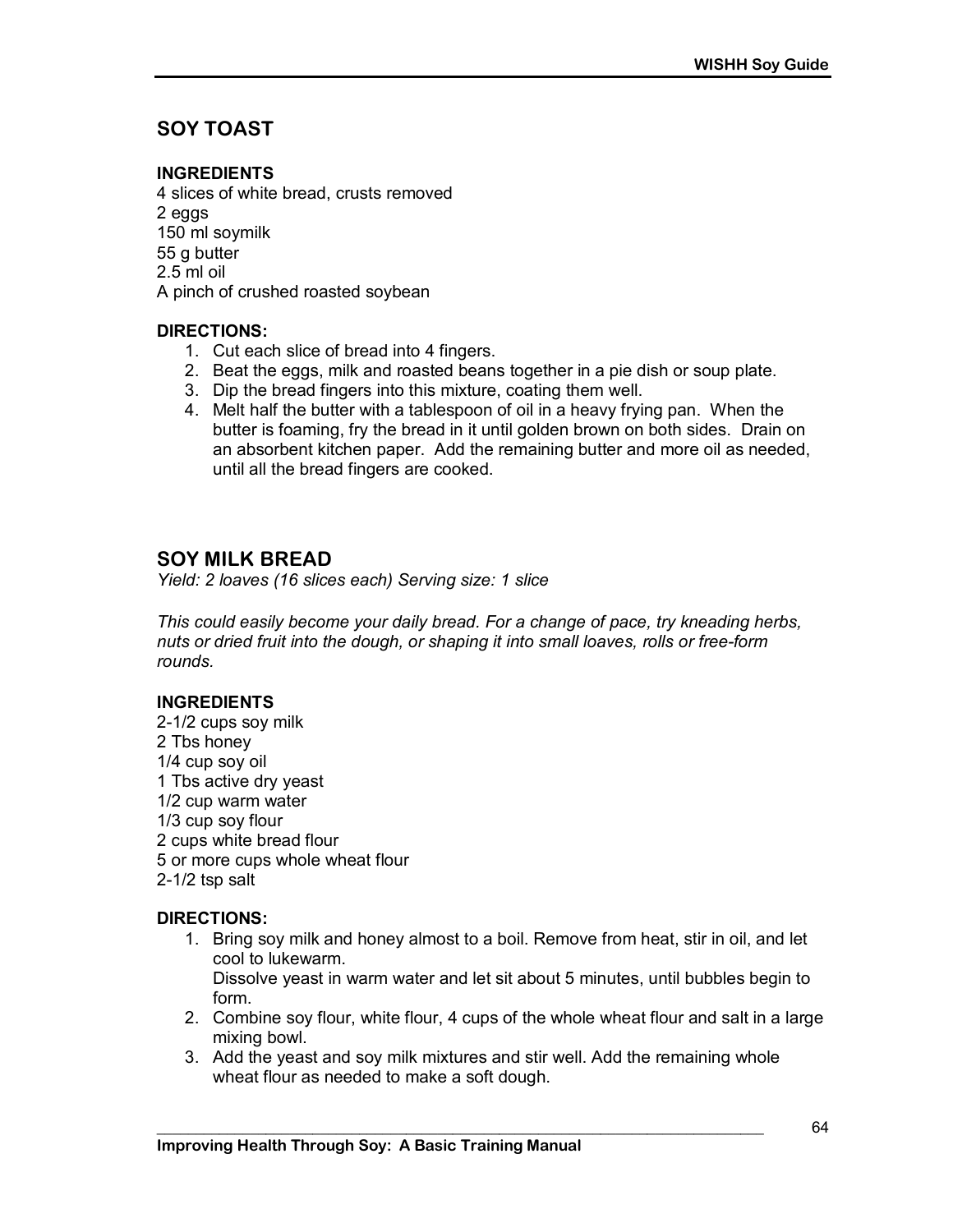## SOY TOAST

**INGREDIENTS**

4 slices of white bread, crusts removed
2 eggs
150 ml soymilk
55 g butter
2.5 ml oil
A pinch of crushed roasted soybean

**DIRECTIONS:**

1. Cut each slice of bread into 4 fingers.
2. Beat the eggs, milk and roasted beans together in a pie dish or soup plate.
3. Dip the bread fingers into this mixture, coating them well.
4. Melt half the butter with a tablespoon of oil in a heavy frying pan. When the butter is foaming, fry the bread in it until golden brown on both sides. Drain on an absorbent kitchen paper. Add the remaining butter and more oil as needed, until all the bread fingers are cooked.

## SOY MILK BREAD

*Yield: 2 loaves (16 slices each) Serving size: 1 slice*

*This could easily become your daily bread. For a change of pace, try kneading herbs, nuts or dried fruit into the dough, or shaping it into small loaves, rolls or free-form rounds.*

**INGREDIENTS**

2-1/2 cups soy milk
2 Tbs honey
1/4 cup soy oil
1 Tbs active dry yeast
1/2 cup warm water
1/3 cup soy flour
2 cups white bread flour
5 or more cups whole wheat flour
2-1/2 tsp salt

**DIRECTIONS:**

1. Bring soy milk and honey almost to a boil. Remove from heat, stir in oil, and let cool to lukewarm.
   Dissolve yeast in warm water and let sit about 5 minutes, until bubbles begin to form.
2. Combine soy flour, white flour, 4 cups of the whole wheat flour and salt in a large mixing bowl.
3. Add the yeast and soy milk mixtures and stir well. Add the remaining whole wheat flour as needed to make a soft dough.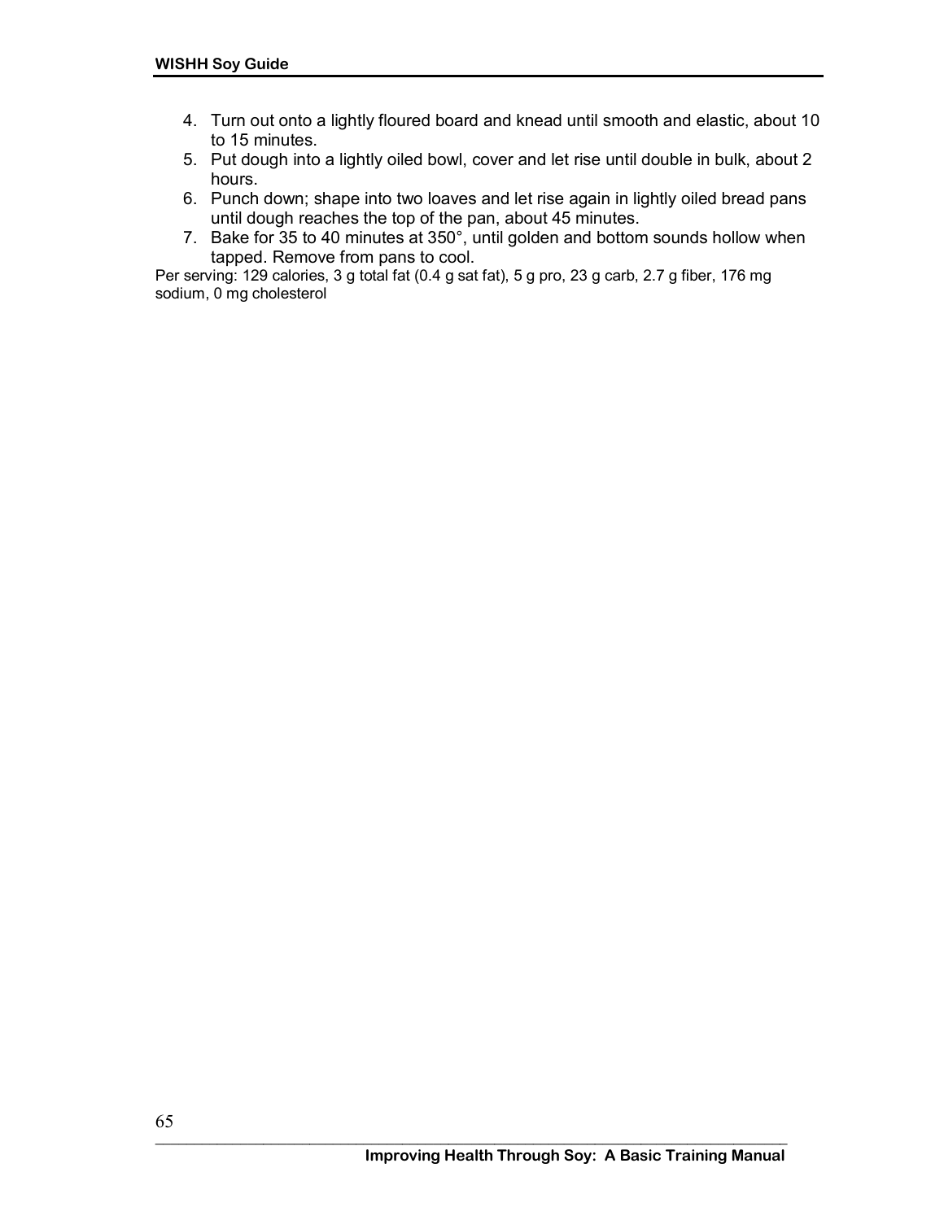4. Turn out onto a lightly floured board and knead until smooth and elastic, about 10 to 15 minutes.
5. Put dough into a lightly oiled bowl, cover and let rise until double in bulk, about 2 hours.
6. Punch down; shape into two loaves and let rise again in lightly oiled bread pans until dough reaches the top of the pan, about 45 minutes.
7. Bake for 35 to 40 minutes at 350°, until golden and bottom sounds hollow when tapped. Remove from pans to cool.

Per serving: 129 calories, 3 g total fat (0.4 g sat fat), 5 g pro, 23 g carb, 2.7 g fiber, 176 mg sodium, 0 mg cholesterol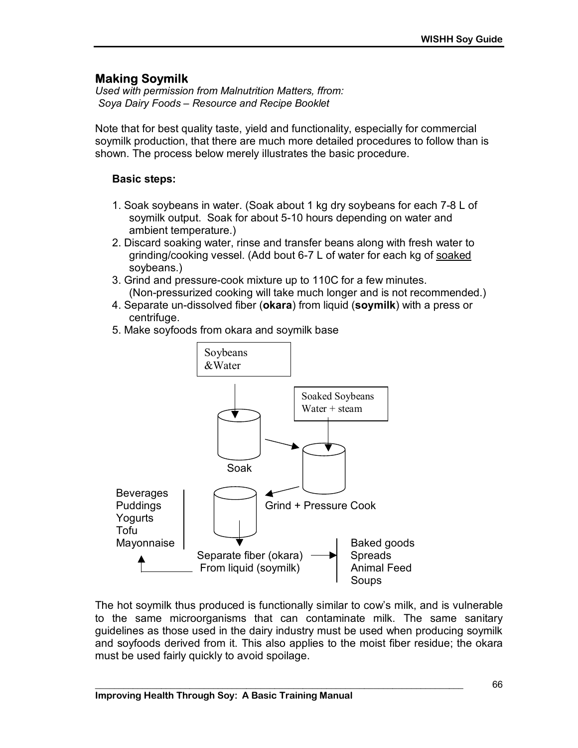## Making Soymilk

*Used with permission from Malnutrition Matters, ffrom: Soya Dairy Foods – Resource and Recipe Booklet*

Note that for best quality taste, yield and functionality, especially for commercial soymilk production, that there are much more detailed procedures to follow than is shown. The process below merely illustrates the basic procedure.

**Basic steps:**

1. Soak soybeans in water. (Soak about 1 kg dry soybeans for each 7-8 L of soymilk output. Soak for about 5-10 hours depending on water and ambient temperature.)
2. Discard soaking water, rinse and transfer beans along with fresh water to grinding/cooking vessel. (Add bout 6-7 L of water for each kg of soaked soybeans.)
3. Grind and pressure-cook mixture up to 110C for a few minutes. (Non-pressurized cooking will take much longer and is not recommended.)
4. Separate un-dissolved fiber (**okara**) from liquid (**soymilk**) with a press or centrifuge.
5. Make soyfoods from okara and soymilk base

Soybeans &Water

Soaked Soybeans Water + steam

Soak

Grind + Pressure Cook

Separate fiber (okara) From liquid (soymilk)

Beverages
Puddings
Yogurts
Tofu
Mayonnaise

Baked goods
Spreads
Animal Feed
Soups

The hot soymilk thus produced is functionally similar to cow's milk, and is vulnerable to the same microorganisms that can contaminate milk. The same sanitary guidelines as those used in the dairy industry must be used when producing soymilk and soyfoods derived from it. This also applies to the moist fiber residue; the okara must be used fairly quickly to avoid spoilage.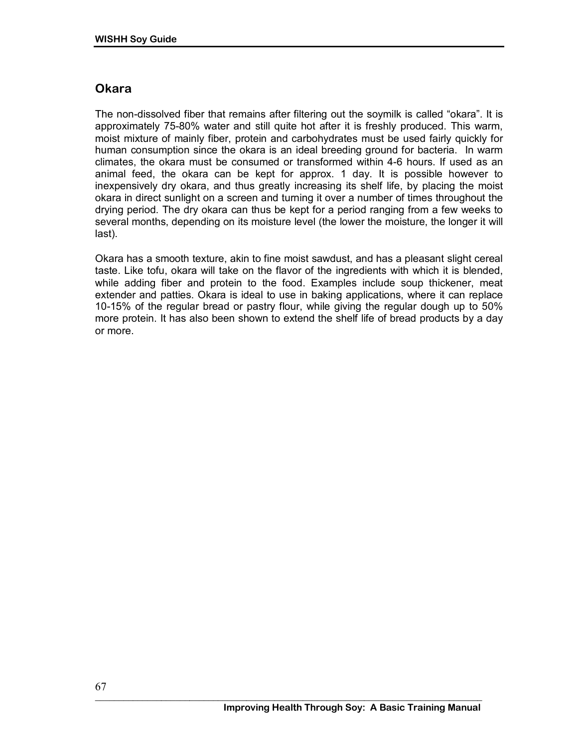## Okara

The non-dissolved fiber that remains after filtering out the soymilk is called “okara”. It is approximately 75-80% water and still quite hot after it is freshly produced. This warm, moist mixture of mainly fiber, protein and carbohydrates must be used fairly quickly for human consumption since the okara is an ideal breeding ground for bacteria. In warm climates, the okara must be consumed or transformed within 4-6 hours. If used as an animal feed, the okara can be kept for approx. 1 day. It is possible however to inexpensively dry okara, and thus greatly increasing its shelf life, by placing the moist okara in direct sunlight on a screen and turning it over a number of times throughout the drying period. The dry okara can thus be kept for a period ranging from a few weeks to several months, depending on its moisture level (the lower the moisture, the longer it will last).

Okara has a smooth texture, akin to fine moist sawdust, and has a pleasant slight cereal taste. Like tofu, okara will take on the flavor of the ingredients with which it is blended, while adding fiber and protein to the food. Examples include soup thickener, meat extender and patties. Okara is ideal to use in baking applications, where it can replace 10-15% of the regular bread or pastry flour, while giving the regular dough up to 50% more protein. It has also been shown to extend the shelf life of bread products by a day or more.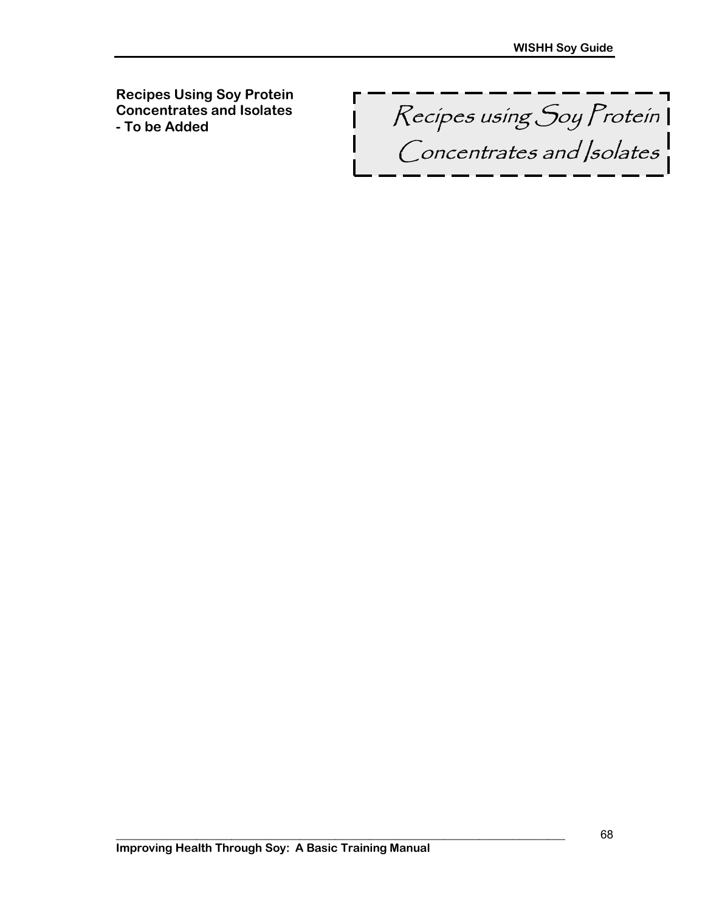**Recipes Using Soy Protein Concentrates and Isolates - To be Added**

# Recipes using Soy Protein Concentrates and Isolates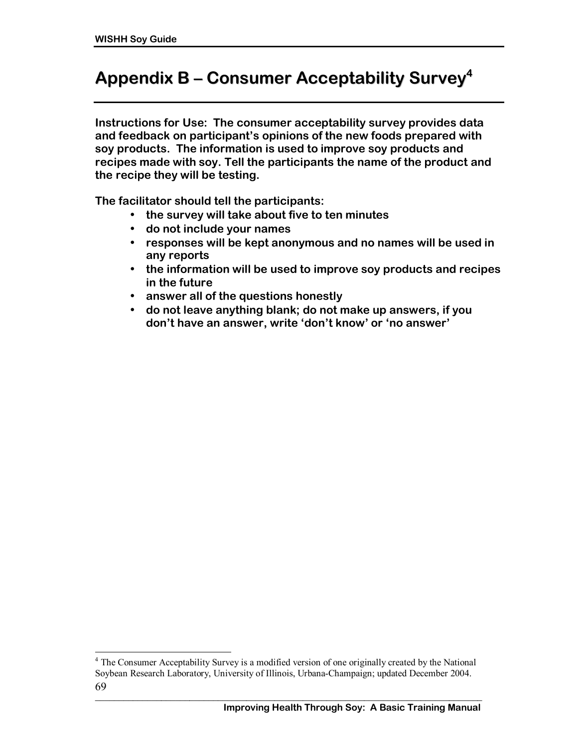# Appendix B – Consumer Acceptability Survey[4]

**Instructions for Use: The consumer acceptability survey provides data and feedback on participant's opinions of the new foods prepared with soy products. The information is used to improve soy products and recipes made with soy. Tell the participants the name of the product and the recipe they will be testing.**

**The facilitator should tell the participants:**

- **the survey will take about five to ten minutes**
- **do not include your names**
- **responses will be kept anonymous and no names will be used in any reports**
- **the information will be used to improve soy products and recipes in the future**
- **answer all of the questions honestly**
- **do not leave anything blank; do not make up answers, if you don't have an answer, write 'don't know' or 'no answer'**

---

[4] The Consumer Acceptability Survey is a modified version of one originally created by the National Soybean Research Laboratory, University of Illinois, Urbana-Champaign; updated December 2004.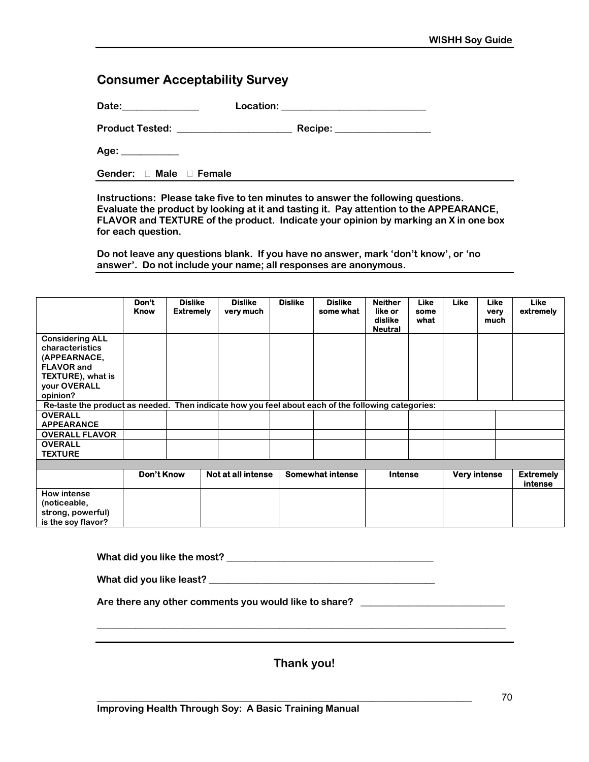## Consumer Acceptability Survey

**Date:_______________ Location: ____________________________**

**Product Tested: ______________________ Recipe: __________________**

**Age: ___________**

**Gender: ☐ Male ☐ Female**

**Instructions: Please take five to ten minutes to answer the following questions. Evaluate the product by looking at it and tasting it. Pay attention to the APPEARANCE, FLAVOR and TEXTURE of the product. Indicate your opinion by marking an X in one box for each question.**

**Do not leave any questions blank. If you have no answer, mark 'don't know', or 'no answer'. Do not include your name; all responses are anonymous.**

| | Don't Know | Dislike Extremely | Dislike very much | Dislike | Dislike some what | Neither like or dislike Neutral | Like some what | Like | Like very much | Like extremely |
|---|---|---|---|---|---|---|---|---|---|---|
| Considering ALL characteristics (APPEARNACE, FLAVOR and TEXTURE), what is your OVERALL opinion? | | | | | | | | | | |
| Re-taste the product as needed. Then indicate how you feel about each of the following categories: | | | | | | | | | | |
| OVERALL APPEARANCE | | | | | | | | | | |
| OVERALL FLAVOR | | | | | | | | | | |
| OVERALL TEXTURE | | | | | | | | | | |

| | Don't Know | Not at all intense | Somewhat intense | Intense | Very intense | Extremely intense |
|---|---|---|---|---|---|---|
| How intense (noticeable, strong, powerful) is the soy flavor? | | | | | | |

**What did you like the most? ________________________________________**

**What did you like least? ____________________________________________**

**Are there any other comments you would like to share? ____________________________**

________________________________________________________________________________

**Thank you!**